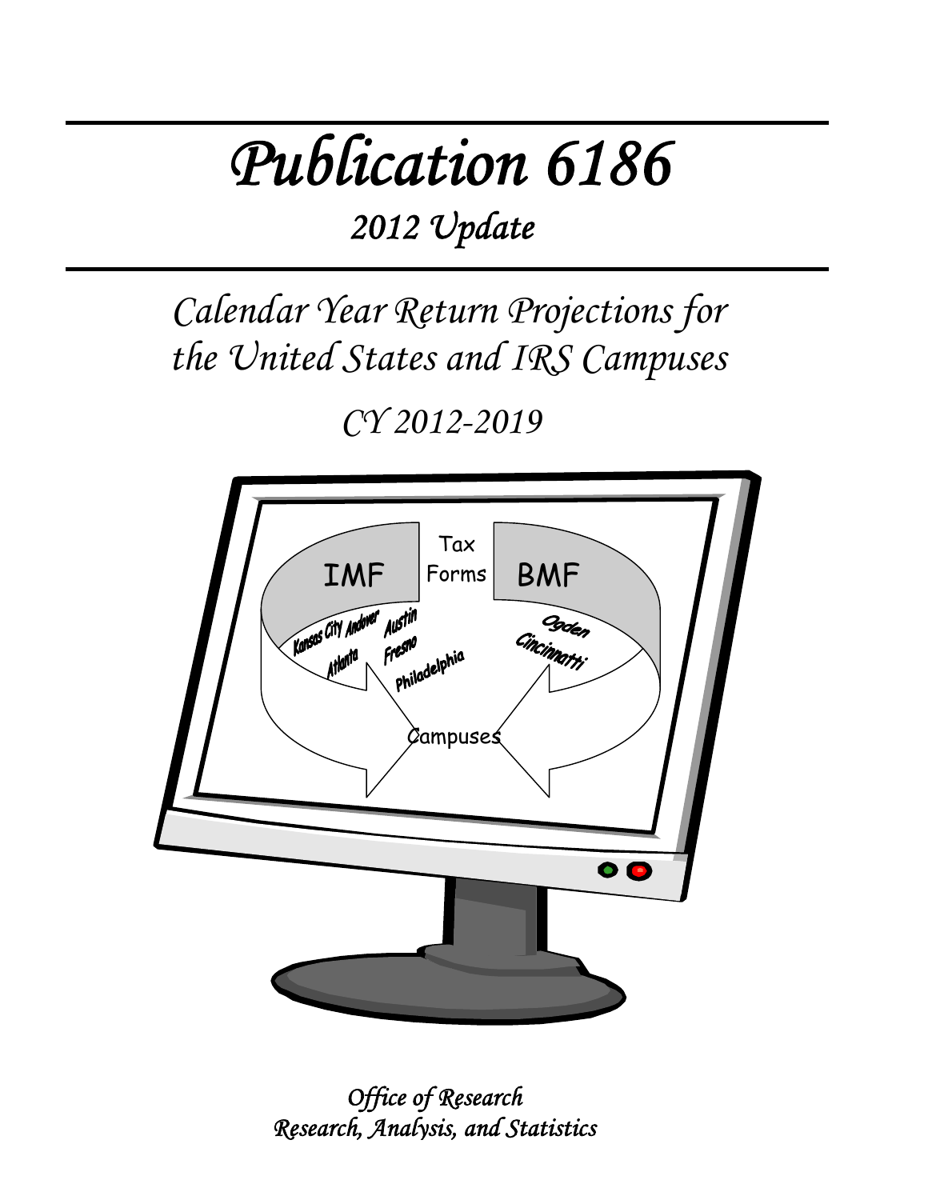# Publication 6186

## 2012 Update

## Calendar Year Return Projections for the United States and IRS Campuses

## CY 2012-2019

*Office of Research*
*Research, Analysis, and Statistics*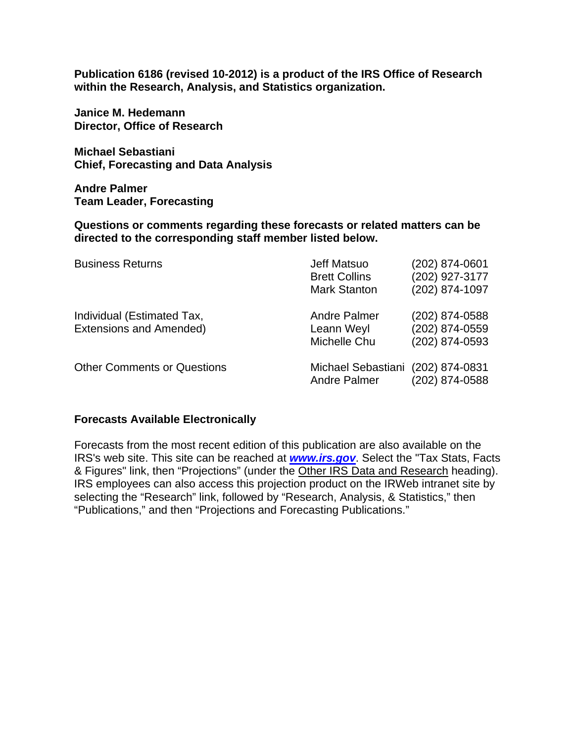**Publication 6186 (revised 10-2012) is a product of the IRS Office of Research within the Research, Analysis, and Statistics organization.**

**Janice M. Hedemann**
**Director, Office of Research**

**Michael Sebastiani**
**Chief, Forecasting and Data Analysis**

**Andre Palmer**
**Team Leader, Forecasting**

**Questions or comments regarding these forecasts or related matters can be directed to the corresponding staff member listed below.**

| | | |
|---|---|---|
| Business Returns | Jeff Matsuo | (202) 874-0601 |
| | Brett Collins | (202) 927-3177 |
| | Mark Stanton | (202) 874-1097 |
| Individual (Estimated Tax, Extensions and Amended) | Andre Palmer | (202) 874-0588 |
| | Leann Weyl | (202) 874-0559 |
| | Michelle Chu | (202) 874-0593 |
| Other Comments or Questions | Michael Sebastiani | (202) 874-0831 |
| | Andre Palmer | (202) 874-0588 |

**Forecasts Available Electronically**

Forecasts from the most recent edition of this publication are also available on the IRS's web site. This site can be reached at ***www.irs.gov***. Select the "Tax Stats, Facts & Figures" link, then "Projections" (under the Other IRS Data and Research heading). IRS employees can also access this projection product on the IRWeb intranet site by selecting the "Research" link, followed by "Research, Analysis, & Statistics," then "Publications," and then "Projections and Forecasting Publications."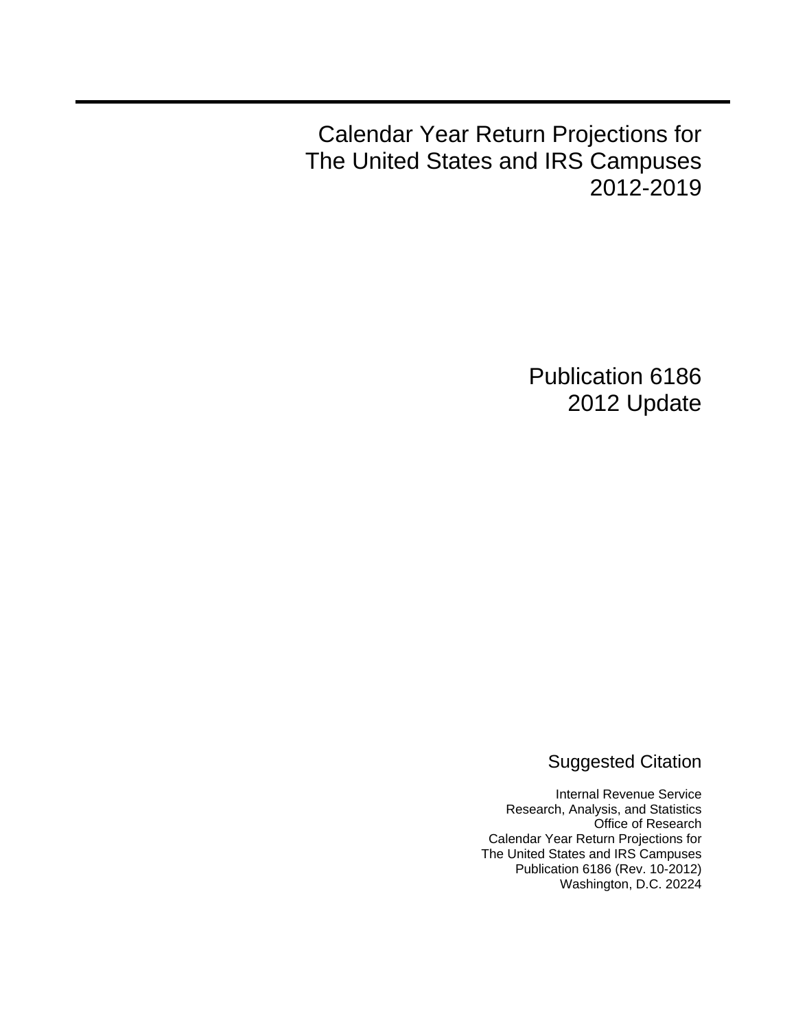# Calendar Year Return Projections for The United States and IRS Campuses 2012-2019

## Publication 6186
## 2012 Update

### Suggested Citation

Internal Revenue Service
Research, Analysis, and Statistics
Office of Research
Calendar Year Return Projections for
The United States and IRS Campuses
Publication 6186 (Rev. 10-2012)
Washington, D.C. 20224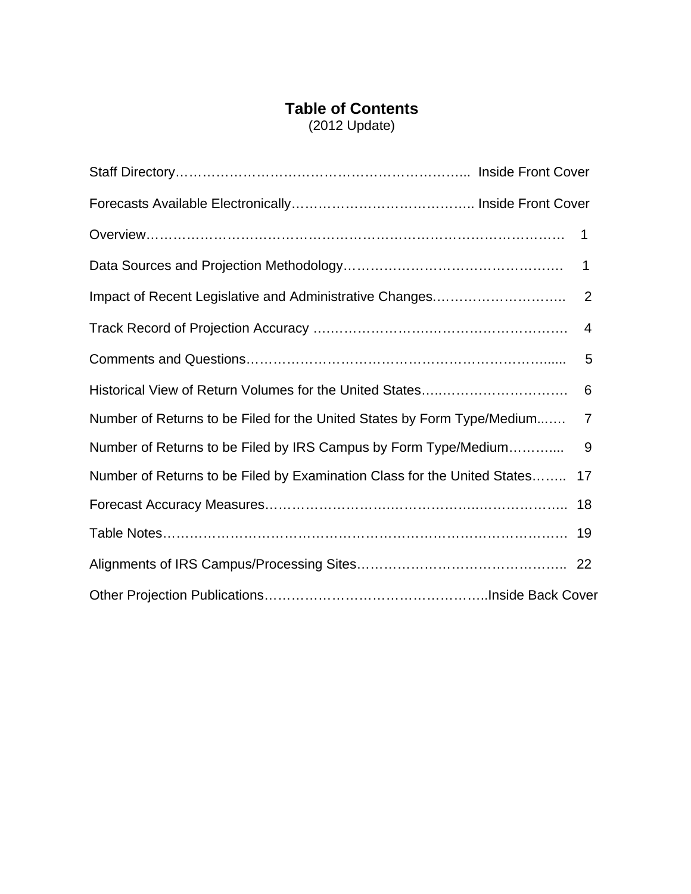# Table of Contents

(2012 Update)

| Section | Page |
|---|---|
| Staff Directory | Inside Front Cover |
| Forecasts Available Electronically | Inside Front Cover |
| Overview | 1 |
| Data Sources and Projection Methodology | 1 |
| Impact of Recent Legislative and Administrative Changes | 2 |
| Track Record of Projection Accuracy | 4 |
| Comments and Questions | 5 |
| Historical View of Return Volumes for the United States | 6 |
| Number of Returns to be Filed for the United States by Form Type/Medium | 7 |
| Number of Returns to be Filed by IRS Campus by Form Type/Medium | 9 |
| Number of Returns to be Filed by Examination Class for the United States | 17 |
| Forecast Accuracy Measures | 18 |
| Table Notes | 19 |
| Alignments of IRS Campus/Processing Sites | 22 |
| Other Projection Publications | Inside Back Cover |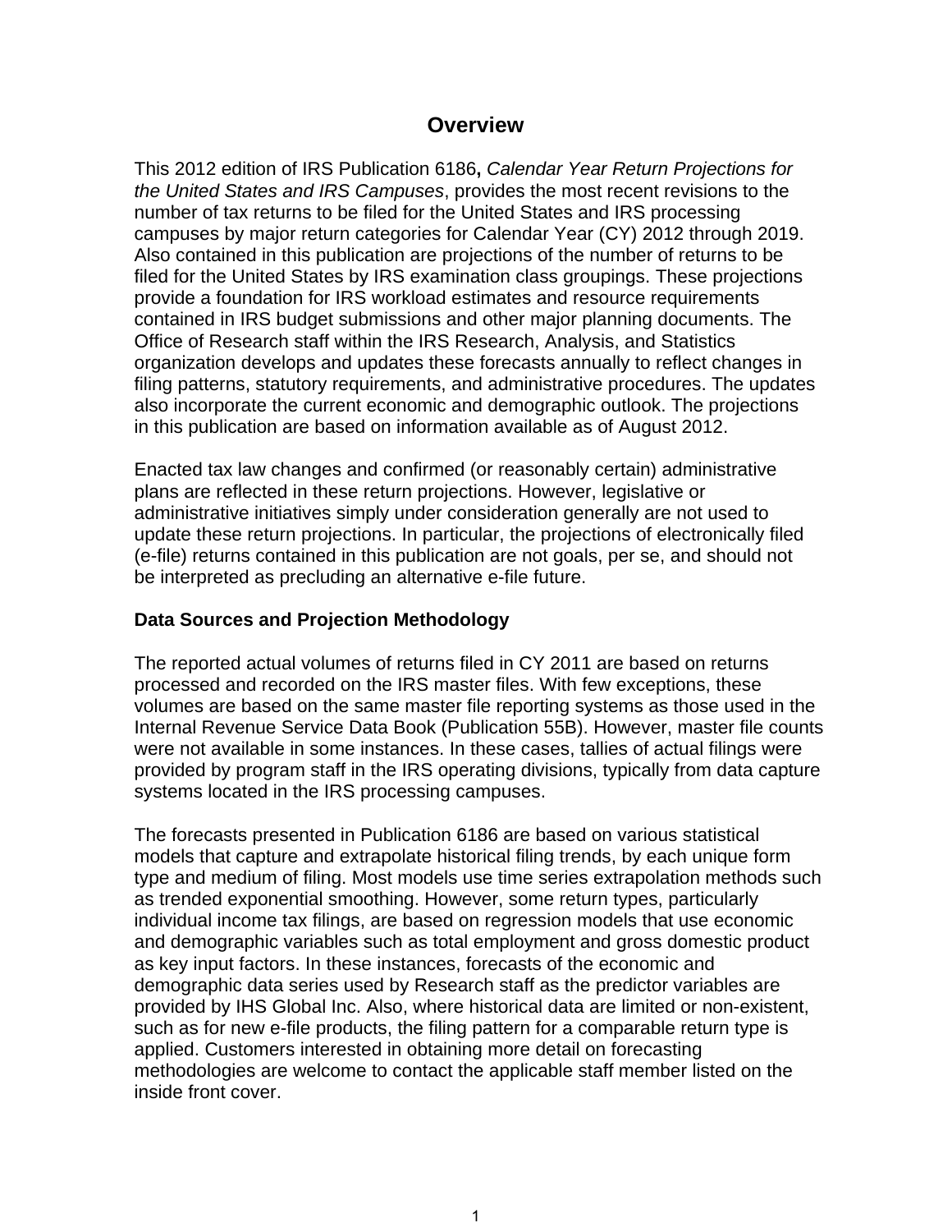# Overview

This 2012 edition of IRS Publication 6186**,** *Calendar Year Return Projections for the United States and IRS Campuses*, provides the most recent revisions to the number of tax returns to be filed for the United States and IRS processing campuses by major return categories for Calendar Year (CY) 2012 through 2019. Also contained in this publication are projections of the number of returns to be filed for the United States by IRS examination class groupings. These projections provide a foundation for IRS workload estimates and resource requirements contained in IRS budget submissions and other major planning documents. The Office of Research staff within the IRS Research, Analysis, and Statistics organization develops and updates these forecasts annually to reflect changes in filing patterns, statutory requirements, and administrative procedures. The updates also incorporate the current economic and demographic outlook. The projections in this publication are based on information available as of August 2012.

Enacted tax law changes and confirmed (or reasonably certain) administrative plans are reflected in these return projections. However, legislative or administrative initiatives simply under consideration generally are not used to update these return projections. In particular, the projections of electronically filed (e-file) returns contained in this publication are not goals, per se, and should not be interpreted as precluding an alternative e-file future.

**Data Sources and Projection Methodology**

The reported actual volumes of returns filed in CY 2011 are based on returns processed and recorded on the IRS master files. With few exceptions, these volumes are based on the same master file reporting systems as those used in the Internal Revenue Service Data Book (Publication 55B). However, master file counts were not available in some instances. In these cases, tallies of actual filings were provided by program staff in the IRS operating divisions, typically from data capture systems located in the IRS processing campuses.

The forecasts presented in Publication 6186 are based on various statistical models that capture and extrapolate historical filing trends, by each unique form type and medium of filing. Most models use time series extrapolation methods such as trended exponential smoothing. However, some return types, particularly individual income tax filings, are based on regression models that use economic and demographic variables such as total employment and gross domestic product as key input factors. In these instances, forecasts of the economic and demographic data series used by Research staff as the predictor variables are provided by IHS Global Inc. Also, where historical data are limited or non-existent, such as for new e-file products, the filing pattern for a comparable return type is applied. Customers interested in obtaining more detail on forecasting methodologies are welcome to contact the applicable staff member listed on the inside front cover.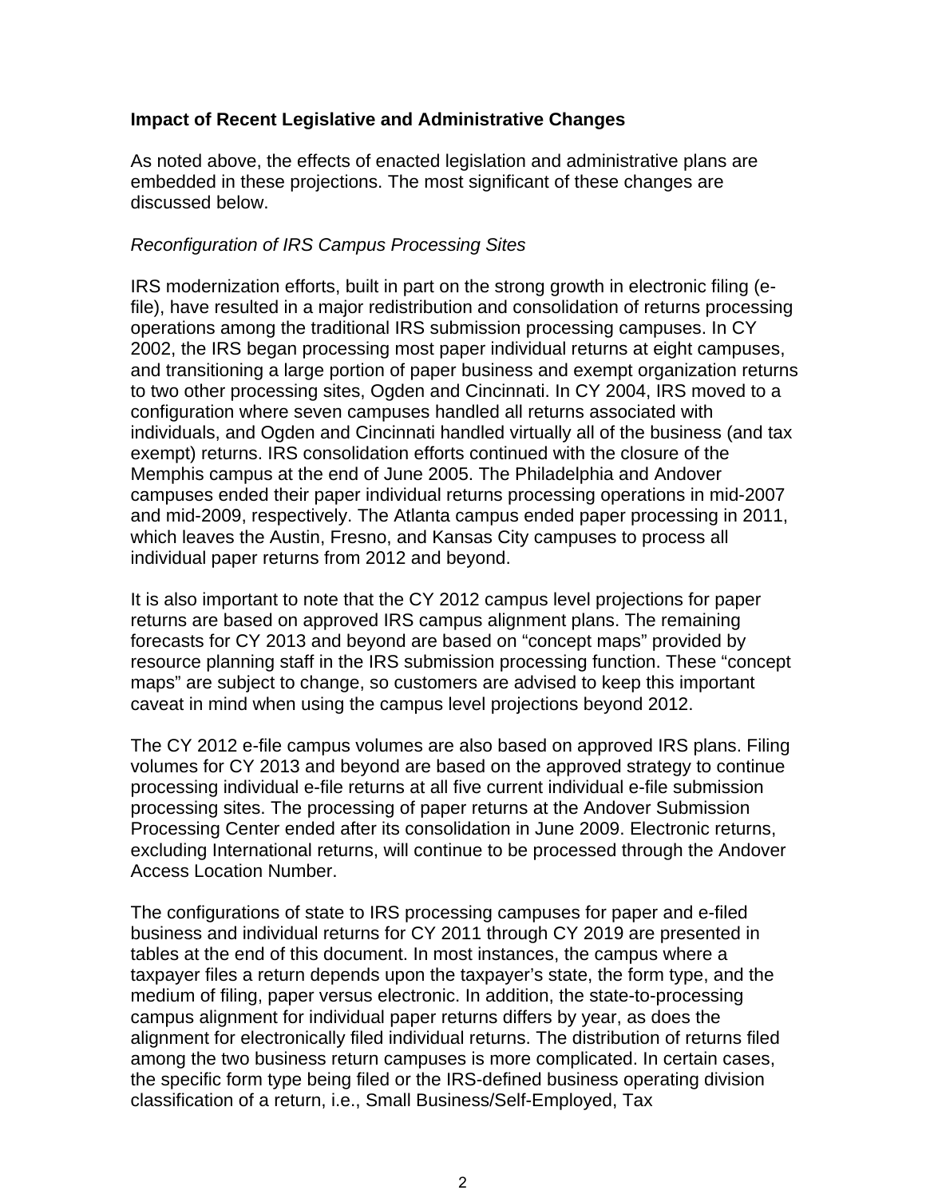**Impact of Recent Legislative and Administrative Changes**

As noted above, the effects of enacted legislation and administrative plans are embedded in these projections. The most significant of these changes are discussed below.

*Reconfiguration of IRS Campus Processing Sites*

IRS modernization efforts, built in part on the strong growth in electronic filing (e-file), have resulted in a major redistribution and consolidation of returns processing operations among the traditional IRS submission processing campuses. In CY 2002, the IRS began processing most paper individual returns at eight campuses, and transitioning a large portion of paper business and exempt organization returns to two other processing sites, Ogden and Cincinnati. In CY 2004, IRS moved to a configuration where seven campuses handled all returns associated with individuals, and Ogden and Cincinnati handled virtually all of the business (and tax exempt) returns. IRS consolidation efforts continued with the closure of the Memphis campus at the end of June 2005. The Philadelphia and Andover campuses ended their paper individual returns processing operations in mid-2007 and mid-2009, respectively. The Atlanta campus ended paper processing in 2011, which leaves the Austin, Fresno, and Kansas City campuses to process all individual paper returns from 2012 and beyond.

It is also important to note that the CY 2012 campus level projections for paper returns are based on approved IRS campus alignment plans. The remaining forecasts for CY 2013 and beyond are based on "concept maps" provided by resource planning staff in the IRS submission processing function. These "concept maps" are subject to change, so customers are advised to keep this important caveat in mind when using the campus level projections beyond 2012.

The CY 2012 e-file campus volumes are also based on approved IRS plans. Filing volumes for CY 2013 and beyond are based on the approved strategy to continue processing individual e-file returns at all five current individual e-file submission processing sites. The processing of paper returns at the Andover Submission Processing Center ended after its consolidation in June 2009. Electronic returns, excluding International returns, will continue to be processed through the Andover Access Location Number.

The configurations of state to IRS processing campuses for paper and e-filed business and individual returns for CY 2011 through CY 2019 are presented in tables at the end of this document. In most instances, the campus where a taxpayer files a return depends upon the taxpayer's state, the form type, and the medium of filing, paper versus electronic. In addition, the state-to-processing campus alignment for individual paper returns differs by year, as does the alignment for electronically filed individual returns. The distribution of returns filed among the two business return campuses is more complicated. In certain cases, the specific form type being filed or the IRS-defined business operating division classification of a return, i.e., Small Business/Self-Employed, Tax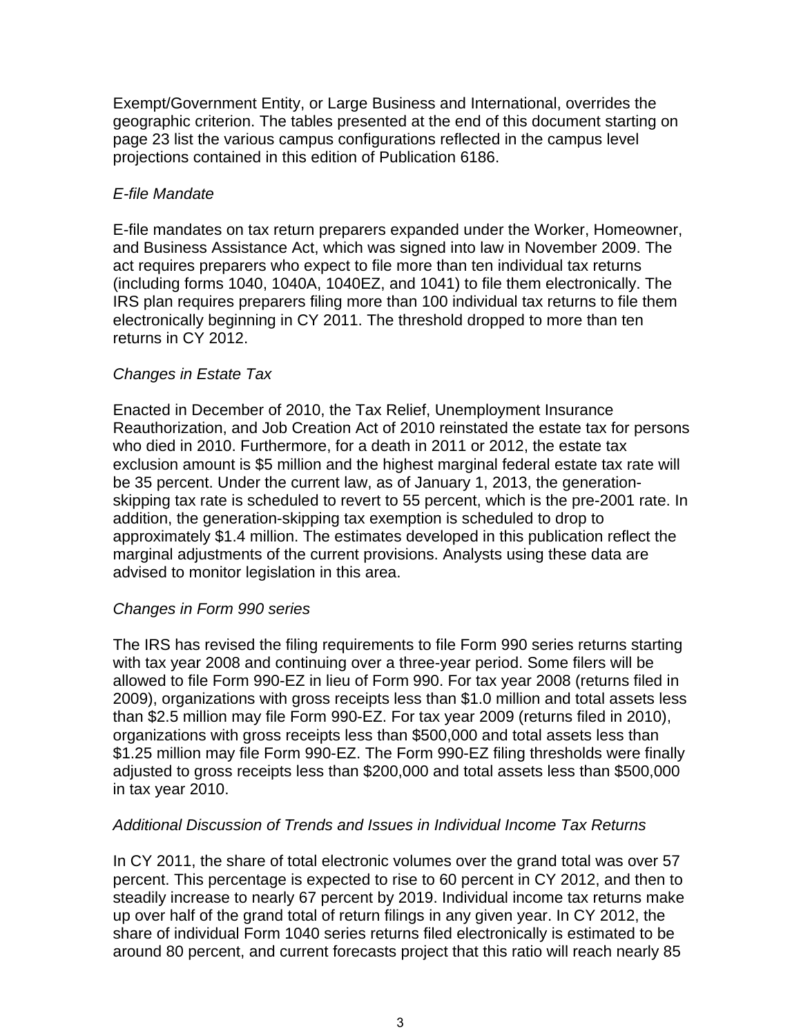Exempt/Government Entity, or Large Business and International, overrides the geographic criterion. The tables presented at the end of this document starting on page 23 list the various campus configurations reflected in the campus level projections contained in this edition of Publication 6186.

*E-file Mandate*

E-file mandates on tax return preparers expanded under the Worker, Homeowner, and Business Assistance Act, which was signed into law in November 2009. The act requires preparers who expect to file more than ten individual tax returns (including forms 1040, 1040A, 1040EZ, and 1041) to file them electronically. The IRS plan requires preparers filing more than 100 individual tax returns to file them electronically beginning in CY 2011. The threshold dropped to more than ten returns in CY 2012.

*Changes in Estate Tax*

Enacted in December of 2010, the Tax Relief, Unemployment Insurance Reauthorization, and Job Creation Act of 2010 reinstated the estate tax for persons who died in 2010. Furthermore, for a death in 2011 or 2012, the estate tax exclusion amount is $5 million and the highest marginal federal estate tax rate will be 35 percent. Under the current law, as of January 1, 2013, the generation-skipping tax rate is scheduled to revert to 55 percent, which is the pre-2001 rate. In addition, the generation-skipping tax exemption is scheduled to drop to approximately $1.4 million. The estimates developed in this publication reflect the marginal adjustments of the current provisions. Analysts using these data are advised to monitor legislation in this area.

*Changes in Form 990 series*

The IRS has revised the filing requirements to file Form 990 series returns starting with tax year 2008 and continuing over a three-year period. Some filers will be allowed to file Form 990-EZ in lieu of Form 990. For tax year 2008 (returns filed in 2009), organizations with gross receipts less than $1.0 million and total assets less than $2.5 million may file Form 990-EZ. For tax year 2009 (returns filed in 2010), organizations with gross receipts less than $500,000 and total assets less than $1.25 million may file Form 990-EZ. The Form 990-EZ filing thresholds were finally adjusted to gross receipts less than $200,000 and total assets less than $500,000 in tax year 2010.

*Additional Discussion of Trends and Issues in Individual Income Tax Returns*

In CY 2011, the share of total electronic volumes over the grand total was over 57 percent. This percentage is expected to rise to 60 percent in CY 2012, and then to steadily increase to nearly 67 percent by 2019. Individual income tax returns make up over half of the grand total of return filings in any given year. In CY 2012, the share of individual Form 1040 series returns filed electronically is estimated to be around 80 percent, and current forecasts project that this ratio will reach nearly 85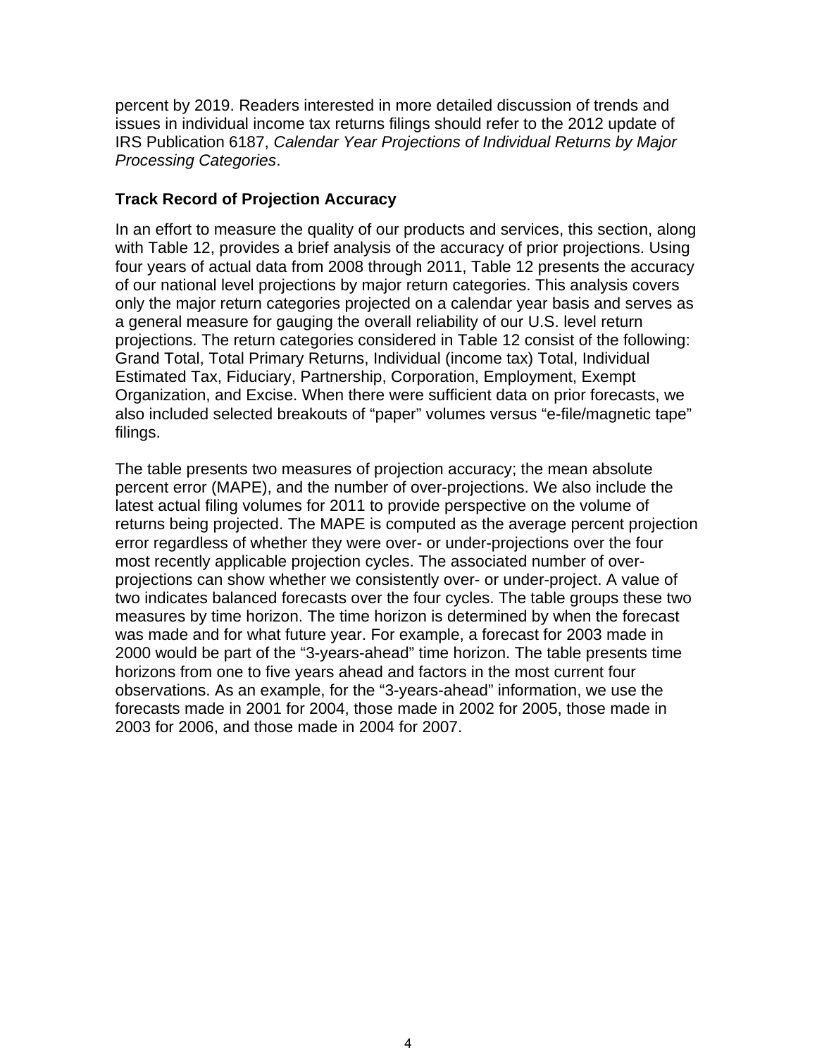percent by 2019. Readers interested in more detailed discussion of trends and issues in individual income tax returns filings should refer to the 2012 update of IRS Publication 6187, *Calendar Year Projections of Individual Returns by Major Processing Categories*.

### Track Record of Projection Accuracy

In an effort to measure the quality of our products and services, this section, along with Table 12, provides a brief analysis of the accuracy of prior projections. Using four years of actual data from 2008 through 2011, Table 12 presents the accuracy of our national level projections by major return categories. This analysis covers only the major return categories projected on a calendar year basis and serves as a general measure for gauging the overall reliability of our U.S. level return projections. The return categories considered in Table 12 consist of the following: Grand Total, Total Primary Returns, Individual (income tax) Total, Individual Estimated Tax, Fiduciary, Partnership, Corporation, Employment, Exempt Organization, and Excise. When there were sufficient data on prior forecasts, we also included selected breakouts of "paper" volumes versus "e-file/magnetic tape" filings.

The table presents two measures of projection accuracy; the mean absolute percent error (MAPE), and the number of over-projections. We also include the latest actual filing volumes for 2011 to provide perspective on the volume of returns being projected. The MAPE is computed as the average percent projection error regardless of whether they were over- or under-projections over the four most recently applicable projection cycles. The associated number of over-projections can show whether we consistently over- or under-project. A value of two indicates balanced forecasts over the four cycles. The table groups these two measures by time horizon. The time horizon is determined by when the forecast was made and for what future year. For example, a forecast for 2003 made in 2000 would be part of the "3-years-ahead" time horizon. The table presents time horizons from one to five years ahead and factors in the most current four observations. As an example, for the "3-years-ahead" information, we use the forecasts made in 2001 for 2004, those made in 2002 for 2005, those made in 2003 for 2006, and those made in 2004 for 2007.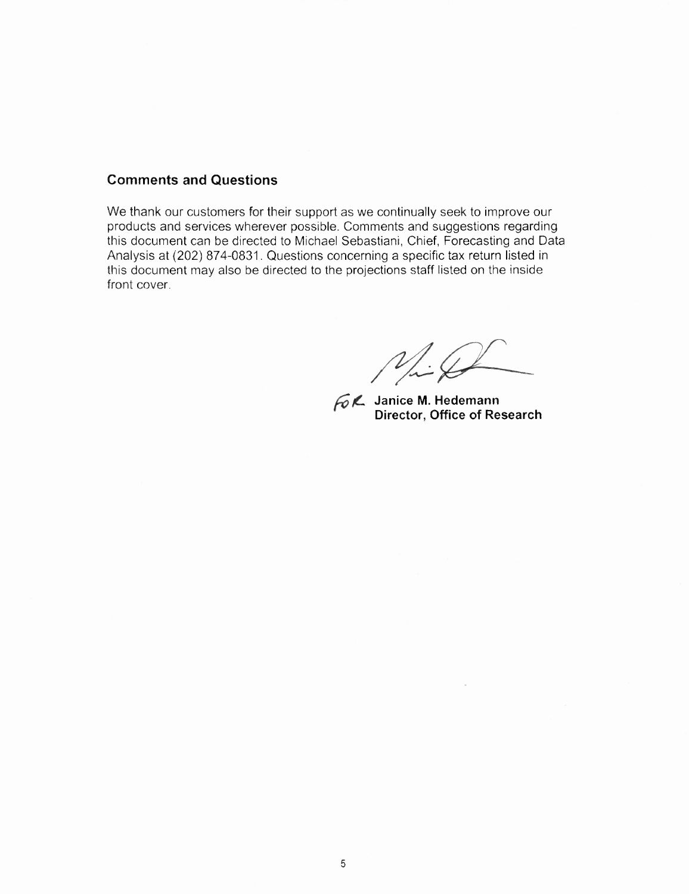## Comments and Questions

We thank our customers for their support as we continually seek to improve our products and services wherever possible. Comments and suggestions regarding this document can be directed to Michael Sebastiani, Chief, Forecasting and Data Analysis at (202) 874-0831. Questions concerning a specific tax return listed in this document may also be directed to the projections staff listed on the inside front cover.

FOR **Janice M. Hedemann**
**Director, Office of Research**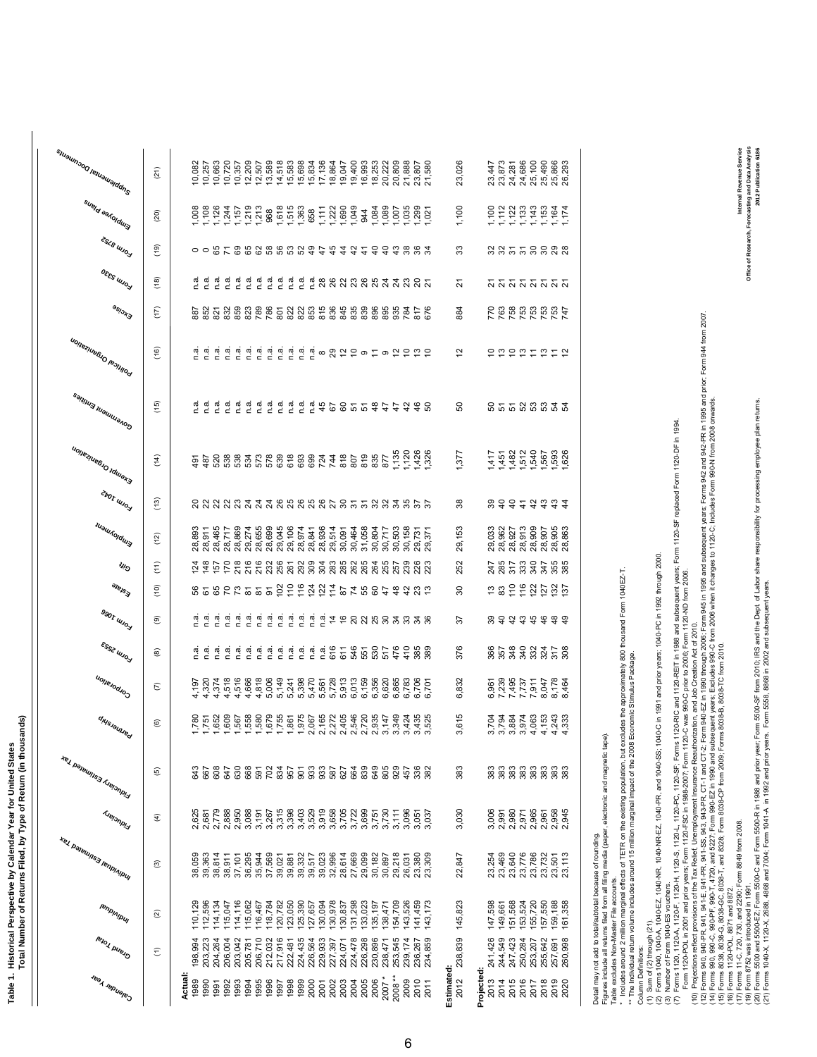**Table 1. Historical Perspective by Calendar Year for United States**
**Total Number of Returns Filed, by Type of Return (in thousands)**

| Calendar Year | Grand Total | Individual | Individual Estimated Tax | Fiduciary | Fiduciary Estimated Tax | Partnership | Corporation | Form 2553 | Form 1066 | Estate | Gift | Employment | Form 1042 | Exempt Organization | Government Entities | Political Organization | Excise | Form 5330 | Form 8752 | Employee Plans | Supplemental Documents |
|---|---|---|---|---|---|---|---|---|---|---|---|---|---|---|---|---|---|---|---|---|---|
| | (1) | (2) | (3) | (4) | (5) | (6) | (7) | (8) | (9) | (10) | (11) | (12) | (13) | (14) | (15) | (16) | (17) | (18) | (19) | (20) | (21) |
| **Actual:** | | | | | | | | | | | | | | | | | | | | | |
| 1989 | 198,994 | 110,129 | 38,059 | 2,625 | 643 | 1,780 | 4,197 | n.a. | n.a. | 56 | 124 | 28,893 | 20 | 491 | n.a. | n.a. | 887 | n.a. | 0 | 1,008 | 10,082 |
| 1990 | 203,223 | 112,596 | 39,363 | 2,681 | 667 | 1,751 | 4,320 | n.a. | n.a. | 61 | 148 | 28,911 | 22 | 487 | n.a. | n.a. | 852 | n.a. | 0 | 1,108 | 10,257 |
| 1991 | 204,264 | 114,134 | 38,814 | 2,779 | 608 | 1,652 | 4,374 | n.a. | n.a. | 65 | 157 | 28,465 | 22 | 520 | n.a. | n.a. | 821 | n.a. | 65 | 1,126 | 10,663 |
| 1992 | 206,004 | 115,047 | 38,911 | 2,888 | 647 | 1,609 | 4,518 | n.a. | n.a. | 70 | 170 | 28,717 | 22 | 538 | n.a. | n.a. | 832 | n.a. | 71 | 1,244 | 10,720 |
| 1993 | 203,042 | 114,116 | 37,101 | 2,950 | 630 | 1,567 | 4,516 | n.a. | n.a. | 73 | 218 | 28,869 | 23 | 538 | n.a. | n.a. | 859 | n.a. | 69 | 1,157 | 10,357 |
| 1994 | 205,781 | 115,062 | 36,295 | 3,088 | 668 | 1,558 | 4,666 | n.a. | n.a. | 81 | 216 | 29,274 | 24 | 534 | n.a. | n.a. | 823 | n.a. | 65 | 1,219 | 12,209 |
| 1995 | 206,710 | 116,467 | 35,944 | 3,191 | 591 | 1,580 | 4,818 | n.a. | n.a. | 81 | 216 | 28,655 | 24 | 573 | n.a. | n.a. | 789 | n.a. | 62 | 1,213 | 12,507 |
| 1996 | 212,032 | 118,784 | 37,569 | 3,267 | 702 | 1,679 | 5,006 | n.a. | n.a. | 91 | 232 | 28,699 | 24 | 578 | n.a. | n.a. | 786 | n.a. | 58 | 968 | 13,589 |
| 1997 | 217,916 | 120,782 | 39,021 | 3,315 | 834 | 1,755 | 5,149 | n.a. | n.a. | 102 | 256 | 29,045 | 26 | 639 | n.a. | n.a. | 801 | n.a. | 56 | 1,618 | 14,518 |
| 1998 | 222,481 | 123,050 | 39,881 | 3,398 | 957 | 1,861 | 5,241 | n.a. | n.a. | 110 | 261 | 29,106 | 26 | 618 | n.a. | n.a. | 822 | n.a. | 53 | 1,515 | 15,583 |
| 1999 | 224,435 | 125,390 | 39,332 | 3,403 | 901 | 1,975 | 5,398 | n.a. | n.a. | 116 | 292 | 28,974 | 25 | 693 | n.a. | n.a. | 822 | n.a. | 52 | 1,363 | 15,698 |
| 2000 | 226,564 | 127,657 | 39,517 | 3,529 | 933 | 2,067 | 5,470 | n.a. | n.a. | 124 | 309 | 28,841 | 25 | 699 | n.a. | n.a. | 853 | n.a. | 49 | 658 | 15,834 |
| 2001 | 229,933 | 130,094 | 39,023 | 3,919 | 933 | 2,165 | 5,561 | n.a. | n.a. | 122 | 304 | 28,936 | 26 | 724 | 45 | 8 | 815 | 28 | 47 | 1,111 | 17,136 |
| 2002 | 227,397 | 130,978 | 32,996 | 3,658 | 587 | 2,272 | 5,728 | 616 | 14 | 114 | 283 | 29,514 | 27 | 744 | 67 | 29 | 836 | 26 | 45 | 1,222 | 18,864 |
| 2003 | 224,071 | 130,837 | 28,614 | 3,705 | 627 | 2,405 | 5,913 | 611 | 16 | 87 | 285 | 30,091 | 30 | 818 | 60 | 12 | 845 | 22 | 44 | 1,690 | 19,047 |
| 2004 | 224,478 | 131,298 | 27,669 | 3,722 | 664 | 2,546 | 6,013 | 546 | 20 | 74 | 262 | 30,464 | 31 | 807 | 51 | 10 | 835 | 23 | 42 | 1,049 | 19,400 |
| 2005 | 226,298 | 133,023 | 29,099 | 3,699 | 839 | 2,720 | 6,159 | 551 | 22 | 55 | 265 | 31,058 | 31 | 819 | 51 | 9 | 839 | 26 | 41 | 944 | 16,993 |
| 2006 | 230,896 | 135,197 | 30,182 | 3,751 | 649 | 2,935 | 6,356 | 530 | 25 | 60 | 264 | 30,804 | 32 | 835 | 48 | 11 | 896 | 25 | 40 | 1,084 | 18,253 |
| 2007 * | 238,471 | 138,471 | 30,897 | 3,730 | 805 | 3,147 | 6,620 | 517 | 30 | 47 | 255 | 30,717 | 32 | 877 | 47 | 9 | 895 | 24 | 40 | 1,089 | 20,222 |
| 2008 ** | 253,545 | 154,709 | 29,218 | 3,111 | 929 | 3,349 | 6,865 | 476 | 34 | 48 | 257 | 30,503 | 34 | 1,135 | 47 | 12 | 935 | 24 | 43 | 1,007 | 20,809 |
| 2009 | 239,174 | 143,526 | 26,031 | 3,096 | 457 | 3,424 | 6,783 | 410 | 33 | 42 | 239 | 30,158 | 35 | 1,120 | 42 | 10 | 784 | 23 | 38 | 1,035 | 21,888 |
| 2010 | 236,267 | 141,459 | 23,380 | 3,051 | 336 | 3,435 | 6,706 | 385 | 34 | 23 | 226 | 29,731 | 37 | 1,426 | 46 | 13 | 817 | 20 | 36 | 1,299 | 23,807 |
| 2011 | 234,859 | 143,173 | 23,309 | 3,037 | 382 | 3,525 | 6,701 | 389 | 36 | 13 | 223 | 29,371 | 37 | 1,326 | 50 | 10 | 676 | 21 | 34 | 1,021 | 21,580 |
| **Estimated:** | | | | | | | | | | | | | | | | | | | | | |
| 2012 | 238,839 | 145,823 | 22,847 | 3,030 | 383 | 3,615 | 6,832 | 376 | 37 | 30 | 252 | 29,153 | 38 | 1,377 | 50 | 12 | 884 | 21 | 33 | 1,100 | 23,026 |
| **Projected:** | | | | | | | | | | | | | | | | | | | | | |
| 2013 | 241,426 | 147,598 | 23,254 | 3,006 | 383 | 3,704 | 6,961 | 366 | 39 | 13 | 247 | 29,033 | 39 | 1,417 | 50 | 10 | 770 | 21 | 32 | 1,100 | 23,447 |
| 2014 | 244,549 | 149,661 | 23,469 | 2,991 | 383 | 3,794 | 7,239 | 357 | 40 | 83 | 285 | 28,962 | 40 | 1,451 | 51 | 13 | 763 | 21 | 32 | 1,112 | 23,873 |
| 2015 | 247,423 | 151,568 | 23,640 | 2,980 | 383 | 3,884 | 7,495 | 348 | 42 | 110 | 317 | 28,927 | 40 | 1,482 | 51 | 10 | 758 | 21 | 31 | 1,122 | 24,281 |
| 2016 | 250,284 | 153,524 | 23,776 | 2,971 | 383 | 3,974 | 7,737 | 340 | 43 | 116 | 333 | 28,913 | 41 | 1,512 | 52 | 13 | 753 | 21 | 31 | 1,133 | 24,686 |
| 2017 | 253,207 | 155,720 | 23,786 | 2,965 | 383 | 4,063 | 7,911 | 332 | 45 | 122 | 340 | 28,909 | 42 | 1,540 | 53 | 11 | 753 | 21 | 30 | 1,143 | 25,100 |
| 2018 | 255,642 | 157,550 | 23,732 | 2,961 | 383 | 4,153 | 8,047 | 324 | 46 | 127 | 347 | 28,907 | 43 | 1,567 | 53 | 13 | 753 | 21 | 30 | 1,153 | 25,490 |
| 2019 | 257,691 | 159,188 | 23,501 | 2,958 | 383 | 4,243 | 8,178 | 317 | 48 | 132 | 355 | 28,905 | 43 | 1,593 | 54 | 11 | 753 | 21 | 29 | 1,164 | 25,866 |
| 2020 | 260,998 | 161,358 | 23,113 | 2,945 | 383 | 4,333 | 8,464 | 308 | 49 | 137 | 385 | 28,863 | 44 | 1,626 | 54 | 12 | 747 | 21 | 28 | 1,174 | 26,293 |

Detail may not add to total/subtotal because of rounding.
Figures include all returns filed from all filing media (paper, electronic and magnetic tape).
Table excludes Non-Master File accounts.
\* Includes around 2 million marginal effects of TETR on the existing population, but excludes the approximately 800 thousand Form 1040EZ-T.
\*\* The Individual return volume includes around 15 million marginal impact of the 2008 Economic Stimulus Package.
Column Definitions:
(1) Sum of (2) through (21).
(2) Forms 1040, 1040-A, 1040-EZ, 1040-NR-EZ, 1040-NR, 1040-PR, and 1040-SS; 1040-C in 1991 and prior years; 1040-PC in 1992 through 2000.
(3) Number of Form 1040-ES vouchers.
(7) Forms 1120, 1120-A, 1120-F, 1120-H, 1120-S, 1120-L, 1120-PC, 1120-SF; Forms 1120-RIC and 1120-REIT in 1988 and subsequent years; Form 1120-SF replaced Form 1120-DF in 1994.
Form 1120-POL in 2001 and prior years; Form 1120-FSC in 1988-2007; Form 1120-C was 990-C prior to 2006; Form 1120-ND from 2006.
(10) Projections reflect provisions of the Tax Relief, Unemployment Insurance Reauthorization, and Job Creation Act of 2010.
(12) Forms 940, 940-PR, 941, 941-E, 941-PR, 941-SS, 943, 943-PR, CT-1 and CT-2; Form 940-EZ in 1990 through 2006; Form 945 in 1995 and subsequent years; Forms 942 and 942-PR in 1995 and prior; Form 944 from 2007.
(14) Forms 990, 990-C, 990-PF, 990-T, 4720, and 5227; Form 990-EZ in 1990 and subsequent years; Excludes 990-C from 2006 when it changes to 1120-C; Includes Form 990-N from 2008 onwards.
(15) Forms 8038, 8038-G, 8038-GC, 8038-T, and 8328; Form 8038-CP from 2009; Forms 8038-B, 8038-TC from 2010.
(16) Forms 1120-POL, 8871 and 8872.
(17) Forms 11-C, 720, 730, and 2290; Form 8849 from 2008.
(19) Form 8752 was introduced in 1991.
(20) Forms 5500 and 5500-EZ; Form 5500-C and Form 5500-R in 1988 and prior year; Form 5500-SF from 2010; IRS and the Dept. of Labor share responsibility for processing employee plan returns.
(21) Forms 1040-X, 1120-X, 2688, 4868 and 7004; Form 1041-A in 1992 and prior years. Form 5558, 8868 in 2002 and subsequent years.

Internal Revenue Service
Office of Research, Forecasting and Data Analysis
2012 Publication 6186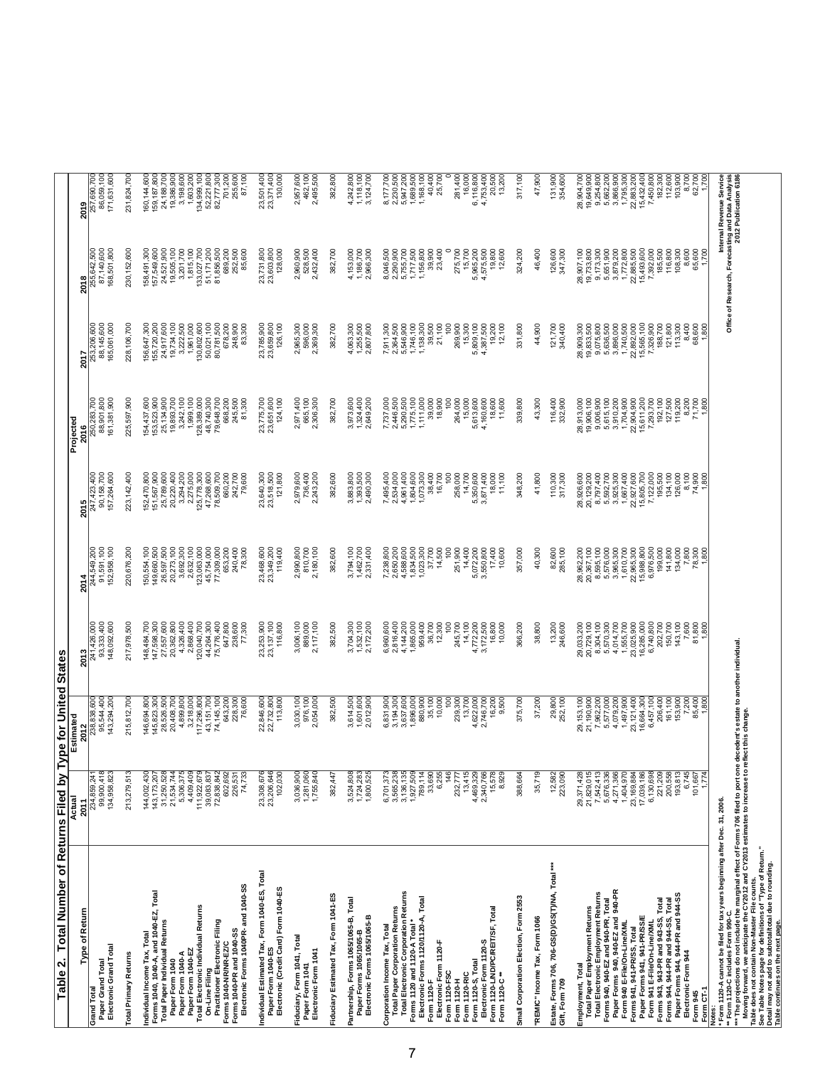# Table 2. Total Number of Returns Filed by Type for United States

| Type of Return | Actual 2011 | Estimated 2012 | 2013 | 2014 | 2015 | Projected 2016 | 2017 | 2018 | 2019 |
|---|---|---|---|---|---|---|---|---|---|
| Grand Total | 234,859,241 | 238,838,600 | 241,426,000 | 244,549,200 | 247,423,400 | 250,283,700 | 253,206,600 | 255,642,500 | 257,690,700 |
| Paper Grand Total | 99,900,418 | 95,544,400 | 93,333,400 | 91,591,100 | 90,158,700 | 88,901,800 | 88,145,600 | 87,140,600 | 86,059,100 |
| Electronic Grand Total | 134,958,823 | 143,294,200 | 148,092,600 | 152,958,100 | 157,264,600 | 161,381,900 | 165,061,000 | 168,501,800 | 171,631,600 |
| Total Primary Returns | 213,279,513 | 215,812,700 | 217,978,500 | 220,676,200 | 223,142,400 | 225,597,900 | 228,106,700 | 230,152,600 | 231,824,700 |
| Individual Income Tax, Total | 144,002,430 | 146,694,800 | 148,484,700 | 150,554,100 | 152,470,800 | 154,437,600 | 156,647,300 | 158,491,300 | 160,144,600 |
| Forms 1040, 1040-A, and 1040-EZ, Total | 143,173,207 | 145,823,300 | 147,598,300 | 149,660,500 | 151,567,900 | 153,523,900 | 155,720,200 | 157,549,600 | 159,187,800 |
| Total Paper Individual Returns | 31,250,528 | 28,526,500 | 27,557,600 | 26,597,500 | 25,789,600 | 25,134,900 | 24,917,600 | 24,521,900 | 24,188,700 |
| Paper Form 1040 | 21,534,744 | 20,408,700 | 20,362,800 | 20,273,100 | 20,220,400 | 19,893,700 | 19,734,100 | 19,505,100 | 19,386,900 |
| Paper Form 1040-A | 5,306,375 | 4,899,800 | 4,326,400 | 3,692,300 | 3,294,200 | 3,242,100 | 3,222,500 | 3,201,700 | 3,198,600 |
| Paper Form 1040-EZ | 4,409,409 | 3,218,000 | 2,868,400 | 2,632,100 | 2,275,000 | 1,999,100 | 1,961,000 | 1,815,100 | 1,603,200 |
| Total Electronic Individual Returns | 111,922,679 | 117,296,800 | 120,040,700 | 123,063,000 | 125,778,300 | 128,389,000 | 130,802,600 | 133,027,700 | 134,999,100 |
| On-Line Filing | 39,083,837 | 43,151,700 | 44,264,300 | 45,754,000 | 47,268,600 | 48,740,700 | 50,021,100 | 51,171,200 | 52,221,800 |
| Practitioner Electronic Filing | 72,838,842 | 74,145,100 | 75,776,400 | 77,309,000 | 78,509,700 | 79,648,700 | 80,781,500 | 81,856,500 | 82,777,300 |
| Forms 1040-NR/NR-EZ/C | 602,692 | 643,200 | 647,800 | 653,200 | 660,200 | 668,200 | 678,200 | 689,200 | 701,200 |
| Forms 1040-PR and 1040-SS | 226,531 | 228,300 | 238,600 | 240,400 | 242,700 | 245,500 | 248,900 | 252,500 | 255,600 |
| Electronic Forms 1040PR- and 1040-SS | 74,733 | 76,600 | 77,300 | 78,300 | 79,600 | 81,300 | 83,300 | 85,600 | 87,100 |
| Individual Estimated Tax, Form 1040-ES, Total | 23,308,676 | 22,846,600 | 23,253,900 | 23,468,600 | 23,640,300 | 23,775,700 | 23,785,900 | 23,731,800 | 23,501,400 |
| Paper Form 1040-ES | 23,206,646 | 22,732,800 | 23,137,100 | 23,349,200 | 23,518,500 | 23,651,600 | 23,659,800 | 23,603,800 | 23,371,400 |
| Electronic (Credit Card) Form 1040-ES | 102,030 | 113,800 | 116,800 | 119,400 | 121,800 | 124,100 | 126,100 | 128,000 | 130,000 |
| Fiduciary, Form 1041, Total | 3,036,900 | 3,030,100 | 3,006,100 | 2,990,800 | 2,979,600 | 2,971,400 | 2,965,300 | 2,960,900 | 2,957,600 |
| Paper Form 1041 | 1,281,060 | 976,100 | 889,000 | 810,700 | 736,400 | 665,100 | 596,000 | 528,500 | 462,100 |
| Electronic Form 1041 | 1,755,840 | 2,054,000 | 2,117,100 | 2,180,100 | 2,243,200 | 2,306,300 | 2,369,300 | 2,432,400 | 2,495,500 |
| Fiduciary Estimated Tax, Form 1041-ES | 382,447 | 382,500 | 382,500 | 382,600 | 382,600 | 382,700 | 382,700 | 382,700 | 382,800 |
| Partnership, Forms 1065/1065-B, Total | 3,524,808 | 3,614,500 | 3,704,300 | 3,794,100 | 3,883,800 | 3,973,600 | 4,063,300 | 4,153,000 | 4,242,800 |
| Paper Forms 1065/1065-B | 1,724,283 | 1,601,600 | 1,532,100 | 1,462,700 | 1,393,500 | 1,324,400 | 1,255,500 | 1,186,700 | 1,118,100 |
| Electronic Forms 1065/1065-B | 1,800,525 | 2,012,900 | 2,172,200 | 2,331,400 | 2,490,300 | 2,649,200 | 2,807,800 | 2,966,300 | 3,124,700 |
| Corporation Income Tax, Total | 6,701,373 | 6,831,900 | 6,960,600 | 7,238,800 | 7,495,400 | 7,737,000 | 7,911,300 | 8,046,500 | 8,177,700 |
| Total Paper Corporation Returns | 3,565,238 | 3,194,300 | 2,816,400 | 2,650,200 | 2,534,000 | 2,446,500 | 2,364,500 | 2,290,900 | 2,230,500 |
| Total Electronic Corporation Returns | 3,136,135 | 3,637,600 | 4,144,200 | 4,588,600 | 4,961,400 | 5,290,500 | 5,546,900 | 5,755,700 | 5,947,200 |
| Forms 1120 and 1120-A Total * | 1,927,509 | 1,896,000 | 1,865,000 | 1,834,500 | 1,804,600 | 1,775,100 | 1,746,100 | 1,717,500 | 1,689,500 |
| Electronic Forms 1120/1120-A, Total | 789,114 | 880,900 | 959,400 | 1,023,300 | 1,073,300 | 1,111,000 | 1,138,300 | 1,156,800 | 1,168,100 |
| Form 1120-F | 33,690 | 35,100 | 36,700 | 37,700 | 38,400 | 39,000 | 39,500 | 39,900 | 40,400 |
| Electronic Form 1120-F | 6,255 | 10,000 | 12,300 | 14,500 | 16,700 | 18,900 | 21,100 | 23,400 | 25,700 |
| Form 1120-FSC | 146 | 100 | 100 | 100 | 100 | 100 | 100 | 0 | 0 |
| Form 1120-H | 232,777 | 239,300 | 245,700 | 251,900 | 258,000 | 264,000 | 269,900 | 275,700 | 281,400 |
| Form 1120-RIC | 13,415 | 13,700 | 14,100 | 14,400 | 14,700 | 15,000 | 15,300 | 15,700 | 16,000 |
| Form 1120-S, Total | 4,469,329 | 4,622,000 | 4,772,200 | 5,072,200 | 5,350,600 | 5,613,600 | 5,809,100 | 5,965,200 | 6,116,800 |
| Electronic Form 1120-S | 2,340,766 | 2,746,700 | 3,172,500 | 3,550,800 | 3,871,400 | 4,160,600 | 4,387,500 | 4,575,500 | 4,753,400 |
| Form 1120-L/ND/PC/REIT/SF, Total | 15,578 | 16,200 | 16,800 | 17,400 | 18,000 | 18,600 | 19,200 | 19,800 | 20,500 |
| Form 1120-C ** | 8,929 | 9,500 | 10,000 | 10,600 | 11,100 | 11,600 | 12,100 | 12,600 | 13,200 |
| Small Corporation Election, Form 2553 | 388,664 | 375,700 | 366,200 | 357,000 | 348,200 | 339,800 | 331,800 | 324,200 | 317,100 |
| "REMIC" Income Tax, Form 1066 | 35,719 | 37,200 | 38,800 | 40,300 | 41,800 | 43,300 | 44,900 | 46,400 | 47,900 |
| Estate, Forms 706, 706-GS(D)/GS(T)/NA, Total *** | 12,582 | 29,800 | 13,200 | 82,600 | 110,300 | 116,400 | 121,700 | 126,600 | 131,900 |
| Gift, Form 709 | 223,090 | 252,100 | 246,600 | 285,100 | 317,300 | 332,900 | 340,400 | 347,300 | 354,600 |
| Employment, Total | 29,371,428 | 29,153,100 | 29,033,200 | 28,962,200 | 28,926,600 | 28,913,000 | 28,909,300 | 28,907,100 | 28,904,700 |
| Total Paper Employment Returns | 21,829,015 | 21,190,900 | 20,729,100 | 20,367,100 | 20,129,200 | 19,906,100 | 19,833,500 | 19,733,800 | 19,649,900 |
| Total Electronic Employment Returns | 7,542,413 | 7,962,200 | 8,304,100 | 8,595,100 | 8,797,400 | 9,006,900 | 9,075,800 | 9,173,300 | 9,254,800 |
| Forms 940, 940-EZ and 940-PR, Total | 5,676,336 | 5,577,000 | 5,570,300 | 5,576,000 | 5,592,700 | 5,615,100 | 5,636,500 | 5,651,900 | 5,662,200 |
| Paper Forms 940, 940-EZ and 940-PR | 4,271,366 | 4,079,200 | 4,014,700 | 3,965,300 | 3,925,300 | 3,910,200 | 3,896,000 | 3,879,200 | 3,866,900 |
| Form 940 E-File/On-Line/XML | 1,404,970 | 1,497,900 | 1,555,700 | 1,610,700 | 1,667,400 | 1,704,900 | 1,740,500 | 1,772,800 | 1,795,300 |
| Forms 941, 941-PR/SS, Total | 23,169,884 | 23,121,400 | 23,025,900 | 22,965,300 | 22,927,600 | 22,904,900 | 22,892,000 | 22,885,500 | 22,883,200 |
| Paper Forms 941, 941-PR/SS/E | 17,039,186 | 16,664,300 | 16,285,000 | 15,988,800 | 15,805,700 | 15,611,200 | 15,565,100 | 15,493,600 | 15,432,400 |
| Form 941 E-File/On-Line/XML | 6,130,698 | 6,457,100 | 6,740,800 | 6,976,500 | 7,122,000 | 7,293,700 | 7,326,900 | 7,392,000 | 7,450,800 |
| Forms 943, 943-PR and 943-SS, Total | 221,209 | 206,400 | 202,700 | 199,000 | 195,500 | 192,100 | 188,700 | 185,500 | 182,300 |
| Forms 944, 944-PR and 944-SS, Total | 200,558 | 161,100 | 150,700 | 141,800 | 134,100 | 127,500 | 121,800 | 116,800 | 112,600 |
| Paper Forms 944, 944-PR and 944-SS | 193,813 | 153,900 | 143,100 | 134,000 | 126,000 | 119,200 | 113,300 | 108,300 | 103,900 |
| Electronic Form 944 | 6,745 | 7,200 | 7,600 | 7,800 | 8,200 | 8,300 | 8,400 | 8,600 | 8,700 |
| Form 945 | 101,667 | 85,400 | 81,800 | 78,300 | 74,900 | 71,700 | 68,600 | 65,600 | 62,700 |
| Form CT-1 | 1,774 | 1,800 | 1,800 | 1,800 | 1,800 | 1,800 | 1,800 | 1,700 | 1,700 |

Notes:
* Form 1120-A cannot be filed for tax years beginning after Dec. 31, 2006.
** Form 1120-C includes Form 990-C.
*** The projections do not include the marginal effect of Forms 706 filed to port one decedent's estate to another individual.
Moving forward, we anticipate the CY2012 and CY2013 estimates to increase to reflect this change.
Table does not contain Non-Master File counts.
See Table Notes page for definitions of "Type of Return."
Detail may not add to subtotal/total due to rounding.
Table continues on the next page.

Internal Revenue Service
Office of Research, Forecasting and Data Analysis
2012 Publication 6186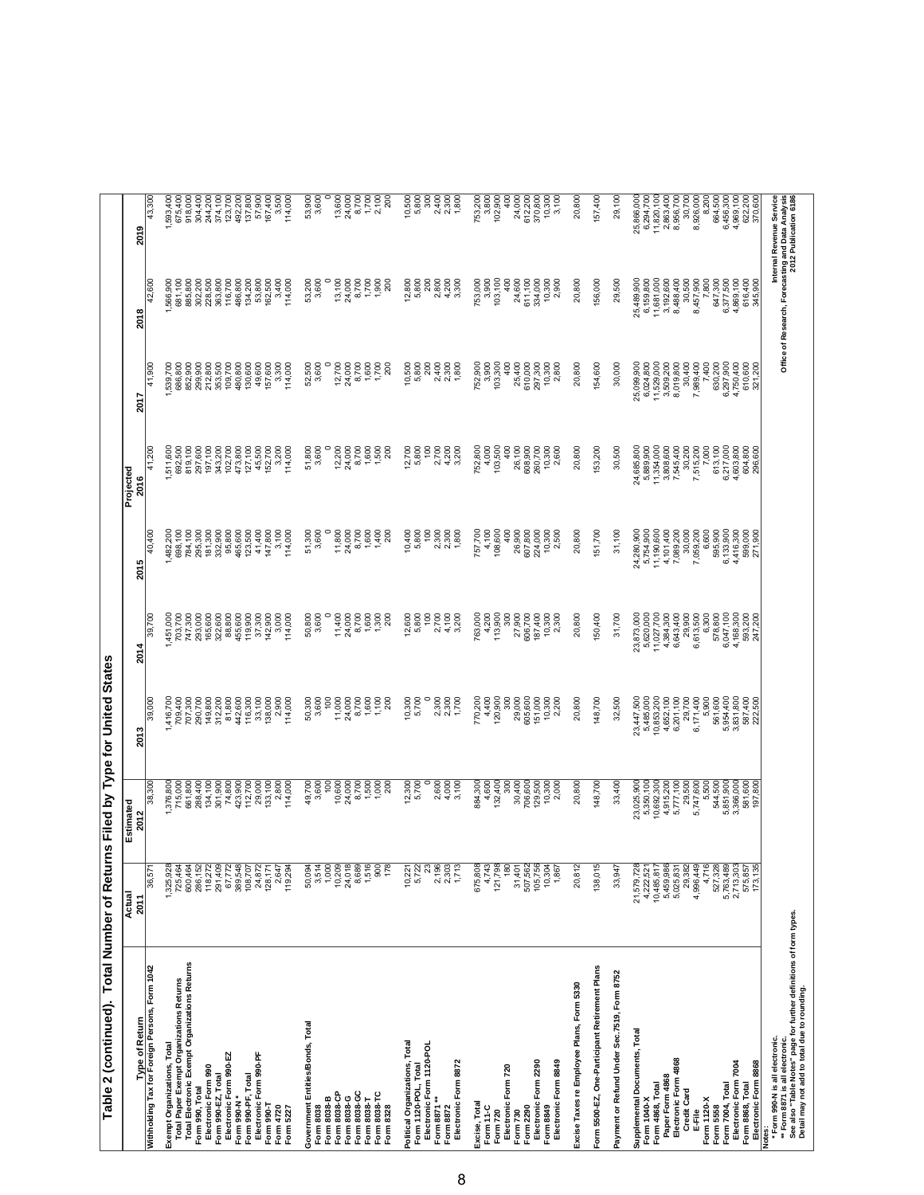# Table 2 (continued). Total Number of Returns Filed by Type for United States

| Type of Return | Actual 2011 | Estimated 2012 | Projected 2013 | 2014 | 2015 | 2016 | 2017 | 2018 | 2019 |
|---|---|---|---|---|---|---|---|---|---|
| Withholding Tax for Foreign Persons, Form 1042 | 36,571 | 38,300 | 39,000 | 39,700 | 40,400 | 41,200 | 41,900 | 42,600 | 43,300 |
| | | | | | | | | | |
| Exempt Organizations, Total | 1,325,928 | 1,376,800 | 1,416,700 | 1,451,000 | 1,482,200 | 1,511,600 | 1,539,700 | 1,566,900 | 1,593,400 |
| Total Paper Exempt Organizations Returns | 725,464 | 715,000 | 709,400 | 703,700 | 698,100 | 692,500 | 686,800 | 681,100 | 675,400 |
| Total Electronic Exempt Organizations Returns | 600,464 | 661,800 | 707,300 | 747,300 | 784,100 | 819,100 | 852,900 | 885,800 | 918,000 |
| Form 990, Total | 286,152 | 288,400 | 290,700 | 293,000 | 295,300 | 297,600 | 299,900 | 302,200 | 304,400 |
| Electronic Form 990 | 118,272 | 134,100 | 149,800 | 165,600 | 181,300 | 197,100 | 212,800 | 228,500 | 244,200 |
| Form 990-EZ, Total | 291,409 | 301,900 | 312,200 | 322,600 | 332,900 | 343,200 | 353,500 | 363,800 | 374,100 |
| Electronic Form 990-EZ | 67,772 | 74,800 | 81,800 | 88,800 | 95,800 | 102,700 | 109,700 | 116,700 | 123,700 |
| Form 990-N * | 389,548 | 423,900 | 442,600 | 455,600 | 465,600 | 473,800 | 480,800 | 486,800 | 492,200 |
| Form 990-PF, Total | 108,707 | 112,700 | 116,300 | 119,900 | 123,500 | 127,100 | 130,600 | 134,200 | 137,800 |
| Electronic Form 990-PF | 24,872 | 29,000 | 33,100 | 37,300 | 41,400 | 45,500 | 49,600 | 53,800 | 57,900 |
| Form 990-T | 128,171 | 133,100 | 138,000 | 142,900 | 147,800 | 152,700 | 157,600 | 162,500 | 167,400 |
| Form 4720 | 2,647 | 2,800 | 2,900 | 3,000 | 3,100 | 3,200 | 3,300 | 3,400 | 3,500 |
| Form 5227 | 119,294 | 114,000 | 114,000 | 114,000 | 114,000 | 114,000 | 114,000 | 114,000 | 114,000 |
| | | | | | | | | | |
| Government Entities/Bonds, Total | 50,094 | 49,700 | 50,300 | 50,800 | 51,300 | 51,800 | 52,500 | 53,200 | 53,900 |
| Form 8038 | 3,514 | 3,600 | 3,600 | 3,600 | 3,600 | 3,600 | 3,600 | 3,600 | 3,600 |
| Form 8038-B | 1,000 | 100 | 100 | 0 | 0 | 0 | 0 | 0 | 0 |
| Form 8038-CP | 10,209 | 10,600 | 11,000 | 11,400 | 11,800 | 12,200 | 12,700 | 13,100 | 13,600 |
| Form 8038-G | 24,018 | 24,000 | 24,000 | 24,000 | 24,000 | 24,000 | 24,000 | 24,000 | 24,000 |
| Form 8038-GC | 8,699 | 8,700 | 8,700 | 8,700 | 8,700 | 8,700 | 8,700 | 8,700 | 8,700 |
| Form 8038-T | 1,516 | 1,500 | 1,500 | 1,600 | 1,600 | 1,600 | 1,600 | 1,700 | 1,700 |
| Form 8038-TC | 960 | 1,000 | 1,100 | 1,300 | 1,400 | 1,500 | 1,700 | 1,900 | 2,100 |
| Form 8328 | 178 | 200 | 200 | 200 | 200 | 200 | 200 | 200 | 200 |
| | | | | | | | | | |
| Political Organizations, Total | 10,221 | 12,300 | 10,300 | 12,600 | 10,400 | 12,700 | 10,500 | 12,800 | 10,500 |
| Form 1120-POL, Total | 5,722 | 5,700 | 5,700 | 5,800 | 5,800 | 5,800 | 5,800 | 5,800 | 5,800 |
| Electronic Form 1120-POL | 23 | 0 | 0 | 100 | 100 | 100 | 200 | 200 | 300 |
| Form 8871 ** | 2,196 | 2,600 | 2,300 | 2,700 | 2,300 | 2,700 | 2,400 | 2,800 | 2,400 |
| Form 8872 | 2,303 | 4,000 | 2,300 | 4,100 | 2,300 | 4,200 | 2,300 | 4,200 | 2,300 |
| Electronic Form 8872 | 1,713 | 3,100 | 1,700 | 3,200 | 1,800 | 3,200 | 1,800 | 3,300 | 1,800 |
| | | | | | | | | | |
| Excise, Total | 675,808 | 884,300 | 770,200 | 763,000 | 757,700 | 752,800 | 752,900 | 753,000 | 753,200 |
| Form 11-C | 4,743 | 4,600 | 4,400 | 4,200 | 4,100 | 4,000 | 3,900 | 3,900 | 3,800 |
| Form 720 | 121,798 | 132,400 | 120,900 | 113,900 | 108,600 | 103,500 | 103,300 | 103,100 | 102,900 |
| Electronic Form 720 | 180 | 300 | 300 | 300 | 400 | 400 | 400 | 400 | 400 |
| Form 730 | 31,401 | 30,400 | 29,000 | 27,900 | 26,900 | 26,100 | 25,400 | 24,600 | 24,000 |
| Form 2290 | 507,562 | 706,600 | 605,600 | 606,700 | 607,800 | 608,900 | 610,000 | 611,100 | 612,200 |
| Electronic Form 2290 | 105,756 | 129,500 | 151,000 | 187,400 | 224,000 | 260,700 | 297,300 | 334,000 | 370,800 |
| Form 8849 | 10,304 | 10,300 | 10,300 | 10,300 | 10,300 | 10,300 | 10,300 | 10,300 | 10,300 |
| Electronic Form 8849 | 1,867 | 2,000 | 2,200 | 2,300 | 2,500 | 2,600 | 2,800 | 2,900 | 3,100 |
| | | | | | | | | | |
| Excise Taxes re Employee Plans, Form 5330 | 20,812 | 20,800 | 20,800 | 20,800 | 20,800 | 20,800 | 20,800 | 20,800 | 20,800 |
| | | | | | | | | | |
| Form 5500-EZ, One-Participant Retirement Plans | 138,015 | 148,700 | 148,700 | 150,400 | 151,700 | 153,200 | 154,600 | 156,000 | 157,400 |
| | | | | | | | | | |
| Payment or Refund Under Sec.7519, Form 8752 | 33,947 | 33,400 | 32,500 | 31,700 | 31,100 | 30,500 | 30,000 | 29,500 | 29,100 |
| | | | | | | | | | |
| Supplemental Documents, Total | 21,579,728 | 23,025,900 | 23,447,500 | 23,873,000 | 24,280,900 | 24,685,800 | 25,099,900 | 25,489,900 | 25,866,000 |
| Form 1040-X | 4,222,521 | 5,350,100 | 5,485,000 | 5,620,000 | 5,754,900 | 5,889,900 | 6,024,800 | 6,159,800 | 6,294,700 |
| Form 4868, Total | 10,485,817 | 10,692,300 | 10,853,200 | 11,027,700 | 11,190,600 | 11,354,000 | 11,529,000 | 11,681,000 | 11,820,100 |
| Paper Form 4868 | 5,459,986 | 4,915,200 | 4,652,100 | 4,384,300 | 4,101,400 | 3,808,600 | 3,509,200 | 3,192,600 | 2,863,400 |
| Electronic Form 4868 | 5,025,831 | 5,777,100 | 6,201,100 | 6,643,400 | 7,089,200 | 7,545,400 | 8,019,800 | 8,488,400 | 8,956,700 |
| Credit Card | 29,382 | 29,500 | 29,700 | 29,900 | 30,000 | 30,200 | 30,400 | 30,500 | 30,700 |
| E-File | 4,996,449 | 5,747,600 | 6,171,400 | 6,613,500 | 7,059,200 | 7,515,200 | 7,989,400 | 8,457,900 | 8,926,000 |
| Form 1120-X | 4,716 | 5,500 | 5,900 | 6,300 | 6,600 | 7,000 | 7,400 | 7,800 | 8,200 |
| Form 5558 | 527,328 | 544,500 | 561,600 | 578,800 | 595,900 | 613,100 | 630,200 | 647,300 | 664,500 |
| Form 7004, Total | 5,763,489 | 5,851,900 | 5,954,400 | 6,047,100 | 6,133,900 | 6,217,000 | 6,297,900 | 6,377,500 | 6,456,300 |
| Electronic Form 7004 | 2,713,303 | 3,366,000 | 3,831,800 | 4,168,300 | 4,419,300 | 4,603,800 | 4,750,400 | 4,869,100 | 4,969,100 |
| Form 8868, Total | 575,857 | 581,600 | 587,400 | 593,200 | 599,000 | 604,800 | 610,600 | 616,400 | 622,200 |
| Electronic Form 8868 | 173,135 | 197,800 | 222,500 | 247,200 | 271,900 | 296,600 | 321,200 | 345,900 | 370,600 |

Notes:
* Form 990-N is all electronic.
** Form 8871 is all electronic.
See also "Table Notes" page for further definitions of form types.
Detail may not add to total due to rounding.

Internal Revenue Service
Office of Research, Forecasting and Data Analysis
2012 Publication 6186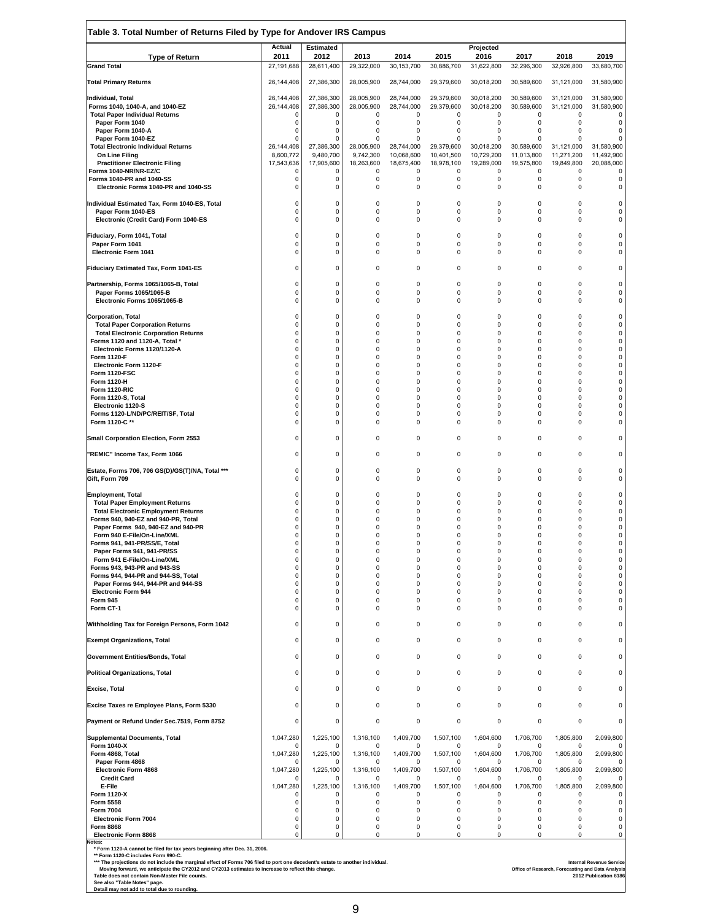## Table 3. Total Number of Returns Filed by Type for Andover IRS Campus

| Type of Return | Actual 2011 | Estimated 2012 | Projected 2013 | 2014 | 2015 | 2016 | 2017 | 2018 | 2019 |
|---|---|---|---|---|---|---|---|---|---|
| **Grand Total** | 27,191,688 | 28,611,400 | 29,322,000 | 30,153,700 | 30,886,700 | 31,622,800 | 32,296,300 | 32,926,800 | 33,680,700 |
| **Total Primary Returns** | 26,144,408 | 27,386,300 | 28,005,900 | 28,744,000 | 29,379,600 | 30,018,200 | 30,589,600 | 31,121,000 | 31,580,900 |
| **Individual, Total** | 26,144,408 | 27,386,300 | 28,005,900 | 28,744,000 | 29,379,600 | 30,018,200 | 30,589,600 | 31,121,000 | 31,580,900 |
| Forms 1040, 1040-A, and 1040-EZ | 26,144,408 | 27,386,300 | 28,005,900 | 28,744,000 | 29,379,600 | 30,018,200 | 30,589,600 | 31,121,000 | 31,580,900 |
| Total Paper Individual Returns | 0 | 0 | 0 | 0 | 0 | 0 | 0 | 0 | 0 |
| Paper Form 1040 | 0 | 0 | 0 | 0 | 0 | 0 | 0 | 0 | 0 |
| Paper Form 1040-A | 0 | 0 | 0 | 0 | 0 | 0 | 0 | 0 | 0 |
| Paper Form 1040-EZ | 0 | 0 | 0 | 0 | 0 | 0 | 0 | 0 | 0 |
| Total Electronic Individual Returns | 26,144,408 | 27,386,300 | 28,005,900 | 28,744,000 | 29,379,600 | 30,018,200 | 30,589,600 | 31,121,000 | 31,580,900 |
| On Line Filing | 8,600,772 | 9,480,700 | 9,742,300 | 10,068,600 | 10,401,500 | 10,729,200 | 11,013,800 | 11,271,200 | 11,492,900 |
| Practitioner Electronic Filing | 17,543,636 | 17,905,600 | 18,263,600 | 18,675,400 | 18,978,100 | 19,289,000 | 19,575,800 | 19,849,800 | 20,088,000 |
| Forms 1040-NR/NR-EZ/C | 0 | 0 | 0 | 0 | 0 | 0 | 0 | 0 | 0 |
| Forms 1040-PR and 1040-SS | 0 | 0 | 0 | 0 | 0 | 0 | 0 | 0 | 0 |
| Electronic Forms 1040-PR and 1040-SS | 0 | 0 | 0 | 0 | 0 | 0 | 0 | 0 | 0 |
| **Individual Estimated Tax, Form 1040-ES, Total** | 0 | 0 | 0 | 0 | 0 | 0 | 0 | 0 | 0 |
| Paper Form 1040-ES | 0 | 0 | 0 | 0 | 0 | 0 | 0 | 0 | 0 |
| Electronic (Credit Card) Form 1040-ES | 0 | 0 | 0 | 0 | 0 | 0 | 0 | 0 | 0 |
| **Fiduciary, Form 1041, Total** | 0 | 0 | 0 | 0 | 0 | 0 | 0 | 0 | 0 |
| Paper Form 1041 | 0 | 0 | 0 | 0 | 0 | 0 | 0 | 0 | 0 |
| Electronic Form 1041 | 0 | 0 | 0 | 0 | 0 | 0 | 0 | 0 | 0 |
| **Fiduciary Estimated Tax, Form 1041-ES** | 0 | 0 | 0 | 0 | 0 | 0 | 0 | 0 | 0 |
| **Partnership, Forms 1065/1065-B, Total** | 0 | 0 | 0 | 0 | 0 | 0 | 0 | 0 | 0 |
| Paper Forms 1065/1065-B | 0 | 0 | 0 | 0 | 0 | 0 | 0 | 0 | 0 |
| Electronic Forms 1065/1065-B | 0 | 0 | 0 | 0 | 0 | 0 | 0 | 0 | 0 |
| **Corporation, Total** | 0 | 0 | 0 | 0 | 0 | 0 | 0 | 0 | 0 |
| Total Paper Corporation Returns | 0 | 0 | 0 | 0 | 0 | 0 | 0 | 0 | 0 |
| Total Electronic Corporation Returns | 0 | 0 | 0 | 0 | 0 | 0 | 0 | 0 | 0 |
| Forms 1120 and 1120-A, Total * | 0 | 0 | 0 | 0 | 0 | 0 | 0 | 0 | 0 |
| Electronic Forms 1120/1120-A | 0 | 0 | 0 | 0 | 0 | 0 | 0 | 0 | 0 |
| Form 1120-F | 0 | 0 | 0 | 0 | 0 | 0 | 0 | 0 | 0 |
| Electronic Form 1120-F | 0 | 0 | 0 | 0 | 0 | 0 | 0 | 0 | 0 |
| Form 1120-FSC | 0 | 0 | 0 | 0 | 0 | 0 | 0 | 0 | 0 |
| Form 1120-H | 0 | 0 | 0 | 0 | 0 | 0 | 0 | 0 | 0 |
| Form 1120-RIC | 0 | 0 | 0 | 0 | 0 | 0 | 0 | 0 | 0 |
| Form 1120-S, Total | 0 | 0 | 0 | 0 | 0 | 0 | 0 | 0 | 0 |
| Electronic 1120-S | 0 | 0 | 0 | 0 | 0 | 0 | 0 | 0 | 0 |
| Forms 1120-L/ND/PC/REIT/SF, Total | 0 | 0 | 0 | 0 | 0 | 0 | 0 | 0 | 0 |
| Form 1120-C ** | 0 | 0 | 0 | 0 | 0 | 0 | 0 | 0 | 0 |
| **Small Corporation Election, Form 2553** | 0 | 0 | 0 | 0 | 0 | 0 | 0 | 0 | 0 |
| **"REMIC" Income Tax, Form 1066** | 0 | 0 | 0 | 0 | 0 | 0 | 0 | 0 | 0 |
| **Estate, Forms 706, 706 GS(D)/GS(T)/NA, Total \*\*\*** | 0 | 0 | 0 | 0 | 0 | 0 | 0 | 0 | 0 |
| **Gift, Form 709** | 0 | 0 | 0 | 0 | 0 | 0 | 0 | 0 | 0 |
| **Employment, Total** | 0 | 0 | 0 | 0 | 0 | 0 | 0 | 0 | 0 |
| Total Paper Employment Returns | 0 | 0 | 0 | 0 | 0 | 0 | 0 | 0 | 0 |
| Total Electronic Employment Returns | 0 | 0 | 0 | 0 | 0 | 0 | 0 | 0 | 0 |
| Forms 940, 940-EZ and 940-PR, Total | 0 | 0 | 0 | 0 | 0 | 0 | 0 | 0 | 0 |
| Paper Forms 940, 940-EZ and 940-PR | 0 | 0 | 0 | 0 | 0 | 0 | 0 | 0 | 0 |
| Form 940 E-File/On-Line/XML | 0 | 0 | 0 | 0 | 0 | 0 | 0 | 0 | 0 |
| Forms 941, 941-PR/SS/E, Total | 0 | 0 | 0 | 0 | 0 | 0 | 0 | 0 | 0 |
| Paper Forms 941, 941-PR/SS | 0 | 0 | 0 | 0 | 0 | 0 | 0 | 0 | 0 |
| Form 941 E-File/On-Line/XML | 0 | 0 | 0 | 0 | 0 | 0 | 0 | 0 | 0 |
| Forms 943, 943-PR and 943-SS | 0 | 0 | 0 | 0 | 0 | 0 | 0 | 0 | 0 |
| Forms 944, 944-PR and 944-SS, Total | 0 | 0 | 0 | 0 | 0 | 0 | 0 | 0 | 0 |
| Paper Forms 944, 944-PR and 944-SS | 0 | 0 | 0 | 0 | 0 | 0 | 0 | 0 | 0 |
| Electronic Form 944 | 0 | 0 | 0 | 0 | 0 | 0 | 0 | 0 | 0 |
| Form 945 | 0 | 0 | 0 | 0 | 0 | 0 | 0 | 0 | 0 |
| Form CT-1 | 0 | 0 | 0 | 0 | 0 | 0 | 0 | 0 | 0 |
| **Withholding Tax for Foreign Persons, Form 1042** | 0 | 0 | 0 | 0 | 0 | 0 | 0 | 0 | 0 |
| **Exempt Organizations, Total** | 0 | 0 | 0 | 0 | 0 | 0 | 0 | 0 | 0 |
| **Government Entities/Bonds, Total** | 0 | 0 | 0 | 0 | 0 | 0 | 0 | 0 | 0 |
| **Political Organizations, Total** | 0 | 0 | 0 | 0 | 0 | 0 | 0 | 0 | 0 |
| **Excise, Total** | 0 | 0 | 0 | 0 | 0 | 0 | 0 | 0 | 0 |
| **Excise Taxes re Employee Plans, Form 5330** | 0 | 0 | 0 | 0 | 0 | 0 | 0 | 0 | 0 |
| **Payment or Refund Under Sec.7519, Form 8752** | 0 | 0 | 0 | 0 | 0 | 0 | 0 | 0 | 0 |
| **Supplemental Documents, Total** | 1,047,280 | 1,225,100 | 1,316,100 | 1,409,700 | 1,507,100 | 1,604,600 | 1,706,700 | 1,805,800 | 2,099,800 |
| Form 1040-X | 0 | 0 | 0 | 0 | 0 | 0 | 0 | 0 | 0 |
| Form 4868, Total | 1,047,280 | 1,225,100 | 1,316,100 | 1,409,700 | 1,507,100 | 1,604,600 | 1,706,700 | 1,805,800 | 2,099,800 |
| Paper Form 4868 | 0 | 0 | 0 | 0 | 0 | 0 | 0 | 0 | 0 |
| Electronic Form 4868 | 1,047,280 | 1,225,100 | 1,316,100 | 1,409,700 | 1,507,100 | 1,604,600 | 1,706,700 | 1,805,800 | 2,099,800 |
| Credit Card | 0 | 0 | 0 | 0 | 0 | 0 | 0 | 0 | 0 |
| E-File | 1,047,280 | 1,225,100 | 1,316,100 | 1,409,700 | 1,507,100 | 1,604,600 | 1,706,700 | 1,805,800 | 2,099,800 |
| Form 1120-X | 0 | 0 | 0 | 0 | 0 | 0 | 0 | 0 | 0 |
| Form 5558 | 0 | 0 | 0 | 0 | 0 | 0 | 0 | 0 | 0 |
| Form 7004 | 0 | 0 | 0 | 0 | 0 | 0 | 0 | 0 | 0 |
| Electronic Form 7004 | 0 | 0 | 0 | 0 | 0 | 0 | 0 | 0 | 0 |
| Form 8868 | 0 | 0 | 0 | 0 | 0 | 0 | 0 | 0 | 0 |
| Electronic Form 8868 | 0 | 0 | 0 | 0 | 0 | 0 | 0 | 0 | 0 |

**Notes:**

\* Form 1120-A cannot be filed for tax years beginning after Dec. 31, 2006.

\*\* Form 1120-C includes Form 990-C.

\*\*\* The projections do not include the marginal effect of Forms 706 filed to port one decedent's estate to another individual. Moving forward, we anticipate the CY2012 and CY2013 estimates to increase to reflect this change.

Table does not contain Non-Master File counts.

See also "Table Notes" page.

Detail may not add to total due to rounding.

Internal Revenue Service
Office of Research, Forecasting and Data Analysis
2012 Publication 6186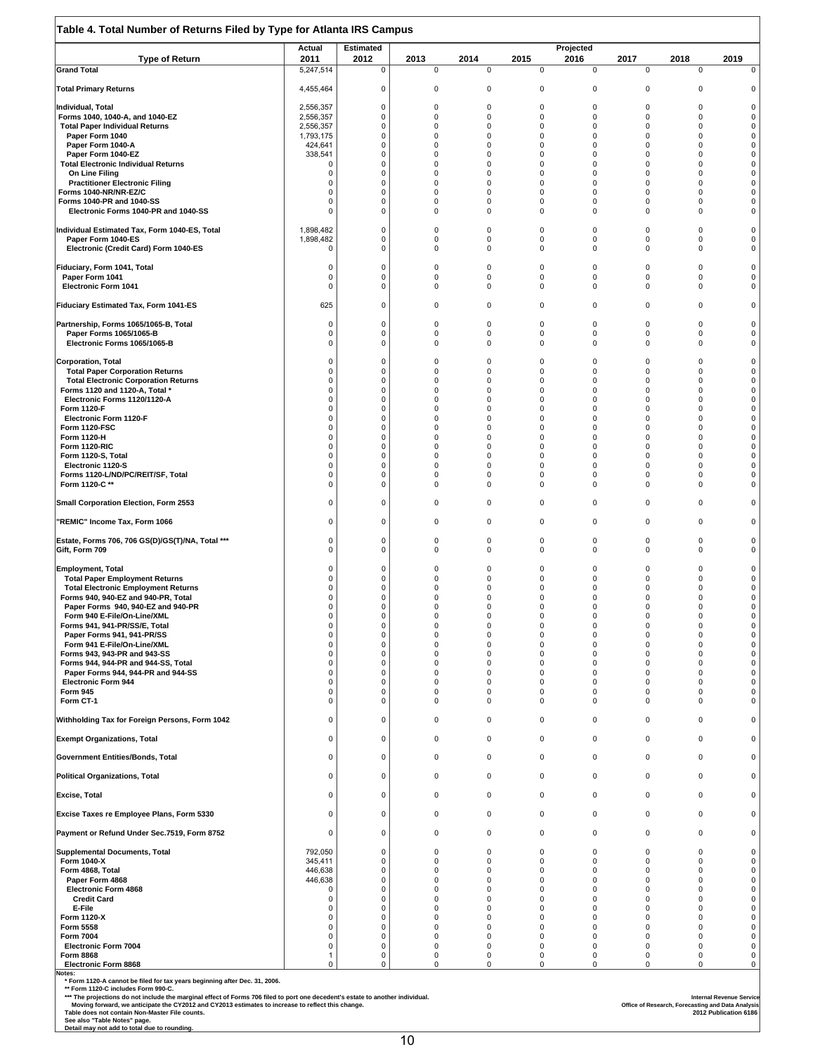## Table 4. Total Number of Returns Filed by Type for Atlanta IRS Campus

| Type of Return | Actual 2011 | Estimated 2012 | Projected 2013 | 2014 | 2015 | 2016 | 2017 | 2018 | 2019 |
|---|---|---|---|---|---|---|---|---|---|
| **Grand Total** | 5,247,514 | 0 | 0 | 0 | 0 | 0 | 0 | 0 | 0 |
| **Total Primary Returns** | 4,455,464 | 0 | 0 | 0 | 0 | 0 | 0 | 0 | 0 |
| **Individual, Total** | 2,556,357 | 0 | 0 | 0 | 0 | 0 | 0 | 0 | 0 |
| Forms 1040, 1040-A, and 1040-EZ | 2,556,357 | 0 | 0 | 0 | 0 | 0 | 0 | 0 | 0 |
| Total Paper Individual Returns | 2,556,357 | 0 | 0 | 0 | 0 | 0 | 0 | 0 | 0 |
| Paper Form 1040 | 1,793,175 | 0 | 0 | 0 | 0 | 0 | 0 | 0 | 0 |
| Paper Form 1040-A | 424,641 | 0 | 0 | 0 | 0 | 0 | 0 | 0 | 0 |
| Paper Form 1040-EZ | 338,541 | 0 | 0 | 0 | 0 | 0 | 0 | 0 | 0 |
| Total Electronic Individual Returns | 0 | 0 | 0 | 0 | 0 | 0 | 0 | 0 | 0 |
| On Line Filing | 0 | 0 | 0 | 0 | 0 | 0 | 0 | 0 | 0 |
| Practitioner Electronic Filing | 0 | 0 | 0 | 0 | 0 | 0 | 0 | 0 | 0 |
| Forms 1040-NR/NR-EZ/C | 0 | 0 | 0 | 0 | 0 | 0 | 0 | 0 | 0 |
| Forms 1040-PR and 1040-SS | 0 | 0 | 0 | 0 | 0 | 0 | 0 | 0 | 0 |
| Electronic Forms 1040-PR and 1040-SS | 0 | 0 | 0 | 0 | 0 | 0 | 0 | 0 | 0 |
| **Individual Estimated Tax, Form 1040-ES, Total** | 1,898,482 | 0 | 0 | 0 | 0 | 0 | 0 | 0 | 0 |
| Paper Form 1040-ES | 1,898,482 | 0 | 0 | 0 | 0 | 0 | 0 | 0 | 0 |
| Electronic (Credit Card) Form 1040-ES | 0 | 0 | 0 | 0 | 0 | 0 | 0 | 0 | 0 |
| **Fiduciary, Form 1041, Total** | 0 | 0 | 0 | 0 | 0 | 0 | 0 | 0 | 0 |
| Paper Form 1041 | 0 | 0 | 0 | 0 | 0 | 0 | 0 | 0 | 0 |
| Electronic Form 1041 | 0 | 0 | 0 | 0 | 0 | 0 | 0 | 0 | 0 |
| **Fiduciary Estimated Tax, Form 1041-ES** | 625 | 0 | 0 | 0 | 0 | 0 | 0 | 0 | 0 |
| **Partnership, Forms 1065/1065-B, Total** | 0 | 0 | 0 | 0 | 0 | 0 | 0 | 0 | 0 |
| Paper Forms 1065/1065-B | 0 | 0 | 0 | 0 | 0 | 0 | 0 | 0 | 0 |
| Electronic Forms 1065/1065-B | 0 | 0 | 0 | 0 | 0 | 0 | 0 | 0 | 0 |
| **Corporation, Total** | 0 | 0 | 0 | 0 | 0 | 0 | 0 | 0 | 0 |
| Total Paper Corporation Returns | 0 | 0 | 0 | 0 | 0 | 0 | 0 | 0 | 0 |
| Total Electronic Corporation Returns | 0 | 0 | 0 | 0 | 0 | 0 | 0 | 0 | 0 |
| Forms 1120 and 1120-A, Total * | 0 | 0 | 0 | 0 | 0 | 0 | 0 | 0 | 0 |
| Electronic Forms 1120/1120-A | 0 | 0 | 0 | 0 | 0 | 0 | 0 | 0 | 0 |
| Form 1120-F | 0 | 0 | 0 | 0 | 0 | 0 | 0 | 0 | 0 |
| Electronic Form 1120-F | 0 | 0 | 0 | 0 | 0 | 0 | 0 | 0 | 0 |
| Form 1120-FSC | 0 | 0 | 0 | 0 | 0 | 0 | 0 | 0 | 0 |
| Form 1120-H | 0 | 0 | 0 | 0 | 0 | 0 | 0 | 0 | 0 |
| Form 1120-RIC | 0 | 0 | 0 | 0 | 0 | 0 | 0 | 0 | 0 |
| Form 1120-S, Total | 0 | 0 | 0 | 0 | 0 | 0 | 0 | 0 | 0 |
| Electronic 1120-S | 0 | 0 | 0 | 0 | 0 | 0 | 0 | 0 | 0 |
| Forms 1120-L/ND/PC/REIT/SF, Total | 0 | 0 | 0 | 0 | 0 | 0 | 0 | 0 | 0 |
| Form 1120-C ** | 0 | 0 | 0 | 0 | 0 | 0 | 0 | 0 | 0 |
| **Small Corporation Election, Form 2553** | 0 | 0 | 0 | 0 | 0 | 0 | 0 | 0 | 0 |
| **"REMIC" Income Tax, Form 1066** | 0 | 0 | 0 | 0 | 0 | 0 | 0 | 0 | 0 |
| **Estate, Forms 706, 706 GS(D)/GS(T)/NA, Total *** ** | 0 | 0 | 0 | 0 | 0 | 0 | 0 | 0 | 0 |
| **Gift, Form 709** | 0 | 0 | 0 | 0 | 0 | 0 | 0 | 0 | 0 |
| **Employment, Total** | 0 | 0 | 0 | 0 | 0 | 0 | 0 | 0 | 0 |
| Total Paper Employment Returns | 0 | 0 | 0 | 0 | 0 | 0 | 0 | 0 | 0 |
| Total Electronic Employment Returns | 0 | 0 | 0 | 0 | 0 | 0 | 0 | 0 | 0 |
| Forms 940, 940-EZ and 940-PR, Total | 0 | 0 | 0 | 0 | 0 | 0 | 0 | 0 | 0 |
| Paper Forms 940, 940-EZ and 940-PR | 0 | 0 | 0 | 0 | 0 | 0 | 0 | 0 | 0 |
| Form 940 E-File/On-Line/XML | 0 | 0 | 0 | 0 | 0 | 0 | 0 | 0 | 0 |
| Forms 941, 941-PR/SS/E, Total | 0 | 0 | 0 | 0 | 0 | 0 | 0 | 0 | 0 |
| Paper Forms 941, 941-PR/SS | 0 | 0 | 0 | 0 | 0 | 0 | 0 | 0 | 0 |
| Form 941 E-File/On-Line/XML | 0 | 0 | 0 | 0 | 0 | 0 | 0 | 0 | 0 |
| Forms 943, 943-PR and 943-SS | 0 | 0 | 0 | 0 | 0 | 0 | 0 | 0 | 0 |
| Forms 944, 944-PR and 944-SS, Total | 0 | 0 | 0 | 0 | 0 | 0 | 0 | 0 | 0 |
| Paper Forms 944, 944-PR and 944-SS | 0 | 0 | 0 | 0 | 0 | 0 | 0 | 0 | 0 |
| Electronic Form 944 | 0 | 0 | 0 | 0 | 0 | 0 | 0 | 0 | 0 |
| Form 945 | 0 | 0 | 0 | 0 | 0 | 0 | 0 | 0 | 0 |
| Form CT-1 | 0 | 0 | 0 | 0 | 0 | 0 | 0 | 0 | 0 |
| **Withholding Tax for Foreign Persons, Form 1042** | 0 | 0 | 0 | 0 | 0 | 0 | 0 | 0 | 0 |
| **Exempt Organizations, Total** | 0 | 0 | 0 | 0 | 0 | 0 | 0 | 0 | 0 |
| **Government Entities/Bonds, Total** | 0 | 0 | 0 | 0 | 0 | 0 | 0 | 0 | 0 |
| **Political Organizations, Total** | 0 | 0 | 0 | 0 | 0 | 0 | 0 | 0 | 0 |
| **Excise, Total** | 0 | 0 | 0 | 0 | 0 | 0 | 0 | 0 | 0 |
| **Excise Taxes re Employee Plans, Form 5330** | 0 | 0 | 0 | 0 | 0 | 0 | 0 | 0 | 0 |
| **Payment or Refund Under Sec.7519, Form 8752** | 0 | 0 | 0 | 0 | 0 | 0 | 0 | 0 | 0 |
| **Supplemental Documents, Total** | 792,050 | 0 | 0 | 0 | 0 | 0 | 0 | 0 | 0 |
| Form 1040-X | 345,411 | 0 | 0 | 0 | 0 | 0 | 0 | 0 | 0 |
| Form 4868, Total | 446,638 | 0 | 0 | 0 | 0 | 0 | 0 | 0 | 0 |
| Paper Form 4868 | 446,638 | 0 | 0 | 0 | 0 | 0 | 0 | 0 | 0 |
| Electronic Form 4868 | 0 | 0 | 0 | 0 | 0 | 0 | 0 | 0 | 0 |
| Credit Card | 0 | 0 | 0 | 0 | 0 | 0 | 0 | 0 | 0 |
| E-File | 0 | 0 | 0 | 0 | 0 | 0 | 0 | 0 | 0 |
| Form 1120-X | 0 | 0 | 0 | 0 | 0 | 0 | 0 | 0 | 0 |
| Form 5558 | 0 | 0 | 0 | 0 | 0 | 0 | 0 | 0 | 0 |
| Form 7004 | 0 | 0 | 0 | 0 | 0 | 0 | 0 | 0 | 0 |
| Electronic Form 7004 | 0 | 0 | 0 | 0 | 0 | 0 | 0 | 0 | 0 |
| Form 8868 | 1 | 0 | 0 | 0 | 0 | 0 | 0 | 0 | 0 |
| Electronic Form 8868 | 0 | 0 | 0 | 0 | 0 | 0 | 0 | 0 | 0 |

**Notes:**
* Form 1120-A cannot be filed for tax years beginning after Dec. 31, 2006.
** Form 1120-C includes Form 990-C.
*** The projections do not include the marginal effect of Forms 706 filed to port one decedent's estate to another individual.
Moving forward, we anticipate the CY2012 and CY2013 estimates to increase to reflect this change.
Table does not contain Non-Master File counts.
See also "Table Notes" page.
Detail may not add to total due to rounding.

Internal Revenue Service
Office of Research, Forecasting and Data Analysis
2012 Publication 6186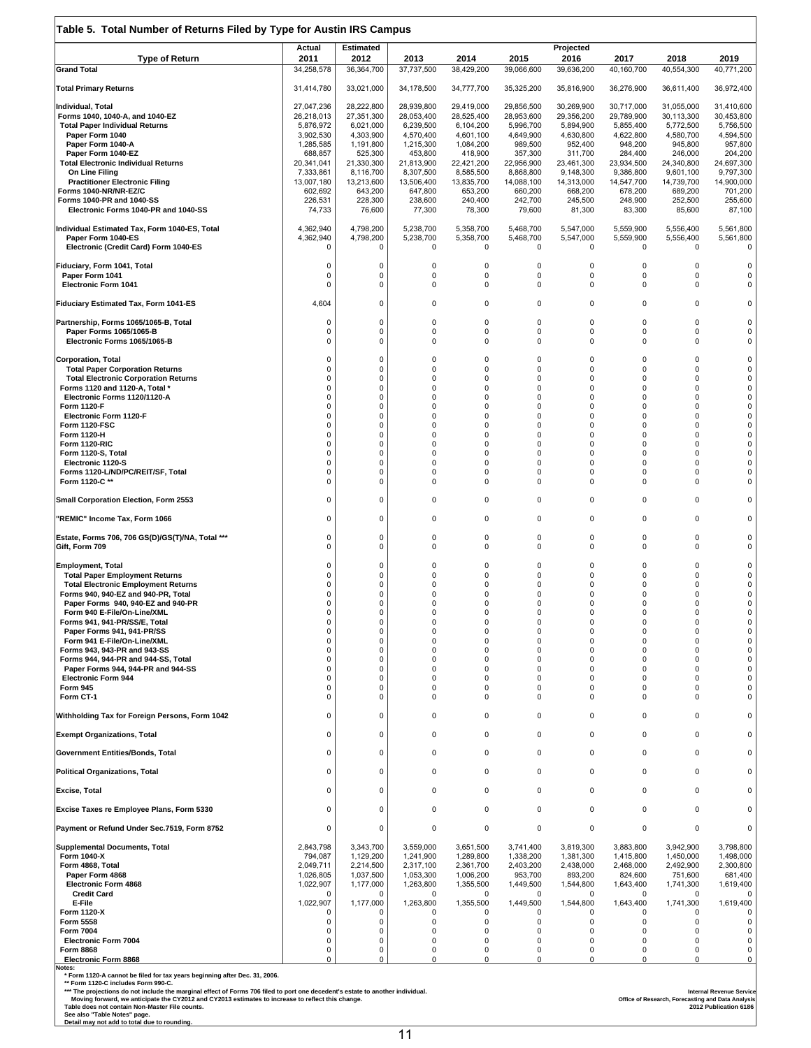## Table 5. Total Number of Returns Filed by Type for Austin IRS Campus

| Type of Return | Actual 2011 | Estimated 2012 | Projected 2013 | 2014 | 2015 | 2016 | 2017 | 2018 | 2019 |
|---|---|---|---|---|---|---|---|---|---|
| **Grand Total** | 34,258,578 | 36,364,700 | 37,737,500 | 38,429,200 | 39,066,600 | 39,636,200 | 40,160,700 | 40,554,300 | 40,771,200 |
| **Total Primary Returns** | 31,414,780 | 33,021,000 | 34,178,500 | 34,777,700 | 35,325,200 | 35,816,900 | 36,276,900 | 36,611,400 | 36,972,400 |
| **Individual, Total** | 27,047,236 | 28,222,800 | 28,939,800 | 29,419,000 | 29,856,500 | 30,269,900 | 30,717,000 | 31,055,000 | 31,410,600 |
| Forms 1040, 1040-A, and 1040-EZ | 26,218,013 | 27,351,300 | 28,053,400 | 28,525,400 | 28,953,600 | 29,356,200 | 29,789,900 | 30,113,300 | 30,453,800 |
| Total Paper Individual Returns | 5,876,972 | 6,021,000 | 6,239,500 | 6,104,200 | 5,996,700 | 5,894,900 | 5,855,400 | 5,772,500 | 5,756,500 |
| Paper Form 1040 | 3,902,530 | 4,303,900 | 4,570,400 | 4,601,100 | 4,649,900 | 4,630,800 | 4,622,800 | 4,580,700 | 4,594,500 |
| Paper Form 1040-A | 1,285,585 | 1,191,800 | 1,215,300 | 1,084,200 | 989,500 | 952,400 | 948,200 | 945,800 | 957,800 |
| Paper Form 1040-EZ | 688,857 | 525,300 | 453,800 | 418,900 | 357,300 | 311,700 | 284,400 | 246,000 | 204,200 |
| Total Electronic Individual Returns | 20,341,041 | 21,330,300 | 21,813,900 | 22,421,200 | 22,956,900 | 23,461,300 | 23,934,500 | 24,340,800 | 24,697,300 |
| On Line Filing | 7,333,861 | 8,116,700 | 8,307,500 | 8,585,500 | 8,868,800 | 9,148,300 | 9,386,800 | 9,601,100 | 9,797,300 |
| Practitioner Electronic Filing | 13,007,180 | 13,213,600 | 13,506,400 | 13,835,700 | 14,088,100 | 14,313,000 | 14,547,700 | 14,739,700 | 14,900,000 |
| Forms 1040-NR/NR-EZ/C | 602,692 | 643,200 | 647,800 | 653,200 | 660,200 | 668,200 | 678,200 | 689,200 | 701,200 |
| Forms 1040-PR and 1040-SS | 226,531 | 228,300 | 238,600 | 240,400 | 242,700 | 245,500 | 248,900 | 252,500 | 255,600 |
| Electronic Forms 1040-PR and 1040-SS | 74,733 | 76,600 | 77,300 | 78,300 | 79,600 | 81,300 | 83,300 | 85,600 | 87,100 |
| **Individual Estimated Tax, Form 1040-ES, Total** | 4,362,940 | 4,798,200 | 5,238,700 | 5,358,700 | 5,468,700 | 5,547,000 | 5,559,900 | 5,556,400 | 5,561,800 |
| Paper Form 1040-ES | 4,362,940 | 4,798,200 | 5,238,700 | 5,358,700 | 5,468,700 | 5,547,000 | 5,559,900 | 5,556,400 | 5,561,800 |
| Electronic (Credit Card) Form 1040-ES | 0 | 0 | 0 | 0 | 0 | 0 | 0 | 0 | 0 |
| **Fiduciary, Form 1041, Total** | 0 | 0 | 0 | 0 | 0 | 0 | 0 | 0 | 0 |
| Paper Form 1041 | 0 | 0 | 0 | 0 | 0 | 0 | 0 | 0 | 0 |
| Electronic Form 1041 | 0 | 0 | 0 | 0 | 0 | 0 | 0 | 0 | 0 |
| **Fiduciary Estimated Tax, Form 1041-ES** | 4,604 | 0 | 0 | 0 | 0 | 0 | 0 | 0 | 0 |
| **Partnership, Forms 1065/1065-B, Total** | 0 | 0 | 0 | 0 | 0 | 0 | 0 | 0 | 0 |
| Paper Forms 1065/1065-B | 0 | 0 | 0 | 0 | 0 | 0 | 0 | 0 | 0 |
| Electronic Forms 1065/1065-B | 0 | 0 | 0 | 0 | 0 | 0 | 0 | 0 | 0 |
| **Corporation, Total** | 0 | 0 | 0 | 0 | 0 | 0 | 0 | 0 | 0 |
| Total Paper Corporation Returns | 0 | 0 | 0 | 0 | 0 | 0 | 0 | 0 | 0 |
| Total Electronic Corporation Returns | 0 | 0 | 0 | 0 | 0 | 0 | 0 | 0 | 0 |
| Forms 1120 and 1120-A, Total * | 0 | 0 | 0 | 0 | 0 | 0 | 0 | 0 | 0 |
| Electronic Forms 1120/1120-A | 0 | 0 | 0 | 0 | 0 | 0 | 0 | 0 | 0 |
| Form 1120-F | 0 | 0 | 0 | 0 | 0 | 0 | 0 | 0 | 0 |
| Electronic Form 1120-F | 0 | 0 | 0 | 0 | 0 | 0 | 0 | 0 | 0 |
| Form 1120-FSC | 0 | 0 | 0 | 0 | 0 | 0 | 0 | 0 | 0 |
| Form 1120-H | 0 | 0 | 0 | 0 | 0 | 0 | 0 | 0 | 0 |
| Form 1120-RIC | 0 | 0 | 0 | 0 | 0 | 0 | 0 | 0 | 0 |
| Form 1120-S, Total | 0 | 0 | 0 | 0 | 0 | 0 | 0 | 0 | 0 |
| Electronic 1120-S | 0 | 0 | 0 | 0 | 0 | 0 | 0 | 0 | 0 |
| Forms 1120-L/ND/PC/REIT/SF, Total | 0 | 0 | 0 | 0 | 0 | 0 | 0 | 0 | 0 |
| Form 1120-C ** | 0 | 0 | 0 | 0 | 0 | 0 | 0 | 0 | 0 |
| **Small Corporation Election, Form 2553** | 0 | 0 | 0 | 0 | 0 | 0 | 0 | 0 | 0 |
| **"REMIC" Income Tax, Form 1066** | 0 | 0 | 0 | 0 | 0 | 0 | 0 | 0 | 0 |
| **Estate, Forms 706, 706 GS(D)/GS(T)/NA, Total \*\*\*** | 0 | 0 | 0 | 0 | 0 | 0 | 0 | 0 | 0 |
| **Gift, Form 709** | 0 | 0 | 0 | 0 | 0 | 0 | 0 | 0 | 0 |
| **Employment, Total** | 0 | 0 | 0 | 0 | 0 | 0 | 0 | 0 | 0 |
| Total Paper Employment Returns | 0 | 0 | 0 | 0 | 0 | 0 | 0 | 0 | 0 |
| Total Electronic Employment Returns | 0 | 0 | 0 | 0 | 0 | 0 | 0 | 0 | 0 |
| Forms 940, 940-EZ and 940-PR, Total | 0 | 0 | 0 | 0 | 0 | 0 | 0 | 0 | 0 |
| Paper Forms 940, 940-EZ and 940-PR | 0 | 0 | 0 | 0 | 0 | 0 | 0 | 0 | 0 |
| Form 940 E-File/On-Line/XML | 0 | 0 | 0 | 0 | 0 | 0 | 0 | 0 | 0 |
| Forms 941, 941-PR/SS/E, Total | 0 | 0 | 0 | 0 | 0 | 0 | 0 | 0 | 0 |
| Paper Forms 941, 941-PR/SS | 0 | 0 | 0 | 0 | 0 | 0 | 0 | 0 | 0 |
| Form 941 E-File/On-Line/XML | 0 | 0 | 0 | 0 | 0 | 0 | 0 | 0 | 0 |
| Forms 943, 943-PR and 943-SS | 0 | 0 | 0 | 0 | 0 | 0 | 0 | 0 | 0 |
| Forms 944, 944-PR and 944-SS, Total | 0 | 0 | 0 | 0 | 0 | 0 | 0 | 0 | 0 |
| Paper Forms 944, 944-PR and 944-SS | 0 | 0 | 0 | 0 | 0 | 0 | 0 | 0 | 0 |
| Electronic Form 944 | 0 | 0 | 0 | 0 | 0 | 0 | 0 | 0 | 0 |
| Form 945 | 0 | 0 | 0 | 0 | 0 | 0 | 0 | 0 | 0 |
| Form CT-1 | 0 | 0 | 0 | 0 | 0 | 0 | 0 | 0 | 0 |
| **Withholding Tax for Foreign Persons, Form 1042** | 0 | 0 | 0 | 0 | 0 | 0 | 0 | 0 | 0 |
| **Exempt Organizations, Total** | 0 | 0 | 0 | 0 | 0 | 0 | 0 | 0 | 0 |
| **Government Entities/Bonds, Total** | 0 | 0 | 0 | 0 | 0 | 0 | 0 | 0 | 0 |
| **Political Organizations, Total** | 0 | 0 | 0 | 0 | 0 | 0 | 0 | 0 | 0 |
| **Excise, Total** | 0 | 0 | 0 | 0 | 0 | 0 | 0 | 0 | 0 |
| **Excise Taxes re Employee Plans, Form 5330** | 0 | 0 | 0 | 0 | 0 | 0 | 0 | 0 | 0 |
| **Payment or Refund Under Sec.7519, Form 8752** | 0 | 0 | 0 | 0 | 0 | 0 | 0 | 0 | 0 |
| **Supplemental Documents, Total** | 2,843,798 | 3,343,700 | 3,559,000 | 3,651,500 | 3,741,400 | 3,819,300 | 3,883,800 | 3,942,900 | 3,798,800 |
| Form 1040-X | 794,087 | 1,129,200 | 1,241,900 | 1,289,800 | 1,338,200 | 1,381,300 | 1,415,800 | 1,450,000 | 1,498,000 |
| Form 4868, Total | 2,049,711 | 2,214,500 | 2,317,100 | 2,361,700 | 2,403,200 | 2,438,000 | 2,468,000 | 2,492,900 | 2,300,800 |
| Paper Form 4868 | 1,026,805 | 1,037,500 | 1,053,300 | 1,006,200 | 953,700 | 893,200 | 824,600 | 751,600 | 681,400 |
| Electronic Form 4868 | 1,022,907 | 1,177,000 | 1,263,800 | 1,355,500 | 1,449,500 | 1,544,800 | 1,643,400 | 1,741,300 | 1,619,400 |
| Credit Card | 0 | 0 | 0 | 0 | 0 | 0 | 0 | 0 | 0 |
| E-File | 1,022,907 | 1,177,000 | 1,263,800 | 1,355,500 | 1,449,500 | 1,544,800 | 1,643,400 | 1,741,300 | 1,619,400 |
| Form 1120-X | 0 | 0 | 0 | 0 | 0 | 0 | 0 | 0 | 0 |
| Form 5558 | 0 | 0 | 0 | 0 | 0 | 0 | 0 | 0 | 0 |
| Form 7004 | 0 | 0 | 0 | 0 | 0 | 0 | 0 | 0 | 0 |
| Electronic Form 7004 | 0 | 0 | 0 | 0 | 0 | 0 | 0 | 0 | 0 |
| Form 8868 | 0 | 0 | 0 | 0 | 0 | 0 | 0 | 0 | 0 |
| Electronic Form 8868 | 0 | 0 | 0 | 0 | 0 | 0 | 0 | 0 | 0 |

**Notes:**
\* Form 1120-A cannot be filed for tax years beginning after Dec. 31, 2006.
\*\* Form 1120-C includes Form 990-C.
\*\*\* The projections do not include the marginal effect of Forms 706 filed to port one decedent's estate to another individual.
Moving forward, we anticipate the CY2012 and CY2013 estimates to increase to reflect this change.
Table does not contain Non-Master File counts.
See also "Table Notes" page.
Detail may not add to total due to rounding.

Internal Revenue Service
Office of Research, Forecasting and Data Analysis
2012 Publication 6186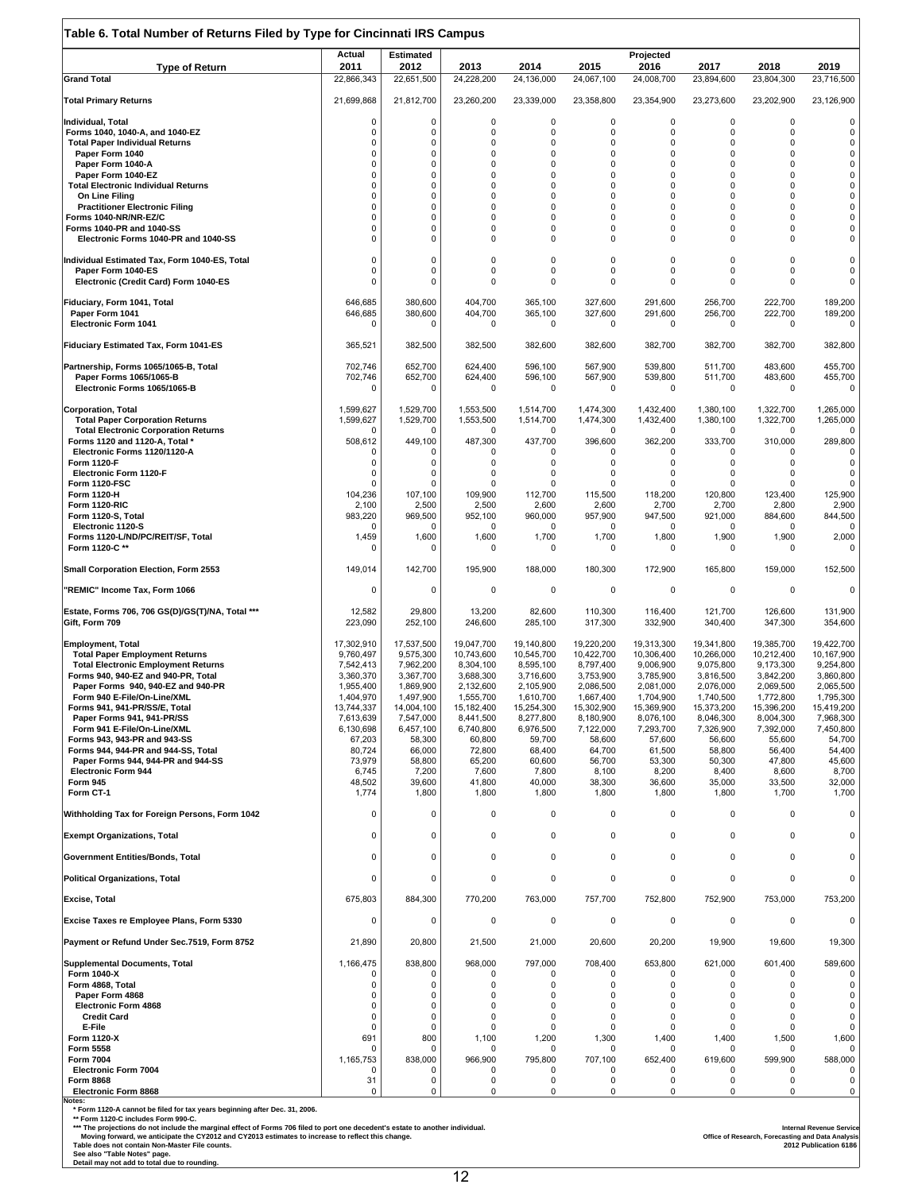## Table 6. Total Number of Returns Filed by Type for Cincinnati IRS Campus

| Type of Return | Actual 2011 | Estimated 2012 | Projected 2013 | 2014 | 2015 | 2016 | 2017 | 2018 | 2019 |
|---|---|---|---|---|---|---|---|---|---|
| **Grand Total** | 22,866,343 | 22,651,500 | 24,228,200 | 24,136,000 | 24,067,100 | 24,008,700 | 23,894,600 | 23,804,300 | 23,716,500 |
| **Total Primary Returns** | 21,699,868 | 21,812,700 | 23,260,200 | 23,339,000 | 23,358,800 | 23,354,900 | 23,273,600 | 23,202,900 | 23,126,900 |
| **Individual, Total** | 0 | 0 | 0 | 0 | 0 | 0 | 0 | 0 | 0 |
| Forms 1040, 1040-A, and 1040-EZ | 0 | 0 | 0 | 0 | 0 | 0 | 0 | 0 | 0 |
| Total Paper Individual Returns | 0 | 0 | 0 | 0 | 0 | 0 | 0 | 0 | 0 |
| Paper Form 1040 | 0 | 0 | 0 | 0 | 0 | 0 | 0 | 0 | 0 |
| Paper Form 1040-A | 0 | 0 | 0 | 0 | 0 | 0 | 0 | 0 | 0 |
| Paper Form 1040-EZ | 0 | 0 | 0 | 0 | 0 | 0 | 0 | 0 | 0 |
| Total Electronic Individual Returns | 0 | 0 | 0 | 0 | 0 | 0 | 0 | 0 | 0 |
| On Line Filing | 0 | 0 | 0 | 0 | 0 | 0 | 0 | 0 | 0 |
| Practitioner Electronic Filing | 0 | 0 | 0 | 0 | 0 | 0 | 0 | 0 | 0 |
| Forms 1040-NR/NR-EZ/C | 0 | 0 | 0 | 0 | 0 | 0 | 0 | 0 | 0 |
| Forms 1040-PR and 1040-SS | 0 | 0 | 0 | 0 | 0 | 0 | 0 | 0 | 0 |
| Electronic Forms 1040-PR and 1040-SS | 0 | 0 | 0 | 0 | 0 | 0 | 0 | 0 | 0 |
| **Individual Estimated Tax, Form 1040-ES, Total** | 0 | 0 | 0 | 0 | 0 | 0 | 0 | 0 | 0 |
| Paper Form 1040-ES | 0 | 0 | 0 | 0 | 0 | 0 | 0 | 0 | 0 |
| Electronic (Credit Card) Form 1040-ES | 0 | 0 | 0 | 0 | 0 | 0 | 0 | 0 | 0 |
| **Fiduciary, Form 1041, Total** | 646,685 | 380,600 | 404,700 | 365,100 | 327,600 | 291,600 | 256,700 | 222,700 | 189,200 |
| Paper Form 1041 | 646,685 | 380,600 | 404,700 | 365,100 | 327,600 | 291,600 | 256,700 | 222,700 | 189,200 |
| Electronic Form 1041 | 0 | 0 | 0 | 0 | 0 | 0 | 0 | 0 | 0 |
| **Fiduciary Estimated Tax, Form 1041-ES** | 365,521 | 382,500 | 382,500 | 382,600 | 382,600 | 382,700 | 382,700 | 382,700 | 382,800 |
| **Partnership, Forms 1065/1065-B, Total** | 702,746 | 652,700 | 624,400 | 596,100 | 567,900 | 539,800 | 511,700 | 483,600 | 455,700 |
| Paper Forms 1065/1065-B | 702,746 | 652,700 | 624,400 | 596,100 | 567,900 | 539,800 | 511,700 | 483,600 | 455,700 |
| Electronic Forms 1065/1065-B | 0 | 0 | 0 | 0 | 0 | 0 | 0 | 0 | 0 |
| **Corporation, Total** | 1,599,627 | 1,529,700 | 1,553,500 | 1,514,700 | 1,474,300 | 1,432,400 | 1,380,100 | 1,322,700 | 1,265,000 |
| Total Paper Corporation Returns | 1,599,627 | 1,529,700 | 1,553,500 | 1,514,700 | 1,474,300 | 1,432,400 | 1,380,100 | 1,322,700 | 1,265,000 |
| Total Electronic Corporation Returns | 0 | 0 | 0 | 0 | 0 | 0 | 0 | 0 | 0 |
| Forms 1120 and 1120-A, Total * | 508,612 | 449,100 | 487,300 | 437,700 | 396,600 | 362,200 | 333,700 | 310,000 | 289,800 |
| Electronic Forms 1120/1120-A | 0 | 0 | 0 | 0 | 0 | 0 | 0 | 0 | 0 |
| Form 1120-F | 0 | 0 | 0 | 0 | 0 | 0 | 0 | 0 | 0 |
| Electronic Form 1120-F | 0 | 0 | 0 | 0 | 0 | 0 | 0 | 0 | 0 |
| Form 1120-FSC | 0 | 0 | 0 | 0 | 0 | 0 | 0 | 0 | 0 |
| Form 1120-H | 104,236 | 107,100 | 109,900 | 112,700 | 115,500 | 118,200 | 120,800 | 123,400 | 125,900 |
| Form 1120-RIC | 2,100 | 2,500 | 2,500 | 2,600 | 2,600 | 2,700 | 2,700 | 2,800 | 2,900 |
| Form 1120-S, Total | 983,220 | 969,500 | 952,100 | 960,000 | 957,900 | 947,500 | 921,000 | 884,600 | 844,500 |
| Electronic 1120-S | 0 | 0 | 0 | 0 | 0 | 0 | 0 | 0 | 0 |
| Forms 1120-L/ND/PC/REIT/SF, Total | 1,459 | 1,600 | 1,600 | 1,700 | 1,700 | 1,800 | 1,900 | 1,900 | 2,000 |
| Form 1120-C ** | 0 | 0 | 0 | 0 | 0 | 0 | 0 | 0 | 0 |
| **Small Corporation Election, Form 2553** | 149,014 | 142,700 | 195,900 | 188,000 | 180,300 | 172,900 | 165,800 | 159,000 | 152,500 |
| **"REMIC" Income Tax, Form 1066** | 0 | 0 | 0 | 0 | 0 | 0 | 0 | 0 | 0 |
| **Estate, Forms 706, 706 GS(D)/GS(T)/NA, Total *** ** | 12,582 | 29,800 | 13,200 | 82,600 | 110,300 | 116,400 | 121,700 | 126,600 | 131,900 |
| **Gift, Form 709** | 223,090 | 252,100 | 246,600 | 285,100 | 317,300 | 332,900 | 340,400 | 347,300 | 354,600 |
| **Employment, Total** | 17,302,910 | 17,537,500 | 19,047,700 | 19,140,800 | 19,220,200 | 19,313,300 | 19,341,800 | 19,385,700 | 19,422,700 |
| Total Paper Employment Returns | 9,760,497 | 9,575,300 | 10,743,600 | 10,545,700 | 10,422,700 | 10,306,400 | 10,266,000 | 10,212,400 | 10,167,900 |
| Total Electronic Employment Returns | 7,542,413 | 7,962,200 | 8,304,100 | 8,595,100 | 8,797,400 | 9,006,900 | 9,075,800 | 9,173,300 | 9,254,800 |
| Forms 940, 940-EZ and 940-PR, Total | 3,360,370 | 3,367,700 | 3,688,300 | 3,716,600 | 3,753,900 | 3,785,900 | 3,816,500 | 3,842,200 | 3,860,800 |
| Paper Forms 940, 940-EZ and 940-PR | 1,955,400 | 1,869,900 | 2,132,600 | 2,105,900 | 2,086,500 | 2,081,000 | 2,076,000 | 2,069,500 | 2,065,500 |
| Form 940 E-File/On-Line/XML | 1,404,970 | 1,497,900 | 1,555,700 | 1,610,700 | 1,667,400 | 1,704,900 | 1,740,500 | 1,772,800 | 1,795,300 |
| Forms 941, 941-PR/SS/E, Total | 13,744,337 | 14,004,100 | 15,182,400 | 15,254,300 | 15,302,900 | 15,369,900 | 15,373,200 | 15,396,200 | 15,419,200 |
| Paper Forms 941, 941-PR/SS | 7,613,639 | 7,547,000 | 8,441,500 | 8,277,800 | 8,180,900 | 8,076,100 | 8,046,300 | 8,004,300 | 7,968,300 |
| Form 941 E-File/On-Line/XML | 6,130,698 | 6,457,100 | 6,740,800 | 6,976,500 | 7,122,000 | 7,293,700 | 7,326,900 | 7,392,000 | 7,450,800 |
| Forms 943, 943-PR and 943-SS | 67,203 | 58,300 | 60,800 | 59,700 | 58,600 | 57,600 | 56,600 | 55,600 | 54,700 |
| Forms 944, 944-PR and 944-SS, Total | 80,724 | 66,000 | 72,800 | 68,400 | 64,700 | 61,500 | 58,800 | 56,400 | 54,400 |
| Paper Forms 944, 944-PR and 944-SS | 73,979 | 58,800 | 65,200 | 60,600 | 56,700 | 53,300 | 50,300 | 47,800 | 45,600 |
| Electronic Form 944 | 6,745 | 7,200 | 7,600 | 7,800 | 8,100 | 8,200 | 8,400 | 8,600 | 8,700 |
| Form 945 | 48,502 | 39,600 | 41,800 | 40,000 | 38,300 | 36,600 | 35,000 | 33,500 | 32,000 |
| Form CT-1 | 1,774 | 1,800 | 1,800 | 1,800 | 1,800 | 1,800 | 1,800 | 1,700 | 1,700 |
| **Withholding Tax for Foreign Persons, Form 1042** | 0 | 0 | 0 | 0 | 0 | 0 | 0 | 0 | 0 |
| **Exempt Organizations, Total** | 0 | 0 | 0 | 0 | 0 | 0 | 0 | 0 | 0 |
| **Government Entities/Bonds, Total** | 0 | 0 | 0 | 0 | 0 | 0 | 0 | 0 | 0 |
| **Political Organizations, Total** | 0 | 0 | 0 | 0 | 0 | 0 | 0 | 0 | 0 |
| **Excise, Total** | 675,803 | 884,300 | 770,200 | 763,000 | 757,700 | 752,800 | 752,900 | 753,000 | 753,200 |
| **Excise Taxes re Employee Plans, Form 5330** | 0 | 0 | 0 | 0 | 0 | 0 | 0 | 0 | 0 |
| **Payment or Refund Under Sec.7519, Form 8752** | 21,890 | 20,800 | 21,500 | 21,000 | 20,600 | 20,200 | 19,900 | 19,600 | 19,300 |
| **Supplemental Documents, Total** | 1,166,475 | 838,800 | 968,000 | 797,000 | 708,400 | 653,800 | 621,000 | 601,400 | 589,600 |
| Form 1040-X | 0 | 0 | 0 | 0 | 0 | 0 | 0 | 0 | 0 |
| Form 4868, Total | 0 | 0 | 0 | 0 | 0 | 0 | 0 | 0 | 0 |
| Paper Form 4868 | 0 | 0 | 0 | 0 | 0 | 0 | 0 | 0 | 0 |
| Electronic Form 4868 | 0 | 0 | 0 | 0 | 0 | 0 | 0 | 0 | 0 |
| Credit Card | 0 | 0 | 0 | 0 | 0 | 0 | 0 | 0 | 0 |
| E-File | 0 | 0 | 0 | 0 | 0 | 0 | 0 | 0 | 0 |
| Form 1120-X | 691 | 800 | 1,100 | 1,200 | 1,300 | 1,400 | 1,400 | 1,500 | 1,600 |
| Form 5558 | 0 | 0 | 0 | 0 | 0 | 0 | 0 | 0 | 0 |
| Form 7004 | 1,165,753 | 838,000 | 966,900 | 795,800 | 707,100 | 652,400 | 619,600 | 599,900 | 588,000 |
| Electronic Form 7004 | 0 | 0 | 0 | 0 | 0 | 0 | 0 | 0 | 0 |
| Form 8868 | 31 | 0 | 0 | 0 | 0 | 0 | 0 | 0 | 0 |
| Electronic Form 8868 | 0 | 0 | 0 | 0 | 0 | 0 | 0 | 0 | 0 |

**Notes:**

\* Form 1120-A cannot be filed for tax years beginning after Dec. 31, 2006.

\*\* Form 1120-C includes Form 990-C.

\*\*\* The projections do not include the marginal effect of Forms 706 filed to port one decedent's estate to another individual. Moving forward, we anticipate the CY2012 and CY2013 estimates to increase to reflect this change.

Table does not contain Non-Master File counts.

See also "Table Notes" page.

Detail may not add to total due to rounding.

Internal Revenue Service
Office of Research, Forecasting and Data Analysis
2012 Publication 6186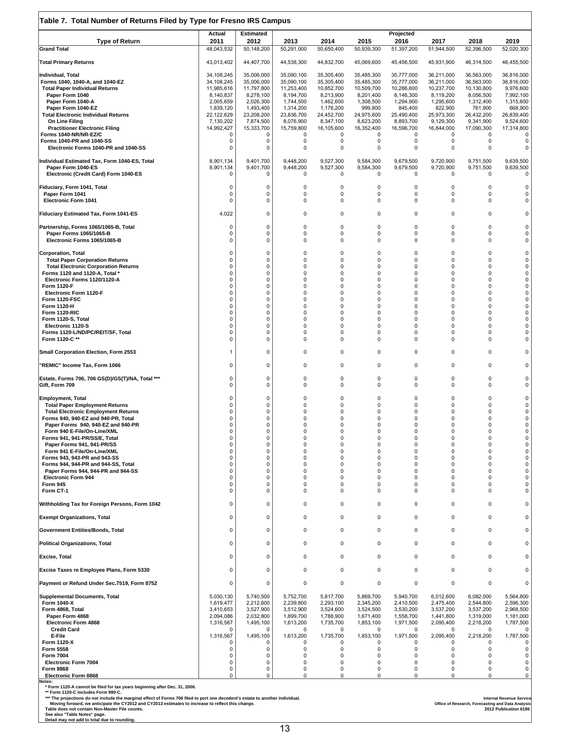## Table 7. Total Number of Returns Filed by Type for Fresno IRS Campus

| Type of Return | Actual 2011 | Estimated 2012 | Projected 2013 | 2014 | 2015 | 2016 | 2017 | 2018 | 2019 |
|---|---|---|---|---|---|---|---|---|---|
| **Grand Total** | 48,043,532 | 50,148,200 | 50,291,000 | 50,650,400 | 50,939,300 | 51,397,200 | 51,944,500 | 52,396,500 | 52,020,300 |
| **Total Primary Returns** | 43,013,402 | 44,407,700 | 44,538,300 | 44,832,700 | 45,069,600 | 45,456,500 | 45,931,900 | 46,314,500 | 46,455,500 |
| **Individual, Total** | 34,108,245 | 35,006,000 | 35,090,100 | 35,305,400 | 35,485,300 | 35,777,000 | 36,211,000 | 36,563,000 | 36,816,000 |
| Forms 1040, 1040-A, and 1040-EZ | 34,108,245 | 35,006,000 | 35,090,100 | 35,305,400 | 35,485,300 | 35,777,000 | 36,211,000 | 36,563,000 | 36,816,000 |
| Total Paper Individual Returns | 11,985,616 | 11,797,800 | 11,253,400 | 10,852,700 | 10,509,700 | 10,286,600 | 10,237,700 | 10,130,800 | 9,976,600 |
| Paper Form 1040 | 8,140,837 | 8,278,100 | 8,194,700 | 8,213,900 | 8,201,400 | 8,146,300 | 8,119,200 | 8,056,500 | 7,992,100 |
| Paper Form 1040-A | 2,005,659 | 2,026,300 | 1,744,500 | 1,462,600 | 1,308,500 | 1,294,900 | 1,295,600 | 1,312,400 | 1,315,600 |
| Paper Form 1040-EZ | 1,839,120 | 1,493,400 | 1,314,200 | 1,176,200 | 999,800 | 845,400 | 822,900 | 761,900 | 668,900 |
| Total Electronic Individual Returns | 22,122,629 | 23,208,200 | 23,836,700 | 24,452,700 | 24,975,600 | 25,490,400 | 25,973,300 | 26,432,200 | 26,839,400 |
| On Line Filing | 7,130,202 | 7,874,500 | 8,076,900 | 8,347,100 | 8,623,200 | 8,893,700 | 9,129,300 | 9,341,900 | 9,524,600 |
| Practitioner Electronic Filing | 14,992,427 | 15,333,700 | 15,759,800 | 16,105,600 | 16,352,400 | 16,596,700 | 16,844,000 | 17,090,300 | 17,314,800 |
| Forms 1040-NR/NR-EZ/C | 0 | 0 | 0 | 0 | 0 | 0 | 0 | 0 | 0 |
| Forms 1040-PR and 1040-SS | 0 | 0 | 0 | 0 | 0 | 0 | 0 | 0 | 0 |
| Electronic Forms 1040-PR and 1040-SS | 0 | 0 | 0 | 0 | 0 | 0 | 0 | 0 | 0 |
| **Individual Estimated Tax, Form 1040-ES, Total** | 8,901,134 | 9,401,700 | 9,448,200 | 9,527,300 | 9,584,300 | 9,679,500 | 9,720,900 | 9,751,500 | 9,639,500 |
| Paper Form 1040-ES | 8,901,134 | 9,401,700 | 9,448,200 | 9,527,300 | 9,584,300 | 9,679,500 | 9,720,900 | 9,751,500 | 9,639,500 |
| Electronic (Credit Card) Form 1040-ES | 0 | 0 | 0 | 0 | 0 | 0 | 0 | 0 | 0 |
| **Fiduciary, Form 1041, Total** | 0 | 0 | 0 | 0 | 0 | 0 | 0 | 0 | 0 |
| Paper Form 1041 | 0 | 0 | 0 | 0 | 0 | 0 | 0 | 0 | 0 |
| Electronic Form 1041 | 0 | 0 | 0 | 0 | 0 | 0 | 0 | 0 | 0 |
| **Fiduciary Estimated Tax, Form 1041-ES** | 4,022 | 0 | 0 | 0 | 0 | 0 | 0 | 0 | 0 |
| **Partnership, Forms 1065/1065-B, Total** | 0 | 0 | 0 | 0 | 0 | 0 | 0 | 0 | 0 |
| Paper Forms 1065/1065-B | 0 | 0 | 0 | 0 | 0 | 0 | 0 | 0 | 0 |
| Electronic Forms 1065/1065-B | 0 | 0 | 0 | 0 | 0 | 0 | 0 | 0 | 0 |
| **Corporation, Total** | 0 | 0 | 0 | 0 | 0 | 0 | 0 | 0 | 0 |
| Total Paper Corporation Returns | 0 | 0 | 0 | 0 | 0 | 0 | 0 | 0 | 0 |
| Total Electronic Corporation Returns | 0 | 0 | 0 | 0 | 0 | 0 | 0 | 0 | 0 |
| Forms 1120 and 1120-A, Total * | 0 | 0 | 0 | 0 | 0 | 0 | 0 | 0 | 0 |
| Electronic Forms 1120/1120-A | 0 | 0 | 0 | 0 | 0 | 0 | 0 | 0 | 0 |
| Form 1120-F | 0 | 0 | 0 | 0 | 0 | 0 | 0 | 0 | 0 |
| Electronic Form 1120-F | 0 | 0 | 0 | 0 | 0 | 0 | 0 | 0 | 0 |
| Form 1120-FSC | 0 | 0 | 0 | 0 | 0 | 0 | 0 | 0 | 0 |
| Form 1120-H | 0 | 0 | 0 | 0 | 0 | 0 | 0 | 0 | 0 |
| Form 1120-RIC | 0 | 0 | 0 | 0 | 0 | 0 | 0 | 0 | 0 |
| Form 1120-S, Total | 0 | 0 | 0 | 0 | 0 | 0 | 0 | 0 | 0 |
| Electronic 1120-S | 0 | 0 | 0 | 0 | 0 | 0 | 0 | 0 | 0 |
| Forms 1120-L/ND/PC/REIT/SF, Total | 0 | 0 | 0 | 0 | 0 | 0 | 0 | 0 | 0 |
| Form 1120-C ** | 0 | 0 | 0 | 0 | 0 | 0 | 0 | 0 | 0 |
| **Small Corporation Election, Form 2553** | 1 | 0 | 0 | 0 | 0 | 0 | 0 | 0 | 0 |
| **"REMIC" Income Tax, Form 1066** | 0 | 0 | 0 | 0 | 0 | 0 | 0 | 0 | 0 |
| **Estate, Forms 706, 706 GS(D)/GS(T)/NA, Total *** ** | 0 | 0 | 0 | 0 | 0 | 0 | 0 | 0 | 0 |
| **Gift, Form 709** | 0 | 0 | 0 | 0 | 0 | 0 | 0 | 0 | 0 |
| **Employment, Total** | 0 | 0 | 0 | 0 | 0 | 0 | 0 | 0 | 0 |
| Total Paper Employment Returns | 0 | 0 | 0 | 0 | 0 | 0 | 0 | 0 | 0 |
| Total Electronic Employment Returns | 0 | 0 | 0 | 0 | 0 | 0 | 0 | 0 | 0 |
| Forms 940, 940-EZ and 940-PR, Total | 0 | 0 | 0 | 0 | 0 | 0 | 0 | 0 | 0 |
| Paper Forms 940, 940-EZ and 940-PR | 0 | 0 | 0 | 0 | 0 | 0 | 0 | 0 | 0 |
| Form 940 E-File/On-Line/XML | 0 | 0 | 0 | 0 | 0 | 0 | 0 | 0 | 0 |
| Forms 941, 941-PR/SS/E, Total | 0 | 0 | 0 | 0 | 0 | 0 | 0 | 0 | 0 |
| Paper Forms 941, 941-PR/SS | 0 | 0 | 0 | 0 | 0 | 0 | 0 | 0 | 0 |
| Form 941 E-File/On-Line/XML | 0 | 0 | 0 | 0 | 0 | 0 | 0 | 0 | 0 |
| Forms 943, 943-PR and 943-SS | 0 | 0 | 0 | 0 | 0 | 0 | 0 | 0 | 0 |
| Forms 944, 944-PR and 944-SS, Total | 0 | 0 | 0 | 0 | 0 | 0 | 0 | 0 | 0 |
| Paper Forms 944, 944-PR and 944-SS | 0 | 0 | 0 | 0 | 0 | 0 | 0 | 0 | 0 |
| Electronic Form 944 | 0 | 0 | 0 | 0 | 0 | 0 | 0 | 0 | 0 |
| Form 945 | 0 | 0 | 0 | 0 | 0 | 0 | 0 | 0 | 0 |
| Form CT-1 | 0 | 0 | 0 | 0 | 0 | 0 | 0 | 0 | 0 |
| **Withholding Tax for Foreign Persons, Form 1042** | 0 | 0 | 0 | 0 | 0 | 0 | 0 | 0 | 0 |
| **Exempt Organizations, Total** | 0 | 0 | 0 | 0 | 0 | 0 | 0 | 0 | 0 |
| **Government Entities/Bonds, Total** | 0 | 0 | 0 | 0 | 0 | 0 | 0 | 0 | 0 |
| **Political Organizations, Total** | 0 | 0 | 0 | 0 | 0 | 0 | 0 | 0 | 0 |
| **Excise, Total** | 0 | 0 | 0 | 0 | 0 | 0 | 0 | 0 | 0 |
| **Excise Taxes re Employee Plans, Form 5330** | 0 | 0 | 0 | 0 | 0 | 0 | 0 | 0 | 0 |
| **Payment or Refund Under Sec.7519, Form 8752** | 0 | 0 | 0 | 0 | 0 | 0 | 0 | 0 | 0 |
| **Supplemental Documents, Total** | 5,030,130 | 5,740,500 | 5,752,700 | 5,817,700 | 5,869,700 | 5,940,700 | 6,012,600 | 6,082,000 | 5,564,800 |
| Form 1040-X | 1,619,477 | 2,212,600 | 2,239,800 | 2,293,100 | 2,345,200 | 2,410,500 | 2,475,400 | 2,544,800 | 2,596,300 |
| Form 4868, Total | 3,410,653 | 3,527,900 | 3,512,900 | 3,524,600 | 3,524,500 | 3,530,200 | 3,537,200 | 3,537,200 | 2,968,500 |
| Paper Form 4868 | 2,094,086 | 2,032,800 | 1,899,700 | 1,788,900 | 1,671,400 | 1,558,700 | 1,441,800 | 1,319,000 | 1,181,000 |
| Electronic Form 4868 | 1,316,567 | 1,495,100 | 1,613,200 | 1,735,700 | 1,853,100 | 1,971,500 | 2,095,400 | 2,218,200 | 1,787,500 |
| Credit Card | 0 | 0 | 0 | 0 | 0 | 0 | 0 | 0 | 0 |
| E-File | 1,316,567 | 1,495,100 | 1,613,200 | 1,735,700 | 1,853,100 | 1,971,500 | 2,095,400 | 2,218,200 | 1,787,500 |
| Form 1120-X | 0 | 0 | 0 | 0 | 0 | 0 | 0 | 0 | 0 |
| Form 5558 | 0 | 0 | 0 | 0 | 0 | 0 | 0 | 0 | 0 |
| Form 7004 | 0 | 0 | 0 | 0 | 0 | 0 | 0 | 0 | 0 |
| Electronic Form 7004 | 0 | 0 | 0 | 0 | 0 | 0 | 0 | 0 | 0 |
| Form 8868 | 0 | 0 | 0 | 0 | 0 | 0 | 0 | 0 | 0 |
| Electronic Form 8868 | 0 | 0 | 0 | 0 | 0 | 0 | 0 | 0 | 0 |

**Notes:**
* Form 1120-A cannot be filed for tax years beginning after Dec. 31, 2006.
** Form 1120-C includes Form 990-C.
*** The projections do not include the marginal effect of Forms 706 filed to port one decedent's estate to another individual.
Moving forward, we anticipate the CY2012 and CY2013 estimates to increase to reflect this change.
Table does not contain Non-Master File counts.
See also "Table Notes" page.
Detail may not add to total due to rounding.

Internal Revenue Service
Office of Research, Forecasting and Data Analysis
2012 Publication 6186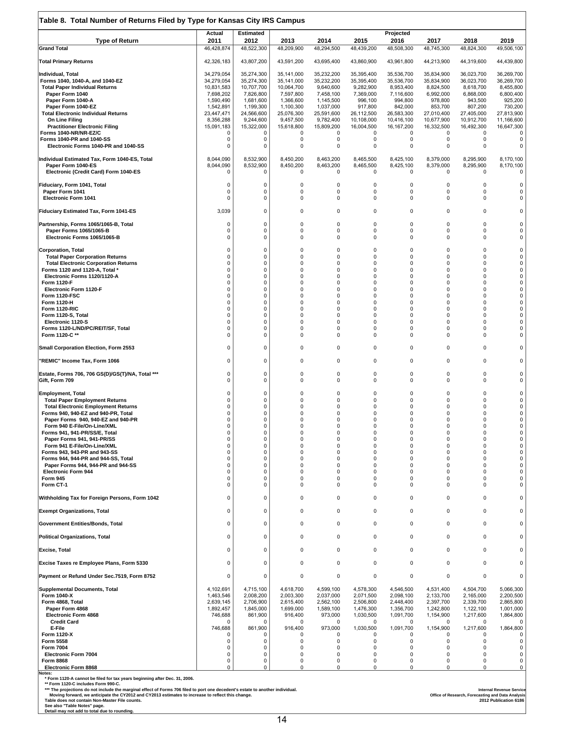## Table 8. Total Number of Returns Filed by Type for Kansas City IRS Campus

| Type of Return | Actual 2011 | Estimated 2012 | Projected 2013 | 2014 | 2015 | 2016 | 2017 | 2018 | 2019 |
|---|---|---|---|---|---|---|---|---|---|
| **Grand Total** | 46,428,874 | 48,522,300 | 48,209,900 | 48,294,500 | 48,439,200 | 48,508,300 | 48,745,300 | 48,824,300 | 49,506,100 |
| **Total Primary Returns** | 42,326,183 | 43,807,200 | 43,591,200 | 43,695,400 | 43,860,900 | 43,961,800 | 44,213,900 | 44,319,600 | 44,439,800 |
| **Individual, Total** | 34,279,054 | 35,274,300 | 35,141,000 | 35,232,200 | 35,395,400 | 35,536,700 | 35,834,900 | 36,023,700 | 36,269,700 |
| Forms 1040, 1040-A, and 1040-EZ | 34,279,054 | 35,274,300 | 35,141,000 | 35,232,200 | 35,395,400 | 35,536,700 | 35,834,900 | 36,023,700 | 36,269,700 |
| Total Paper Individual Returns | 10,831,583 | 10,707,700 | 10,064,700 | 9,640,600 | 9,282,900 | 8,953,400 | 8,824,500 | 8,618,700 | 8,455,800 |
| Paper Form 1040 | 7,698,202 | 7,826,800 | 7,597,800 | 7,458,100 | 7,369,000 | 7,116,600 | 6,992,000 | 6,868,000 | 6,800,400 |
| Paper Form 1040-A | 1,590,490 | 1,681,600 | 1,366,600 | 1,145,500 | 996,100 | 994,800 | 978,800 | 943,500 | 925,200 |
| Paper Form 1040-EZ | 1,542,891 | 1,199,300 | 1,100,300 | 1,037,000 | 917,800 | 842,000 | 853,700 | 807,200 | 730,200 |
| Total Electronic Individual Returns | 23,447,471 | 24,566,600 | 25,076,300 | 25,591,600 | 26,112,500 | 26,583,300 | 27,010,400 | 27,405,000 | 27,813,900 |
| On Line Filing | 8,356,288 | 9,244,600 | 9,457,500 | 9,782,400 | 10,108,000 | 10,416,100 | 10,677,900 | 10,912,700 | 11,166,600 |
| Practitioner Electronic Filing | 15,091,183 | 15,322,000 | 15,618,800 | 15,809,200 | 16,004,500 | 16,167,200 | 16,332,500 | 16,492,300 | 16,647,300 |
| Forms 1040-NR/NR-EZ/C | 0 | 0 | 0 | 0 | 0 | 0 | 0 | 0 | 0 |
| Forms 1040-PR and 1040-SS | 0 | 0 | 0 | 0 | 0 | 0 | 0 | 0 | 0 |
| Electronic Forms 1040-PR and 1040-SS | 0 | 0 | 0 | 0 | 0 | 0 | 0 | 0 | 0 |
| **Individual Estimated Tax, Form 1040-ES, Total** | 8,044,090 | 8,532,900 | 8,450,200 | 8,463,200 | 8,465,500 | 8,425,100 | 8,379,000 | 8,295,900 | 8,170,100 |
| Paper Form 1040-ES | 8,044,090 | 8,532,900 | 8,450,200 | 8,463,200 | 8,465,500 | 8,425,100 | 8,379,000 | 8,295,900 | 8,170,100 |
| Electronic (Credit Card) Form 1040-ES | 0 | 0 | 0 | 0 | 0 | 0 | 0 | 0 | 0 |
| **Fiduciary, Form 1041, Total** | 0 | 0 | 0 | 0 | 0 | 0 | 0 | 0 | 0 |
| Paper Form 1041 | 0 | 0 | 0 | 0 | 0 | 0 | 0 | 0 | 0 |
| Electronic Form 1041 | 0 | 0 | 0 | 0 | 0 | 0 | 0 | 0 | 0 |
| **Fiduciary Estimated Tax, Form 1041-ES** | 3,039 | 0 | 0 | 0 | 0 | 0 | 0 | 0 | 0 |
| **Partnership, Forms 1065/1065-B, Total** | 0 | 0 | 0 | 0 | 0 | 0 | 0 | 0 | 0 |
| Paper Forms 1065/1065-B | 0 | 0 | 0 | 0 | 0 | 0 | 0 | 0 | 0 |
| Electronic Forms 1065/1065-B | 0 | 0 | 0 | 0 | 0 | 0 | 0 | 0 | 0 |
| **Corporation, Total** | 0 | 0 | 0 | 0 | 0 | 0 | 0 | 0 | 0 |
| Total Paper Corporation Returns | 0 | 0 | 0 | 0 | 0 | 0 | 0 | 0 | 0 |
| Total Electronic Corporation Returns | 0 | 0 | 0 | 0 | 0 | 0 | 0 | 0 | 0 |
| Forms 1120 and 1120-A, Total * | 0 | 0 | 0 | 0 | 0 | 0 | 0 | 0 | 0 |
| Electronic Forms 1120/1120-A | 0 | 0 | 0 | 0 | 0 | 0 | 0 | 0 | 0 |
| Form 1120-F | 0 | 0 | 0 | 0 | 0 | 0 | 0 | 0 | 0 |
| Electronic Form 1120-F | 0 | 0 | 0 | 0 | 0 | 0 | 0 | 0 | 0 |
| Form 1120-FSC | 0 | 0 | 0 | 0 | 0 | 0 | 0 | 0 | 0 |
| Form 1120-H | 0 | 0 | 0 | 0 | 0 | 0 | 0 | 0 | 0 |
| Form 1120-RIC | 0 | 0 | 0 | 0 | 0 | 0 | 0 | 0 | 0 |
| Form 1120-S, Total | 0 | 0 | 0 | 0 | 0 | 0 | 0 | 0 | 0 |
| Electronic 1120-S | 0 | 0 | 0 | 0 | 0 | 0 | 0 | 0 | 0 |
| Forms 1120-L/ND/PC/REIT/SF, Total | 0 | 0 | 0 | 0 | 0 | 0 | 0 | 0 | 0 |
| Form 1120-C ** | 0 | 0 | 0 | 0 | 0 | 0 | 0 | 0 | 0 |
| **Small Corporation Election, Form 2553** | 0 | 0 | 0 | 0 | 0 | 0 | 0 | 0 | 0 |
| **"REMIC" Income Tax, Form 1066** | 0 | 0 | 0 | 0 | 0 | 0 | 0 | 0 | 0 |
| **Estate, Forms 706, 706 GS(D)/GS(T)/NA, Total \*\*\*** | 0 | 0 | 0 | 0 | 0 | 0 | 0 | 0 | 0 |
| **Gift, Form 709** | 0 | 0 | 0 | 0 | 0 | 0 | 0 | 0 | 0 |
| **Employment, Total** | 0 | 0 | 0 | 0 | 0 | 0 | 0 | 0 | 0 |
| Total Paper Employment Returns | 0 | 0 | 0 | 0 | 0 | 0 | 0 | 0 | 0 |
| Total Electronic Employment Returns | 0 | 0 | 0 | 0 | 0 | 0 | 0 | 0 | 0 |
| Forms 940, 940-EZ and 940-PR, Total | 0 | 0 | 0 | 0 | 0 | 0 | 0 | 0 | 0 |
| Paper Forms 940, 940-EZ and 940-PR | 0 | 0 | 0 | 0 | 0 | 0 | 0 | 0 | 0 |
| Form 940 E-File/On-Line/XML | 0 | 0 | 0 | 0 | 0 | 0 | 0 | 0 | 0 |
| Forms 941, 941-PR/SS/E, Total | 0 | 0 | 0 | 0 | 0 | 0 | 0 | 0 | 0 |
| Paper Forms 941, 941-PR/SS | 0 | 0 | 0 | 0 | 0 | 0 | 0 | 0 | 0 |
| Form 941 E-File/On-Line/XML | 0 | 0 | 0 | 0 | 0 | 0 | 0 | 0 | 0 |
| Forms 943, 943-PR and 943-SS | 0 | 0 | 0 | 0 | 0 | 0 | 0 | 0 | 0 |
| Forms 944, 944-PR and 944-SS, Total | 0 | 0 | 0 | 0 | 0 | 0 | 0 | 0 | 0 |
| Paper Forms 944, 944-PR and 944-SS | 0 | 0 | 0 | 0 | 0 | 0 | 0 | 0 | 0 |
| Electronic Form 944 | 0 | 0 | 0 | 0 | 0 | 0 | 0 | 0 | 0 |
| Form 945 | 0 | 0 | 0 | 0 | 0 | 0 | 0 | 0 | 0 |
| Form CT-1 | 0 | 0 | 0 | 0 | 0 | 0 | 0 | 0 | 0 |
| **Withholding Tax for Foreign Persons, Form 1042** | 0 | 0 | 0 | 0 | 0 | 0 | 0 | 0 | 0 |
| **Exempt Organizations, Total** | 0 | 0 | 0 | 0 | 0 | 0 | 0 | 0 | 0 |
| **Government Entities/Bonds, Total** | 0 | 0 | 0 | 0 | 0 | 0 | 0 | 0 | 0 |
| **Political Organizations, Total** | 0 | 0 | 0 | 0 | 0 | 0 | 0 | 0 | 0 |
| **Excise, Total** | 0 | 0 | 0 | 0 | 0 | 0 | 0 | 0 | 0 |
| **Excise Taxes re Employee Plans, Form 5330** | 0 | 0 | 0 | 0 | 0 | 0 | 0 | 0 | 0 |
| **Payment or Refund Under Sec.7519, Form 8752** | 0 | 0 | 0 | 0 | 0 | 0 | 0 | 0 | 0 |
| **Supplemental Documents, Total** | 4,102,691 | 4,715,100 | 4,618,700 | 4,599,100 | 4,578,300 | 4,546,500 | 4,531,400 | 4,504,700 | 5,066,300 |
| Form 1040-X | 1,463,546 | 2,008,200 | 2,003,300 | 2,037,000 | 2,071,500 | 2,098,100 | 2,133,700 | 2,165,000 | 2,200,500 |
| Form 4868, Total | 2,639,145 | 2,706,900 | 2,615,400 | 2,562,100 | 2,506,800 | 2,448,400 | 2,397,700 | 2,339,700 | 2,865,800 |
| Paper Form 4868 | 1,892,457 | 1,845,000 | 1,699,000 | 1,589,100 | 1,476,300 | 1,356,700 | 1,242,800 | 1,122,100 | 1,001,000 |
| Electronic Form 4868 | 746,688 | 861,900 | 916,400 | 973,000 | 1,030,500 | 1,091,700 | 1,154,900 | 1,217,600 | 1,864,800 |
| Credit Card | 0 | 0 | 0 | 0 | 0 | 0 | 0 | 0 | 0 |
| E-File | 746,688 | 861,900 | 916,400 | 973,000 | 1,030,500 | 1,091,700 | 1,154,900 | 1,217,600 | 1,864,800 |
| Form 1120-X | 0 | 0 | 0 | 0 | 0 | 0 | 0 | 0 | 0 |
| Form 5558 | 0 | 0 | 0 | 0 | 0 | 0 | 0 | 0 | 0 |
| Form 7004 | 0 | 0 | 0 | 0 | 0 | 0 | 0 | 0 | 0 |
| Electronic Form 7004 | 0 | 0 | 0 | 0 | 0 | 0 | 0 | 0 | 0 |
| Form 8868 | 0 | 0 | 0 | 0 | 0 | 0 | 0 | 0 | 0 |
| Electronic Form 8868 | 0 | 0 | 0 | 0 | 0 | 0 | 0 | 0 | 0 |

**Notes:**
* Form 1120-A cannot be filed for tax years beginning after Dec. 31, 2006.
** Form 1120-C includes Form 990-C.
*** The projections do not include the marginal effect of Forms 706 filed to port one decedent's estate to another individual.
Moving forward, we anticipate the CY2012 and CY2013 estimates to increase to reflect this change.
Table does not contain Non-Master File counts.
See also "Table Notes" page.
Detail may not add to total due to rounding.

Internal Revenue Service
Office of Research, Forecasting and Data Analysis
2012 Publication 6186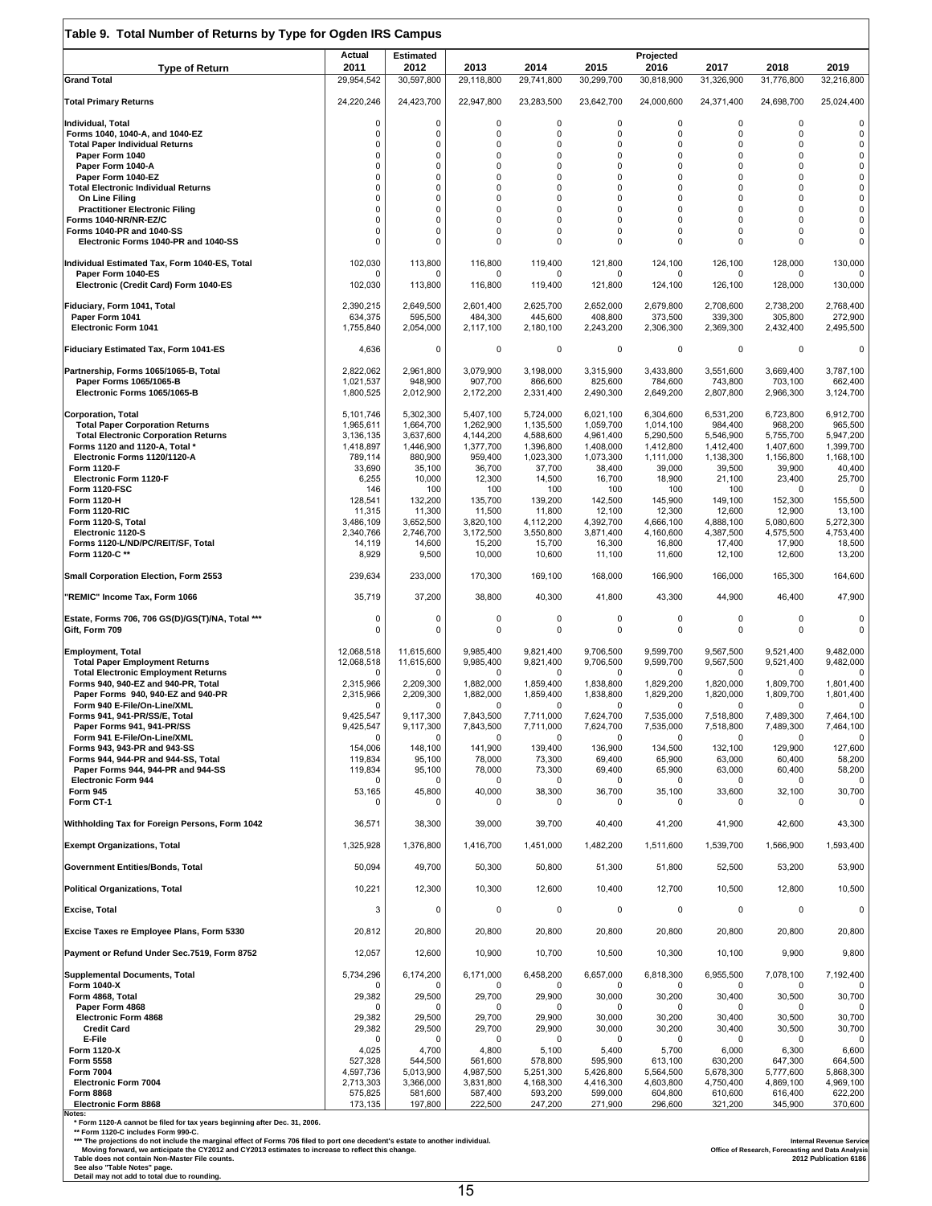## Table 9. Total Number of Returns by Type for Ogden IRS Campus

| Type of Return | Actual 2011 | Estimated 2012 | Projected 2013 | 2014 | 2015 | 2016 | 2017 | 2018 | 2019 |
|---|---|---|---|---|---|---|---|---|---|
| **Grand Total** | 29,954,542 | 30,597,800 | 29,118,800 | 29,741,800 | 30,299,700 | 30,818,900 | 31,326,900 | 31,776,800 | 32,216,800 |
| **Total Primary Returns** | 24,220,246 | 24,423,700 | 22,947,800 | 23,283,500 | 23,642,700 | 24,000,600 | 24,371,400 | 24,698,700 | 25,024,400 |
| **Individual, Total** | 0 | 0 | 0 | 0 | 0 | 0 | 0 | 0 | 0 |
| Forms 1040, 1040-A, and 1040-EZ | 0 | 0 | 0 | 0 | 0 | 0 | 0 | 0 | 0 |
| Total Paper Individual Returns | 0 | 0 | 0 | 0 | 0 | 0 | 0 | 0 | 0 |
| Paper Form 1040 | 0 | 0 | 0 | 0 | 0 | 0 | 0 | 0 | 0 |
| Paper Form 1040-A | 0 | 0 | 0 | 0 | 0 | 0 | 0 | 0 | 0 |
| Paper Form 1040-EZ | 0 | 0 | 0 | 0 | 0 | 0 | 0 | 0 | 0 |
| Total Electronic Individual Returns | 0 | 0 | 0 | 0 | 0 | 0 | 0 | 0 | 0 |
| On Line Filing | 0 | 0 | 0 | 0 | 0 | 0 | 0 | 0 | 0 |
| Practitioner Electronic Filing | 0 | 0 | 0 | 0 | 0 | 0 | 0 | 0 | 0 |
| Forms 1040-NR/NR-EZ/C | 0 | 0 | 0 | 0 | 0 | 0 | 0 | 0 | 0 |
| Forms 1040-PR and 1040-SS | 0 | 0 | 0 | 0 | 0 | 0 | 0 | 0 | 0 |
| Electronic Forms 1040-PR and 1040-SS | 0 | 0 | 0 | 0 | 0 | 0 | 0 | 0 | 0 |
| **Individual Estimated Tax, Form 1040-ES, Total** | 102,030 | 113,800 | 116,800 | 119,400 | 121,800 | 124,100 | 126,100 | 128,000 | 130,000 |
| Paper Form 1040-ES | 0 | 0 | 0 | 0 | 0 | 0 | 0 | 0 | 0 |
| Electronic (Credit Card) Form 1040-ES | 102,030 | 113,800 | 116,800 | 119,400 | 121,800 | 124,100 | 126,100 | 128,000 | 130,000 |
| **Fiduciary, Form 1041, Total** | 2,390,215 | 2,649,500 | 2,601,400 | 2,625,700 | 2,652,000 | 2,679,800 | 2,708,600 | 2,738,200 | 2,768,400 |
| Paper Form 1041 | 634,375 | 595,500 | 484,300 | 445,600 | 408,800 | 373,500 | 339,300 | 305,800 | 272,900 |
| Electronic Form 1041 | 1,755,840 | 2,054,000 | 2,117,100 | 2,180,100 | 2,243,200 | 2,306,300 | 2,369,300 | 2,432,400 | 2,495,500 |
| **Fiduciary Estimated Tax, Form 1041-ES** | 4,636 | 0 | 0 | 0 | 0 | 0 | 0 | 0 | 0 |
| **Partnership, Forms 1065/1065-B, Total** | 2,822,062 | 2,961,800 | 3,079,900 | 3,198,000 | 3,315,900 | 3,433,800 | 3,551,600 | 3,669,400 | 3,787,100 |
| Paper Forms 1065/1065-B | 1,021,537 | 948,900 | 907,700 | 866,600 | 825,600 | 784,600 | 743,800 | 703,100 | 662,400 |
| Electronic Forms 1065/1065-B | 1,800,525 | 2,012,900 | 2,172,200 | 2,331,400 | 2,490,300 | 2,649,200 | 2,807,800 | 2,966,300 | 3,124,700 |
| **Corporation, Total** | 5,101,746 | 5,302,300 | 5,407,100 | 5,724,000 | 6,021,100 | 6,304,600 | 6,531,200 | 6,723,800 | 6,912,700 |
| Total Paper Corporation Returns | 1,965,611 | 1,664,700 | 1,262,900 | 1,135,500 | 1,059,700 | 1,014,100 | 984,400 | 968,200 | 965,500 |
| Total Electronic Corporation Returns | 3,136,135 | 3,637,600 | 4,144,200 | 4,588,600 | 4,961,400 | 5,290,500 | 5,546,900 | 5,755,700 | 5,947,200 |
| Forms 1120 and 1120-A, Total * | 1,418,897 | 1,446,900 | 1,377,700 | 1,396,800 | 1,408,000 | 1,412,800 | 1,412,400 | 1,407,600 | 1,399,700 |
| Electronic Forms 1120/1120-A | 789,114 | 880,900 | 959,400 | 1,023,300 | 1,073,300 | 1,111,000 | 1,138,300 | 1,156,800 | 1,168,100 |
| Form 1120-F | 33,690 | 35,100 | 36,700 | 37,700 | 38,400 | 39,000 | 39,500 | 39,900 | 40,400 |
| Electronic Form 1120-F | 6,255 | 10,000 | 12,300 | 14,500 | 16,700 | 18,900 | 21,100 | 23,400 | 25,700 |
| Form 1120-FSC | 146 | 100 | 100 | 100 | 100 | 100 | 100 | 0 | 0 |
| Form 1120-H | 128,541 | 132,200 | 135,700 | 139,200 | 142,500 | 145,900 | 149,100 | 152,300 | 155,500 |
| Form 1120-RIC | 11,315 | 11,300 | 11,500 | 11,800 | 12,100 | 12,300 | 12,600 | 12,900 | 13,100 |
| Form 1120-S, Total | 3,486,109 | 3,652,500 | 3,820,100 | 4,112,200 | 4,392,700 | 4,666,100 | 4,888,100 | 5,080,600 | 5,272,300 |
| Electronic 1120-S | 2,340,766 | 2,746,700 | 3,172,500 | 3,550,800 | 3,871,400 | 4,160,600 | 4,387,500 | 4,575,500 | 4,753,400 |
| Forms 1120-L/ND/PC/REIT/SF, Total | 14,119 | 14,600 | 15,200 | 15,700 | 16,300 | 16,800 | 17,400 | 17,900 | 18,500 |
| Form 1120-C ** | 8,929 | 9,500 | 10,000 | 10,600 | 11,100 | 11,600 | 12,100 | 12,600 | 13,200 |
| **Small Corporation Election, Form 2553** | 239,634 | 233,000 | 170,300 | 169,100 | 168,000 | 166,900 | 166,000 | 165,300 | 164,600 |
| **"REMIC" Income Tax, Form 1066** | 35,719 | 37,200 | 38,800 | 40,300 | 41,800 | 43,300 | 44,900 | 46,400 | 47,900 |
| **Estate, Forms 706, 706 GS(D)/GS(T)/NA, Total *** | 0 | 0 | 0 | 0 | 0 | 0 | 0 | 0 | 0 |
| **Gift, Form 709** | 0 | 0 | 0 | 0 | 0 | 0 | 0 | 0 | 0 |
| **Employment, Total** | 12,068,518 | 11,615,600 | 9,985,400 | 9,821,400 | 9,706,500 | 9,599,700 | 9,567,500 | 9,521,400 | 9,482,000 |
| Total Paper Employment Returns | 12,068,518 | 11,615,600 | 9,985,400 | 9,821,400 | 9,706,500 | 9,599,700 | 9,567,500 | 9,521,400 | 9,482,000 |
| Total Electronic Employment Returns | 0 | 0 | 0 | 0 | 0 | 0 | 0 | 0 | 0 |
| Forms 940, 940-EZ and 940-PR, Total | 2,315,966 | 2,209,300 | 1,882,000 | 1,859,400 | 1,838,800 | 1,829,200 | 1,820,000 | 1,809,700 | 1,801,400 |
| Paper Forms 940, 940-EZ and 940-PR | 2,315,966 | 2,209,300 | 1,882,000 | 1,859,400 | 1,838,800 | 1,829,200 | 1,820,000 | 1,809,700 | 1,801,400 |
| Form 940 E-File/On-Line/XML | 0 | 0 | 0 | 0 | 0 | 0 | 0 | 0 | 0 |
| Forms 941, 941-PR/SS/E, Total | 9,425,547 | 9,117,300 | 7,843,500 | 7,711,000 | 7,624,700 | 7,535,000 | 7,518,800 | 7,489,300 | 7,464,100 |
| Paper Forms 941, 941-PR/SS | 9,425,547 | 9,117,300 | 7,843,500 | 7,711,000 | 7,624,700 | 7,535,000 | 7,518,800 | 7,489,300 | 7,464,100 |
| Form 941 E-File/On-Line/XML | 0 | 0 | 0 | 0 | 0 | 0 | 0 | 0 | 0 |
| Forms 943, 943-PR and 943-SS | 154,006 | 148,100 | 141,900 | 139,400 | 136,900 | 134,500 | 132,100 | 129,900 | 127,600 |
| Forms 944, 944-PR and 944-SS, Total | 119,834 | 95,100 | 78,000 | 73,300 | 69,400 | 65,900 | 63,000 | 60,400 | 58,200 |
| Paper Forms 944, 944-PR and 944-SS | 119,834 | 95,100 | 78,000 | 73,300 | 69,400 | 65,900 | 63,000 | 60,400 | 58,200 |
| Electronic Form 944 | 0 | 0 | 0 | 0 | 0 | 0 | 0 | 0 | 0 |
| Form 945 | 53,165 | 45,800 | 40,000 | 38,300 | 36,700 | 35,100 | 33,600 | 32,100 | 30,700 |
| Form CT-1 | 0 | 0 | 0 | 0 | 0 | 0 | 0 | 0 | 0 |
| **Withholding Tax for Foreign Persons, Form 1042** | 36,571 | 38,300 | 39,000 | 39,700 | 40,400 | 41,200 | 41,900 | 42,600 | 43,300 |
| **Exempt Organizations, Total** | 1,325,928 | 1,376,800 | 1,416,700 | 1,451,000 | 1,482,200 | 1,511,600 | 1,539,700 | 1,566,900 | 1,593,400 |
| **Government Entities/Bonds, Total** | 50,094 | 49,700 | 50,300 | 50,800 | 51,300 | 51,800 | 52,500 | 53,200 | 53,900 |
| **Political Organizations, Total** | 10,221 | 12,300 | 10,300 | 12,600 | 10,400 | 12,700 | 10,500 | 12,800 | 10,500 |
| **Excise, Total** | 3 | 0 | 0 | 0 | 0 | 0 | 0 | 0 | 0 |
| **Excise Taxes re Employee Plans, Form 5330** | 20,812 | 20,800 | 20,800 | 20,800 | 20,800 | 20,800 | 20,800 | 20,800 | 20,800 |
| **Payment or Refund Under Sec.7519, Form 8752** | 12,057 | 12,600 | 10,900 | 10,700 | 10,500 | 10,300 | 10,100 | 9,900 | 9,800 |
| **Supplemental Documents, Total** | 5,734,296 | 6,174,200 | 6,171,000 | 6,458,200 | 6,657,000 | 6,818,300 | 6,955,500 | 7,078,100 | 7,192,400 |
| Form 1040-X | 0 | 0 | 0 | 0 | 0 | 0 | 0 | 0 | 0 |
| Form 4868, Total | 29,382 | 29,500 | 29,700 | 29,900 | 30,000 | 30,200 | 30,400 | 30,500 | 30,700 |
| Paper Form 4868 | 0 | 0 | 0 | 0 | 0 | 0 | 0 | 0 | 0 |
| Electronic Form 4868 | 29,382 | 29,500 | 29,700 | 29,900 | 30,000 | 30,200 | 30,400 | 30,500 | 30,700 |
| Credit Card | 29,382 | 29,500 | 29,700 | 29,900 | 30,000 | 30,200 | 30,400 | 30,500 | 30,700 |
| E-File | 0 | 0 | 0 | 0 | 0 | 0 | 0 | 0 | 0 |
| Form 1120-X | 4,025 | 4,700 | 4,800 | 5,100 | 5,400 | 5,700 | 6,000 | 6,300 | 6,600 |
| Form 5558 | 527,328 | 544,500 | 561,600 | 578,800 | 595,900 | 613,100 | 630,200 | 647,300 | 664,500 |
| Form 7004 | 4,597,736 | 5,013,900 | 4,987,500 | 5,251,300 | 5,426,800 | 5,564,500 | 5,678,300 | 5,777,600 | 5,868,300 |
| Electronic Form 7004 | 2,713,303 | 3,366,000 | 3,831,800 | 4,168,300 | 4,416,300 | 4,603,800 | 4,750,400 | 4,869,100 | 4,969,100 |
| Form 8868 | 575,825 | 581,600 | 587,400 | 593,200 | 599,000 | 604,800 | 610,600 | 616,400 | 622,200 |
| Electronic Form 8868 | 173,135 | 197,800 | 222,500 | 247,200 | 271,900 | 296,600 | 321,200 | 345,900 | 370,600 |

**Notes:**
* Form 1120-A cannot be filed for tax years beginning after Dec. 31, 2006.
** Form 1120-C includes Form 990-C.
*** The projections do not include the marginal effect of Forms 706 filed to port one decedent's estate to another individual.
Moving forward, we anticipate the CY2012 and CY2013 estimates to increase to reflect this change.
Table does not contain Non-Master File counts.
See also "Table Notes" page.
Detail may not add to total due to rounding.

Internal Revenue Service
Office of Research, Forecasting and Data Analysis
2012 Publication 6186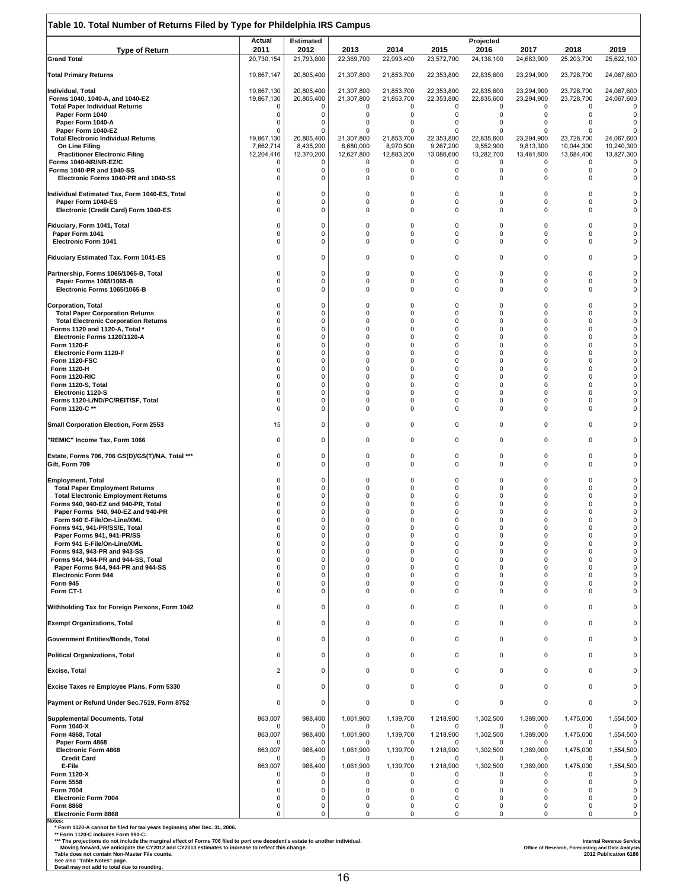## Table 10. Total Number of Returns Filed by Type for Phildelphia IRS Campus

| Type of Return | Actual 2011 | Estimated 2012 | 2013 | 2014 | 2015 | Projected 2016 | 2017 | 2018 | 2019 |
|---|---|---|---|---|---|---|---|---|---|
| **Grand Total** | 20,730,154 | 21,793,800 | 22,369,700 | 22,993,400 | 23,572,700 | 24,138,100 | 24,683,900 | 25,203,700 | 25,622,100 |
| **Total Primary Returns** | 19,867,147 | 20,805,400 | 21,307,800 | 21,853,700 | 22,353,800 | 22,835,600 | 23,294,900 | 23,728,700 | 24,067,600 |
| **Individual, Total** | 19,867,130 | 20,805,400 | 21,307,800 | 21,853,700 | 22,353,800 | 22,835,600 | 23,294,900 | 23,728,700 | 24,067,600 |
| Forms 1040, 1040-A, and 1040-EZ | 19,867,130 | 20,805,400 | 21,307,800 | 21,853,700 | 22,353,800 | 22,835,600 | 23,294,900 | 23,728,700 | 24,067,600 |
| Total Paper Individual Returns | 0 | 0 | 0 | 0 | 0 | 0 | 0 | 0 | 0 |
| Paper Form 1040 | 0 | 0 | 0 | 0 | 0 | 0 | 0 | 0 | 0 |
| Paper Form 1040-A | 0 | 0 | 0 | 0 | 0 | 0 | 0 | 0 | 0 |
| Paper Form 1040-EZ | 0 | 0 | 0 | 0 | 0 | 0 | 0 | 0 | 0 |
| Total Electronic Individual Returns | 19,867,130 | 20,805,400 | 21,307,800 | 21,853,700 | 22,353,800 | 22,835,600 | 23,294,900 | 23,728,700 | 24,067,600 |
| On Line Filing | 7,662,714 | 8,435,200 | 8,680,000 | 8,970,500 | 9,267,200 | 9,552,900 | 9,813,300 | 10,044,300 | 10,240,300 |
| Practitioner Electronic Filing | 12,204,416 | 12,370,200 | 12,627,800 | 12,883,200 | 13,086,600 | 13,282,700 | 13,481,600 | 13,684,400 | 13,827,300 |
| Forms 1040-NR/NR-EZ/C | 0 | 0 | 0 | 0 | 0 | 0 | 0 | 0 | 0 |
| Forms 1040-PR and 1040-SS | 0 | 0 | 0 | 0 | 0 | 0 | 0 | 0 | 0 |
| Electronic Forms 1040-PR and 1040-SS | 0 | 0 | 0 | 0 | 0 | 0 | 0 | 0 | 0 |
| **Individual Estimated Tax, Form 1040-ES, Total** | 0 | 0 | 0 | 0 | 0 | 0 | 0 | 0 | 0 |
| Paper Form 1040-ES | 0 | 0 | 0 | 0 | 0 | 0 | 0 | 0 | 0 |
| Electronic (Credit Card) Form 1040-ES | 0 | 0 | 0 | 0 | 0 | 0 | 0 | 0 | 0 |
| **Fiduciary, Form 1041, Total** | 0 | 0 | 0 | 0 | 0 | 0 | 0 | 0 | 0 |
| Paper Form 1041 | 0 | 0 | 0 | 0 | 0 | 0 | 0 | 0 | 0 |
| Electronic Form 1041 | 0 | 0 | 0 | 0 | 0 | 0 | 0 | 0 | 0 |
| **Fiduciary Estimated Tax, Form 1041-ES** | 0 | 0 | 0 | 0 | 0 | 0 | 0 | 0 | 0 |
| **Partnership, Forms 1065/1065-B, Total** | 0 | 0 | 0 | 0 | 0 | 0 | 0 | 0 | 0 |
| Paper Forms 1065/1065-B | 0 | 0 | 0 | 0 | 0 | 0 | 0 | 0 | 0 |
| Electronic Forms 1065/1065-B | 0 | 0 | 0 | 0 | 0 | 0 | 0 | 0 | 0 |
| **Corporation, Total** | 0 | 0 | 0 | 0 | 0 | 0 | 0 | 0 | 0 |
| Total Paper Corporation Returns | 0 | 0 | 0 | 0 | 0 | 0 | 0 | 0 | 0 |
| Total Electronic Corporation Returns | 0 | 0 | 0 | 0 | 0 | 0 | 0 | 0 | 0 |
| Forms 1120 and 1120-A, Total * | 0 | 0 | 0 | 0 | 0 | 0 | 0 | 0 | 0 |
| Electronic Forms 1120/1120-A | 0 | 0 | 0 | 0 | 0 | 0 | 0 | 0 | 0 |
| Form 1120-F | 0 | 0 | 0 | 0 | 0 | 0 | 0 | 0 | 0 |
| Electronic Form 1120-F | 0 | 0 | 0 | 0 | 0 | 0 | 0 | 0 | 0 |
| Form 1120-FSC | 0 | 0 | 0 | 0 | 0 | 0 | 0 | 0 | 0 |
| Form 1120-H | 0 | 0 | 0 | 0 | 0 | 0 | 0 | 0 | 0 |
| Form 1120-RIC | 0 | 0 | 0 | 0 | 0 | 0 | 0 | 0 | 0 |
| Form 1120-S, Total | 0 | 0 | 0 | 0 | 0 | 0 | 0 | 0 | 0 |
| Electronic 1120-S | 0 | 0 | 0 | 0 | 0 | 0 | 0 | 0 | 0 |
| Forms 1120-L/ND/PC/REIT/SF, Total | 0 | 0 | 0 | 0 | 0 | 0 | 0 | 0 | 0 |
| Form 1120-C ** | 0 | 0 | 0 | 0 | 0 | 0 | 0 | 0 | 0 |
| **Small Corporation Election, Form 2553** | 15 | 0 | 0 | 0 | 0 | 0 | 0 | 0 | 0 |
| **"REMIC" Income Tax, Form 1066** | 0 | 0 | 0 | 0 | 0 | 0 | 0 | 0 | 0 |
| **Estate, Forms 706, 706 GS(D)/GS(T)/NA, Total \*\*\*** | 0 | 0 | 0 | 0 | 0 | 0 | 0 | 0 | 0 |
| **Gift, Form 709** | 0 | 0 | 0 | 0 | 0 | 0 | 0 | 0 | 0 |
| **Employment, Total** | 0 | 0 | 0 | 0 | 0 | 0 | 0 | 0 | 0 |
| Total Paper Employment Returns | 0 | 0 | 0 | 0 | 0 | 0 | 0 | 0 | 0 |
| Total Electronic Employment Returns | 0 | 0 | 0 | 0 | 0 | 0 | 0 | 0 | 0 |
| Forms 940, 940-EZ and 940-PR, Total | 0 | 0 | 0 | 0 | 0 | 0 | 0 | 0 | 0 |
| Paper Forms 940, 940-EZ and 940-PR | 0 | 0 | 0 | 0 | 0 | 0 | 0 | 0 | 0 |
| Form 940 E-File/On-Line/XML | 0 | 0 | 0 | 0 | 0 | 0 | 0 | 0 | 0 |
| Forms 941, 941-PR/SS/E, Total | 0 | 0 | 0 | 0 | 0 | 0 | 0 | 0 | 0 |
| Paper Forms 941, 941-PR/SS | 0 | 0 | 0 | 0 | 0 | 0 | 0 | 0 | 0 |
| Form 941 E-File/On-Line/XML | 0 | 0 | 0 | 0 | 0 | 0 | 0 | 0 | 0 |
| Forms 943, 943-PR and 943-SS | 0 | 0 | 0 | 0 | 0 | 0 | 0 | 0 | 0 |
| Forms 944, 944-PR and 944-SS, Total | 0 | 0 | 0 | 0 | 0 | 0 | 0 | 0 | 0 |
| Paper Forms 944, 944-PR and 944-SS | 0 | 0 | 0 | 0 | 0 | 0 | 0 | 0 | 0 |
| Electronic Form 944 | 0 | 0 | 0 | 0 | 0 | 0 | 0 | 0 | 0 |
| Form 945 | 0 | 0 | 0 | 0 | 0 | 0 | 0 | 0 | 0 |
| Form CT-1 | 0 | 0 | 0 | 0 | 0 | 0 | 0 | 0 | 0 |
| **Withholding Tax for Foreign Persons, Form 1042** | 0 | 0 | 0 | 0 | 0 | 0 | 0 | 0 | 0 |
| **Exempt Organizations, Total** | 0 | 0 | 0 | 0 | 0 | 0 | 0 | 0 | 0 |
| **Government Entities/Bonds, Total** | 0 | 0 | 0 | 0 | 0 | 0 | 0 | 0 | 0 |
| **Political Organizations, Total** | 0 | 0 | 0 | 0 | 0 | 0 | 0 | 0 | 0 |
| **Excise, Total** | 2 | 0 | 0 | 0 | 0 | 0 | 0 | 0 | 0 |
| **Excise Taxes re Employee Plans, Form 5330** | 0 | 0 | 0 | 0 | 0 | 0 | 0 | 0 | 0 |
| **Payment or Refund Under Sec.7519, Form 8752** | 0 | 0 | 0 | 0 | 0 | 0 | 0 | 0 | 0 |
| **Supplemental Documents, Total** | 863,007 | 988,400 | 1,061,900 | 1,139,700 | 1,218,900 | 1,302,500 | 1,389,000 | 1,475,000 | 1,554,500 |
| Form 1040-X | 0 | 0 | 0 | 0 | 0 | 0 | 0 | 0 | 0 |
| Form 4868, Total | 863,007 | 988,400 | 1,061,900 | 1,139,700 | 1,218,900 | 1,302,500 | 1,389,000 | 1,475,000 | 1,554,500 |
| Paper Form 4868 | 0 | 0 | 0 | 0 | 0 | 0 | 0 | 0 | 0 |
| Electronic Form 4868 | 863,007 | 988,400 | 1,061,900 | 1,139,700 | 1,218,900 | 1,302,500 | 1,389,000 | 1,475,000 | 1,554,500 |
| Credit Card | 0 | 0 | 0 | 0 | 0 | 0 | 0 | 0 | 0 |
| E-File | 863,007 | 988,400 | 1,061,900 | 1,139,700 | 1,218,900 | 1,302,500 | 1,389,000 | 1,475,000 | 1,554,500 |
| Form 1120-X | 0 | 0 | 0 | 0 | 0 | 0 | 0 | 0 | 0 |
| Form 5558 | 0 | 0 | 0 | 0 | 0 | 0 | 0 | 0 | 0 |
| Form 7004 | 0 | 0 | 0 | 0 | 0 | 0 | 0 | 0 | 0 |
| Electronic Form 7004 | 0 | 0 | 0 | 0 | 0 | 0 | 0 | 0 | 0 |
| Form 8868 | 0 | 0 | 0 | 0 | 0 | 0 | 0 | 0 | 0 |
| Electronic Form 8868 | 0 | 0 | 0 | 0 | 0 | 0 | 0 | 0 | 0 |

**Notes:**

\* Form 1120-A cannot be filed for tax years beginning after Dec. 31, 2006.

\*\* Form 1120-C includes Form 990-C.

\*\*\* The projections do not include the marginal effect of Forms 706 filed to port one decedent's estate to another individual. Moving forward, we anticipate the CY2012 and CY2013 estimates to increase to reflect this change.

Table does not contain Non-Master File counts.

See also "Table Notes" page.

Detail may not add to total due to rounding.

Internal Revenue Service
Office of Research, Forecasting and Data Analysis
2012 Publication 6186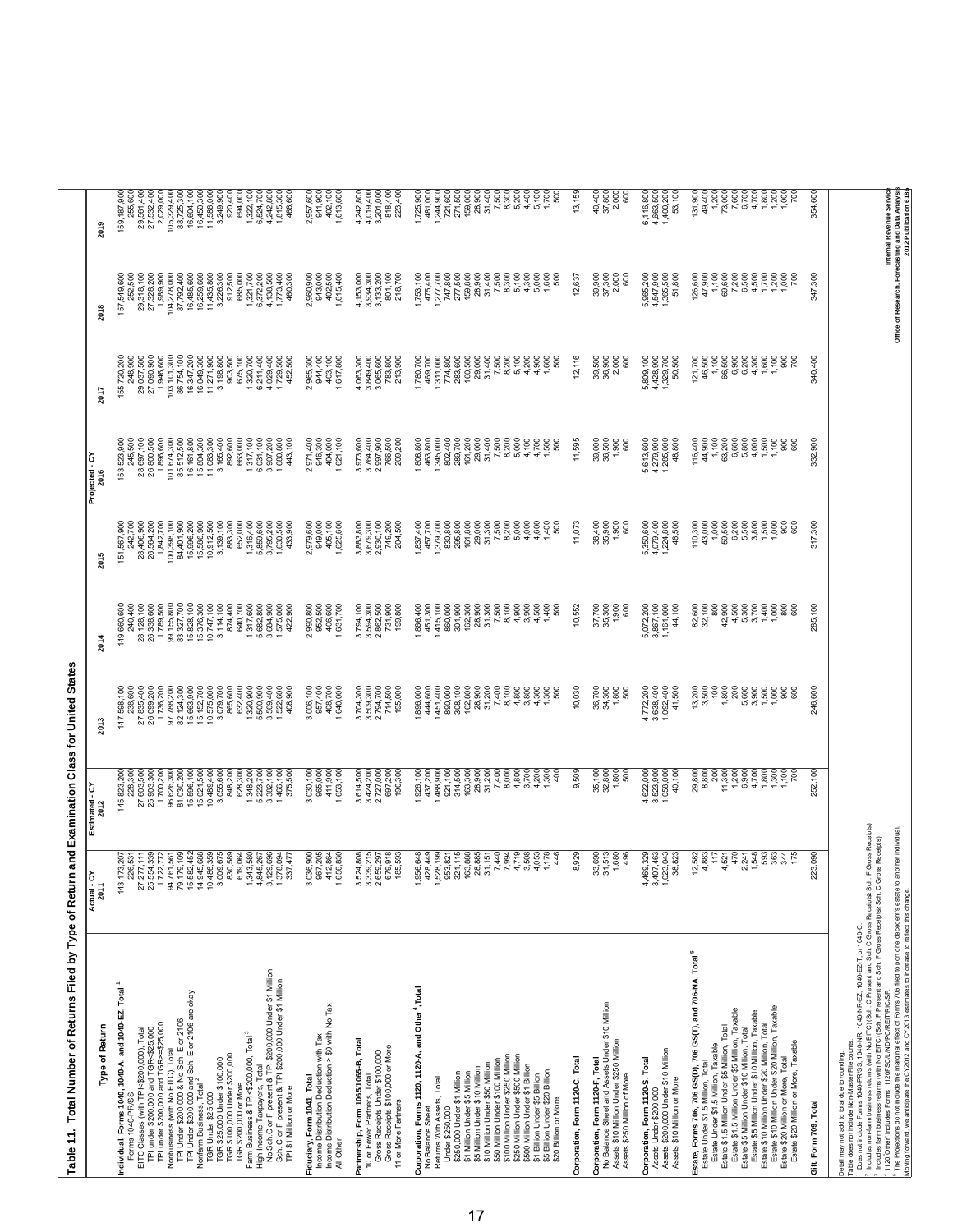# Table 11. Total Number of Returns Filed by Type of Return and Examination Class for United States

| Type of Return | Actual - CY 2011 | Estimated - CY 2012 | 2013 | 2014 | 2015 | Projected - CY 2016 | 2017 | 2018 | 2019 |
|---|---|---|---|---|---|---|---|---|---|
| **Individual, Forms 1040, 1040-A, and 1040-EZ, Total [1]** | 143,173,207 | 145,823,200 | 147,598,100 | 149,660,600 | 151,567,900 | 153,523,900 | 155,720,200 | 157,549,600 | 159,187,900 |
| Forms 1040-PR/SS | 226,531 | 228,300 | 238,600 | 240,400 | 243,200 | 245,500 | 248,900 | 252,500 | 255,600 |
| EITC Classes (with TPI<$200,000), Total | 27,277,111 | 27,603,500 | 27,835,400 | 28,128,100 | 28,406,900 | 28,697,100 | 29,037,500 | 29,318,100 | 29,561,400 |
| TPI under $200,000 and TGR<$25,000 | 25,554,339 | 25,903,300 | 26,099,200 | 26,358,600 | 26,564,200 | 26,800,500 | 27,090,900 | 27,328,200 | 27,532,400 |
| TPI under $200,000 and TGR>=$25,000 | 1,722,772 | 1,700,200 | 1,736,200 | 1,769,500 | 1,842,700 | 1,896,600 | 1,946,600 | 1,989,900 | 2,029,000 |
| Nonbusiness (with No EITC), Total | 94,761,561 | 96,626,300 | 97,788,200 | 99,155,800 | 100,398,100 | 101,674,300 | 103,101,300 | 104,278,000 | 105,329,400 |
| TPI Under $200,000 & No Sch. E or 2106 | 79,179,109 | 81,030,200 | 82,124,300 | 83,327,700 | 84,401,900 | 85,512,500 | 86,754,100 | 87,792,400 | 88,725,300 |
| TPI Under $200,000 and Sch. E or 2106 are okay | 15,582,452 | 15,596,100 | 15,663,900 | 15,828,100 | 15,996,200 | 16,161,800 | 16,347,200 | 16,485,600 | 16,604,100 |
| Nonfarm Business, Total [2] | 14,945,688 | 15,021,500 | 15,152,700 | 15,376,300 | 15,586,900 | 15,804,300 | 16,049,300 | 16,259,600 | 16,450,300 |
| TGR Under $25,000 | 10,486,359 | 10,489,400 | 10,575,000 | 10,747,100 | 10,912,500 | 11,083,300 | 11,271,900 | 11,435,800 | 11,586,000 |
| TGR $25,000 Under $100,000 | 3,009,675 | 3,065,600 | 3,079,700 | 3,114,100 | 3,139,100 | 3,165,400 | 3,198,800 | 3,226,300 | 3,249,900 |
| TGR $100,000 Under $200,000 | 830,590 | 838,200 | 865,600 | 874,400 | 882,300 | 892,600 | 903,500 | 912,500 | 920,000 |
| TGR $200,000 or More | 619,064 | 628,300 | 632,400 | 640,700 | 652,000 | 663,000 | 675,100 | 685,000 | 694,000 |
| Farm Business & TPI<$200,000, Total [3] | 1,343,580 | 1,348,200 | 1,320,900 | 1,317,600 | 1,316,400 | 1,317,100 | 1,320,700 | 1,321,700 | 1,322,100 |
| High Income Taxpayers, Total | 4,845,267 | 5,223,700 | 5,500,900 | 5,682,800 | 5,859,600 | 6,031,100 | 6,211,400 | 6,372,200 | 6,524,700 |
| No Sch.C or F present & TPI $200,000 Under $1 Million | 3,129,696 | 3,382,100 | 3,569,400 | 3,684,900 | 3,795,200 | 3,907,200 | 4,029,400 | 4,138,500 | 4,242,800 |
| Sch. C or F present & TPI $200,000 Under $1 Million | 1,378,094 | 1,466,100 | 1,522,600 | 1,575,000 | 1,630,500 | 1,680,800 | 1,729,500 | 1,773,400 | 1,815,300 |
| TPI $1 Million or More | 337,477 | 375,500 | 408,900 | 422,900 | 433,900 | 443,100 | 452,500 | 460,300 | 466,600 |
| **Fiduciary, Form 1041, Total** | 3,036,900 | 3,030,100 | 3,006,100 | 2,990,800 | 2,979,600 | 2,971,400 | 2,965,300 | 2,960,900 | 2,957,600 |
| Income Distribution Deduction with Tax | 967,205 | 965,000 | 957,400 | 952,500 | 949,000 | 946,300 | 944,400 | 943,000 | 941,900 |
| Income Distribution Deduction > $0 with No Tax | 412,864 | 411,900 | 408,700 | 406,600 | 405,100 | 404,000 | 403,100 | 402,500 | 402,100 |
| All Other | 1,656,830 | 1,653,100 | 1,640,000 | 1,631,700 | 1,625,600 | 1,621,100 | 1,617,800 | 1,615,400 | 1,613,600 |
| **Partnership, Form 1065/1065-B, Total** | 3,524,808 | 3,614,500 | 3,704,300 | 3,794,100 | 3,883,800 | 3,973,600 | 4,063,300 | 4,153,000 | 4,242,800 |
| 10 or Fewer Partners, Total | 3,339,215 | 3,424,200 | 3,509,300 | 3,594,300 | 3,679,100 | 3,764,400 | 3,849,400 | 3,934,300 | 4,019,400 |
| Gross Receipts Under $100,000 | 2,659,297 | 2,727,000 | 2,794,800 | 2,862,500 | 2,930,100 | 2,997,800 | 3,065,600 | 3,133,200 | 3,201,000 |
| Gross Receipts $100,000 or More | 679,918 | 697,200 | 714,500 | 731,900 | 749,200 | 766,500 | 783,800 | 801,100 | 818,400 |
| 11 or More Partners | 185,593 | 190,300 | 195,000 | 199,800 | 204,500 | 209,200 | 213,900 | 218,700 | 223,400 |
| **Corporation, Forms 1120, 1120-A, and Other [4], Total** | 1,956,648 | 1,926,100 | 1,896,000 | 1,866,400 | 1,837,400 | 1,808,800 | 1,780,700 | 1,753,100 | 1,725,900 |
| No Balance Sheet | 428,449 | 437,200 | 444,600 | 451,300 | 457,700 | 463,800 | 469,700 | 475,400 | 481,000 |
| Returns With Assets, Total | 1,528,199 | 1,488,900 | 1,451,400 | 1,415,100 | 1,379,700 | 1,345,000 | 1,311,000 | 1,277,700 | 1,244,900 |
| Under $250,000 | 955,821 | 925,000 | 895,000 | 865,000 | 832,400 | 802,400 | 774,800 | 747,800 | 721,900 |
| $250,000 Under $1 Million | 321,115 | 314,500 | 308,100 | 301,900 | 295,800 | 289,700 | 283,600 | 277,500 | 271,500 |
| $1 Million Under $5 Million | 163,888 | 163,300 | 162,800 | 162,300 | 161,800 | 161,200 | 160,500 | 159,800 | 159,000 |
| $5 Million Under $10 Million | 28,885 | 28,900 | 28,900 | 28,900 | 29,000 | 29,000 | 29,000 | 28,900 | 28,900 |
| $10 Million Under $50 Million | 31,151 | 31,200 | 31,200 | 31,300 | 31,300 | 31,400 | 31,400 | 31,400 | 31,400 |
| $50 Million Under $100 Million | 7,440 | 7,400 | 7,400 | 7,500 | 7,500 | 7,500 | 7,500 | 7,500 | 7,500 |
| $100 Million Under $250 Million | 7,994 | 8,000 | 8,100 | 8,100 | 8,200 | 8,200 | 8,200 | 8,300 | 8,300 |
| $250 Million Under $500 Million | 4,719 | 4,800 | 4,900 | 4,900 | 5,000 | 5,000 | 5,100 | 5,100 | 5,200 |
| $500 Million Under $1 Billion | 3,508 | 3,700 | 3,800 | 3,900 | 4,000 | 4,100 | 4,200 | 4,300 | 4,400 |
| $1 Billion Under $5 Billion | 4,053 | 4,200 | 4,300 | 4,500 | 4,600 | 4,700 | 4,900 | 5,000 | 5,100 |
| $5 Billion Under $20 Billion | 1,178 | 1,200 | 1,300 | 1,400 | 1,400 | 1,500 | 1,600 | 1,600 | 1,700 |
| $20 Billion or More | 446 | 400 | 500 | 500 | 500 | 500 | 500 | 500 | 500 |
| **Corporation, Form 1120-C, Total** | 8,929 | 9,509 | 10,030 | 10,552 | 11,073 | 11,595 | 12,116 | 12,637 | 13,159 |
| **Corporation, Form 1120-F, Total** | 33,690 | 35,100 | 36,700 | 37,700 | 38,400 | 39,000 | 39,500 | 39,900 | 40,400 |
| No Balance Sheet and Assets Under $10 Million | 31,513 | 32,800 | 34,300 | 35,300 | 35,900 | 36,500 | 36,900 | 37,300 | 37,800 |
| Assets $10 Million Under $250 Million | 1,680 | 1,800 | 1,800 | 1,900 | 1,900 | 1,900 | 2,000 | 2,000 | 2,000 |
| Assets $250 Million of More | 496 | 500 | 500 | 600 | 600 | 600 | 600 | 600 | 600 |
| **Corporation, Form 1120-S, Total** | 4,469,329 | 4,622,000 | 4,772,200 | 5,072,200 | 5,350,600 | 5,613,600 | 5,809,100 | 5,965,200 | 6,116,800 |
| Assets Under $200,000 | 3,407,463 | 3,523,900 | 3,638,400 | 3,867,100 | 4,079,400 | 4,279,600 | 4,428,900 | 4,547,900 | 4,663,500 |
| Assets $200,000 Under $10 Million | 1,023,043 | 1,058,000 | 1,092,400 | 1,161,000 | 1,224,800 | 1,285,000 | 1,329,700 | 1,365,500 | 1,400,200 |
| Assets $10 Million or More | 38,823 | 40,100 | 41,500 | 44,100 | 46,500 | 48,800 | 50,500 | 51,800 | 53,100 |
| **Estate, Forms 706, 706 GS(D), 706 GS(T), and 706-NA, Total [5]** | 12,582 | 29,800 | 13,200 | 82,600 | 110,300 | 116,400 | 121,700 | 126,600 | 131,900 |
| Estate Under $1.5 Million, Total | 4,883 | 8,800 | 3,500 | 32,100 | 43,000 | 44,900 | 46,500 | 47,900 | 49,400 |
| Estate Under $1.5 Million, Taxable | 117 | 200 | 100 | 800 | 1,000 | 1,100 | 1,100 | 1,100 | 1,200 |
| Estate $1.5 Million Under $5 Million, Total | 4,521 | 11,300 | 1,800 | 42,900 | 59,500 | 63,200 | 66,500 | 69,600 | 73,000 |
| Estate $1.5 Million Under $5 Million, Taxable | 470 | 1,200 | 200 | 4,500 | 6,200 | 6,600 | 6,900 | 7,200 | 7,600 |
| Estate $5 Million Under $10 Million, Total | 2,241 | 6,900 | 5,600 | 5,300 | 5,500 | 5,800 | 6,200 | 6,500 | 6,700 |
| Estate $5 Million Under $10 Million, Taxable | 1,548 | 4,700 | 3,900 | 3,700 | 3,800 | 4,000 | 4,300 | 4,500 | 4,700 |
| Estate $10 Million Under $20 Million, Total | 593 | 1,800 | 1,500 | 1,400 | 1,500 | 1,500 | 1,600 | 1,700 | 1,800 |
| Estate $10 Million Under $20 Million, Taxable | 363 | 1,300 | 1,000 | 1,000 | 1,000 | 1,100 | 1,100 | 1,200 | 1,200 |
| Estate $20 Million or More, Total | 344 | 1,100 | 900 | 800 | 900 | 900 | 900 | 1,000 | 1,000 |
| Estate $20 Million or More, Taxable | 175 | 700 | 600 | 600 | 600 | 600 | 700 | 700 | 700 |
| **Gift, Form 709, Total** | 223,090 | 252,100 | 246,600 | 285,100 | 317,300 | 332,900 | 340,400 | 347,300 | 354,600 |

Detail may not add to total due to rounding.

Table does not include Non-Master File counts.

[1] Does not include Forms 1040-PR/SS, 1040-NR, 1040-NR-EZ, 1040-EZ-T, or 1040-C.

[2] Includes non-farm business returns (with No EITC) (Sch. C Present and Sch. C Gross Receipts Sch. F Gross Receipts)

[3] Includes farm business returns (with No EITC) (Sch. F Present and Sch. F Gross Receipts Sch. C Gross Receipts)

[4] 1120 "Other" includes Forms 1120FSC/L/ND/PC/REIT/RIC/SF.

[5] The Projections do not include the marginal effect of Forms 706 filed to port one decedent's estate to another individual. Moving forward, we anticipate the CY2012 and CY2013 estimates to increase to reflect this change.

Internal Revenue Service
Office of Research, Forecasting and Data Analysis
2012 Publication 6186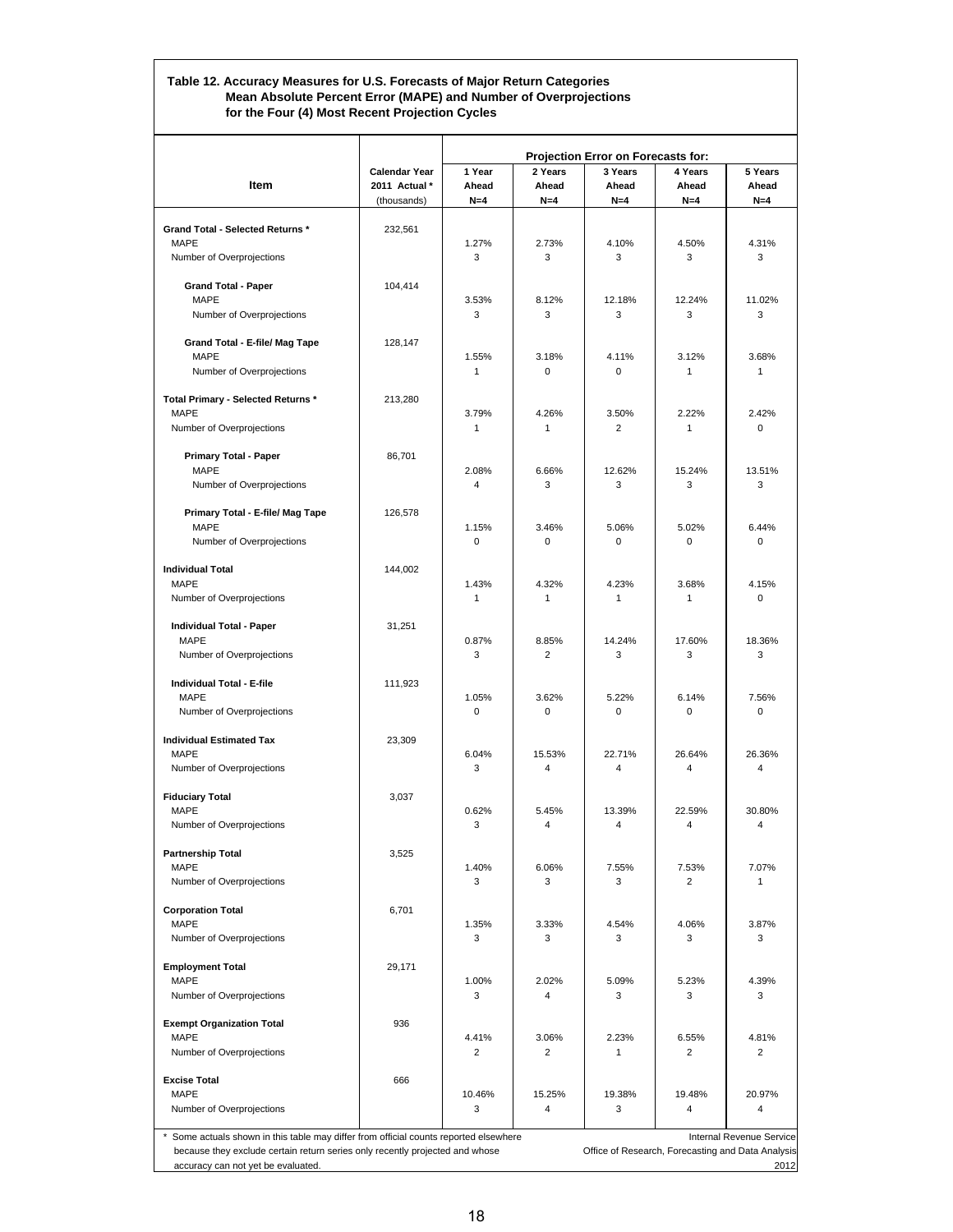## Table 12. Accuracy Measures for U.S. Forecasts of Major Return Categories Mean Absolute Percent Error (MAPE) and Number of Overprojections for the Four (4) Most Recent Projection Cycles

| Item | Calendar Year 2011 Actual * (thousands) | Projection Error on Forecasts for: 1 Year Ahead N=4 | 2 Years Ahead N=4 | 3 Years Ahead N=4 | 4 Years Ahead N=4 | 5 Years Ahead N=4 |
|---|---|---|---|---|---|---|
| **Grand Total - Selected Returns *** | 232,561 | | | | | |
| MAPE | | 1.27% | 2.73% | 4.10% | 4.50% | 4.31% |
| Number of Overprojections | | 3 | 3 | 3 | 3 | 3 |
| **Grand Total - Paper** | 104,414 | | | | | |
| MAPE | | 3.53% | 8.12% | 12.18% | 12.24% | 11.02% |
| Number of Overprojections | | 3 | 3 | 3 | 3 | 3 |
| **Grand Total - E-file/ Mag Tape** | 128,147 | | | | | |
| MAPE | | 1.55% | 3.18% | 4.11% | 3.12% | 3.68% |
| Number of Overprojections | | 1 | 0 | 0 | 1 | 1 |
| **Total Primary - Selected Returns *** | 213,280 | | | | | |
| MAPE | | 3.79% | 4.26% | 3.50% | 2.22% | 2.42% |
| Number of Overprojections | | 1 | 1 | 2 | 1 | 0 |
| **Primary Total - Paper** | 86,701 | | | | | |
| MAPE | | 2.08% | 6.66% | 12.62% | 15.24% | 13.51% |
| Number of Overprojections | | 4 | 3 | 3 | 3 | 3 |
| **Primary Total - E-file/ Mag Tape** | 126,578 | | | | | |
| MAPE | | 1.15% | 3.46% | 5.06% | 5.02% | 6.44% |
| Number of Overprojections | | 0 | 0 | 0 | 0 | 0 |
| **Individual Total** | 144,002 | | | | | |
| MAPE | | 1.43% | 4.32% | 4.23% | 3.68% | 4.15% |
| Number of Overprojections | | 1 | 1 | 1 | 1 | 0 |
| **Individual Total - Paper** | 31,251 | | | | | |
| MAPE | | 0.87% | 8.85% | 14.24% | 17.60% | 18.36% |
| Number of Overprojections | | 3 | 2 | 3 | 3 | 3 |
| **Individual Total - E-file** | 111,923 | | | | | |
| MAPE | | 1.05% | 3.62% | 5.22% | 6.14% | 7.56% |
| Number of Overprojections | | 0 | 0 | 0 | 0 | 0 |
| **Individual Estimated Tax** | 23,309 | | | | | |
| MAPE | | 6.04% | 15.53% | 22.71% | 26.64% | 26.36% |
| Number of Overprojections | | 3 | 4 | 4 | 4 | 4 |
| **Fiduciary Total** | 3,037 | | | | | |
| MAPE | | 0.62% | 5.45% | 13.39% | 22.59% | 30.80% |
| Number of Overprojections | | 3 | 4 | 4 | 4 | 4 |
| **Partnership Total** | 3,525 | | | | | |
| MAPE | | 1.40% | 6.06% | 7.55% | 7.53% | 7.07% |
| Number of Overprojections | | 3 | 3 | 3 | 2 | 1 |
| **Corporation Total** | 6,701 | | | | | |
| MAPE | | 1.35% | 3.33% | 4.54% | 4.06% | 3.87% |
| Number of Overprojections | | 3 | 3 | 3 | 3 | 3 |
| **Employment Total** | 29,171 | | | | | |
| MAPE | | 1.00% | 2.02% | 5.09% | 5.23% | 4.39% |
| Number of Overprojections | | 3 | 4 | 3 | 3 | 3 |
| **Exempt Organization Total** | 936 | | | | | |
| MAPE | | 4.41% | 3.06% | 2.23% | 6.55% | 4.81% |
| Number of Overprojections | | 2 | 2 | 1 | 2 | 2 |
| **Excise Total** | 666 | | | | | |
| MAPE | | 10.46% | 15.25% | 19.38% | 19.48% | 20.97% |
| Number of Overprojections | | 3 | 4 | 3 | 4 | 4 |

\* Some actuals shown in this table may differ from official counts reported elsewhere because they exclude certain return series only recently projected and whose accuracy can not yet be evaluated.

Internal Revenue Service
Office of Research, Forecasting and Data Analysis
2012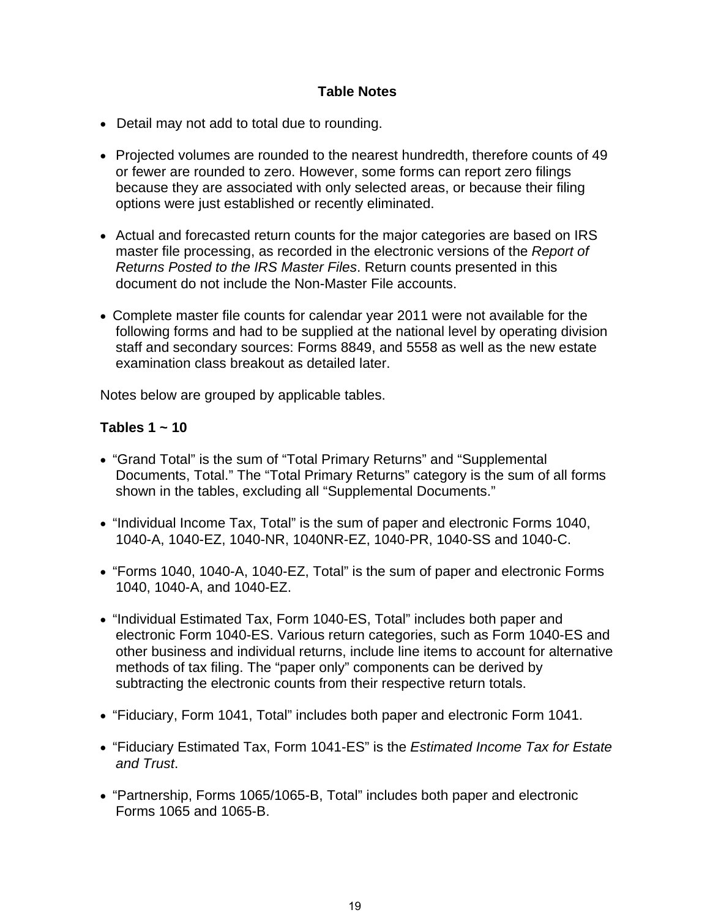## Table Notes

- Detail may not add to total due to rounding.
- Projected volumes are rounded to the nearest hundredth, therefore counts of 49 or fewer are rounded to zero. However, some forms can report zero filings because they are associated with only selected areas, or because their filing options were just established or recently eliminated.
- Actual and forecasted return counts for the major categories are based on IRS master file processing, as recorded in the electronic versions of the *Report of Returns Posted to the IRS Master Files*. Return counts presented in this document do not include the Non-Master File accounts.
- Complete master file counts for calendar year 2011 were not available for the following forms and had to be supplied at the national level by operating division staff and secondary sources: Forms 8849, and 5558 as well as the new estate examination class breakout as detailed later.

Notes below are grouped by applicable tables.

### Tables 1 ~ 10

- "Grand Total" is the sum of "Total Primary Returns" and "Supplemental Documents, Total." The "Total Primary Returns" category is the sum of all forms shown in the tables, excluding all "Supplemental Documents."
- "Individual Income Tax, Total" is the sum of paper and electronic Forms 1040, 1040-A, 1040-EZ, 1040-NR, 1040NR-EZ, 1040-PR, 1040-SS and 1040-C.
- "Forms 1040, 1040-A, 1040-EZ, Total" is the sum of paper and electronic Forms 1040, 1040-A, and 1040-EZ.
- "Individual Estimated Tax, Form 1040-ES, Total" includes both paper and electronic Form 1040-ES. Various return categories, such as Form 1040-ES and other business and individual returns, include line items to account for alternative methods of tax filing. The "paper only" components can be derived by subtracting the electronic counts from their respective return totals.
- "Fiduciary, Form 1041, Total" includes both paper and electronic Form 1041.
- "Fiduciary Estimated Tax, Form 1041-ES" is the *Estimated Income Tax for Estate and Trust*.
- "Partnership, Forms 1065/1065-B, Total" includes both paper and electronic Forms 1065 and 1065-B.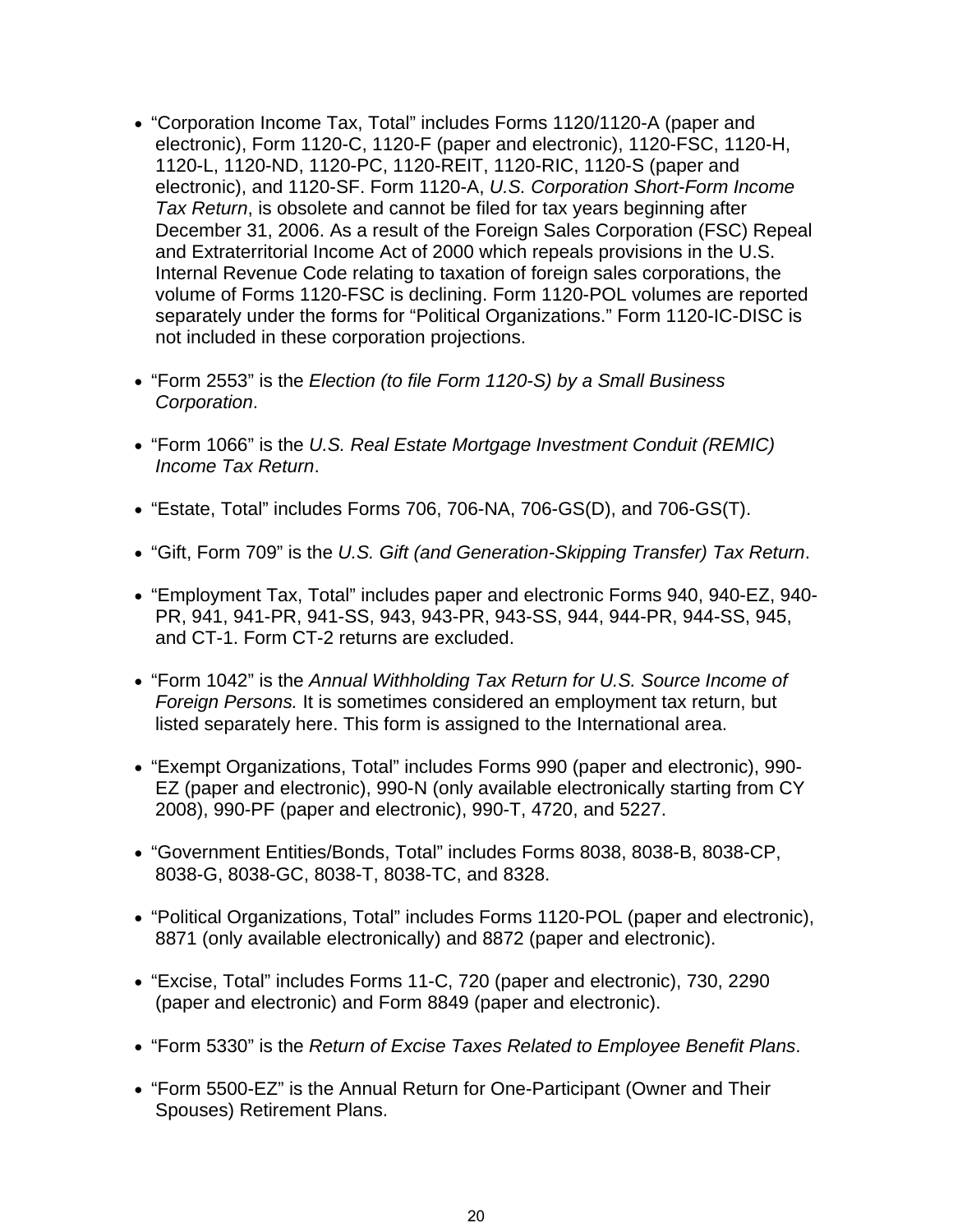- "Corporation Income Tax, Total" includes Forms 1120/1120-A (paper and electronic), Form 1120-C, 1120-F (paper and electronic), 1120-FSC, 1120-H, 1120-L, 1120-ND, 1120-PC, 1120-REIT, 1120-RIC, 1120-S (paper and electronic), and 1120-SF. Form 1120-A, *U.S. Corporation Short-Form Income Tax Return*, is obsolete and cannot be filed for tax years beginning after December 31, 2006. As a result of the Foreign Sales Corporation (FSC) Repeal and Extraterritorial Income Act of 2000 which repeals provisions in the U.S. Internal Revenue Code relating to taxation of foreign sales corporations, the volume of Forms 1120-FSC is declining. Form 1120-POL volumes are reported separately under the forms for "Political Organizations." Form 1120-IC-DISC is not included in these corporation projections.

- "Form 2553" is the *Election (to file Form 1120-S) by a Small Business Corporation*.

- "Form 1066" is the *U.S. Real Estate Mortgage Investment Conduit (REMIC) Income Tax Return*.

- "Estate, Total" includes Forms 706, 706-NA, 706-GS(D), and 706-GS(T).

- "Gift, Form 709" is the *U.S. Gift (and Generation-Skipping Transfer) Tax Return*.

- "Employment Tax, Total" includes paper and electronic Forms 940, 940-EZ, 940-PR, 941, 941-PR, 941-SS, 943, 943-PR, 943-SS, 944, 944-PR, 944-SS, 945, and CT-1. Form CT-2 returns are excluded.

- "Form 1042" is the *Annual Withholding Tax Return for U.S. Source Income of Foreign Persons.* It is sometimes considered an employment tax return, but listed separately here. This form is assigned to the International area.

- "Exempt Organizations, Total" includes Forms 990 (paper and electronic), 990-EZ (paper and electronic), 990-N (only available electronically starting from CY 2008), 990-PF (paper and electronic), 990-T, 4720, and 5227.

- "Government Entities/Bonds, Total" includes Forms 8038, 8038-B, 8038-CP, 8038-G, 8038-GC, 8038-T, 8038-TC, and 8328.

- "Political Organizations, Total" includes Forms 1120-POL (paper and electronic), 8871 (only available electronically) and 8872 (paper and electronic).

- "Excise, Total" includes Forms 11-C, 720 (paper and electronic), 730, 2290 (paper and electronic) and Form 8849 (paper and electronic).

- "Form 5330" is the *Return of Excise Taxes Related to Employee Benefit Plans*.

- "Form 5500-EZ" is the Annual Return for One-Participant (Owner and Their Spouses) Retirement Plans.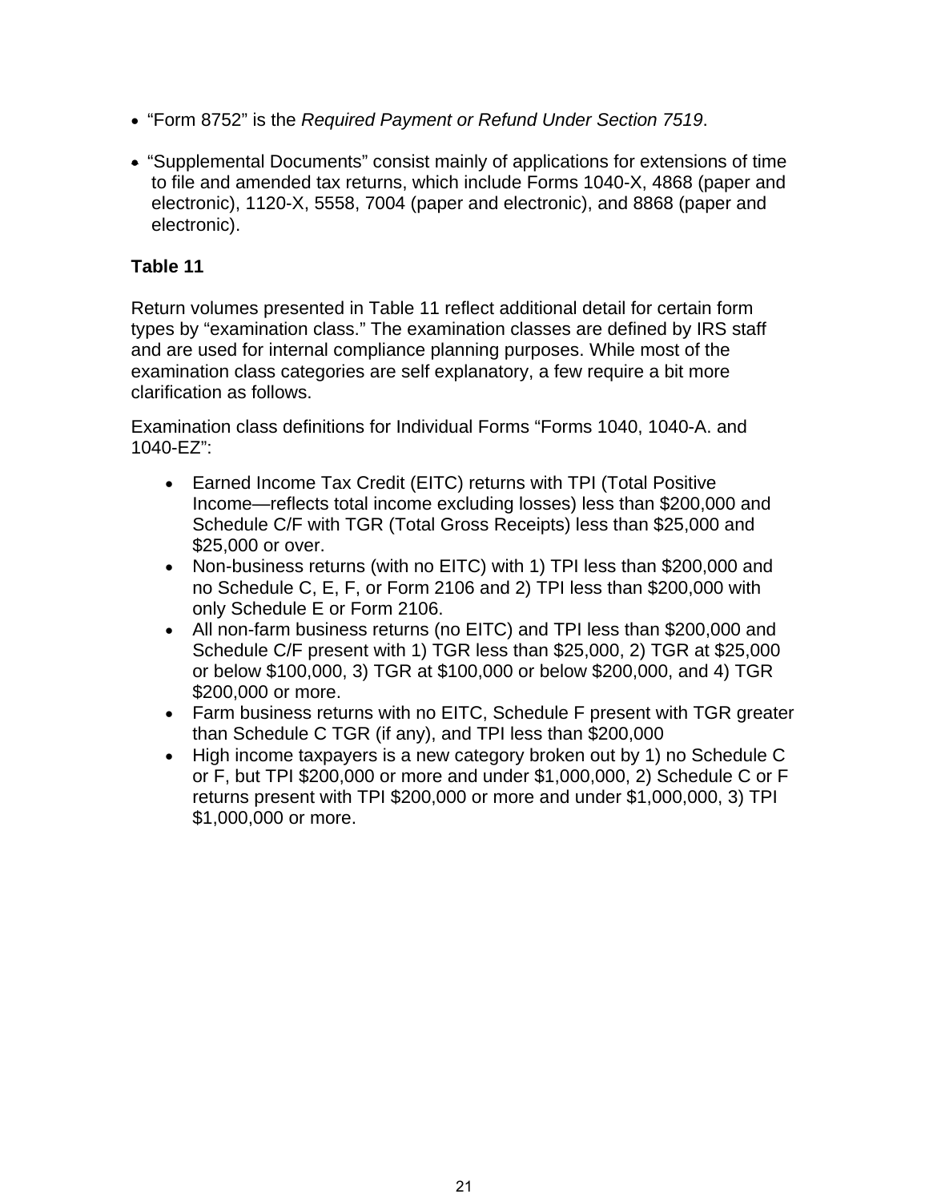- "Form 8752" is the *Required Payment or Refund Under Section 7519*.
- "Supplemental Documents" consist mainly of applications for extensions of time to file and amended tax returns, which include Forms 1040-X, 4868 (paper and electronic), 1120-X, 5558, 7004 (paper and electronic), and 8868 (paper and electronic).

**Table 11**

Return volumes presented in Table 11 reflect additional detail for certain form types by "examination class." The examination classes are defined by IRS staff and are used for internal compliance planning purposes. While most of the examination class categories are self explanatory, a few require a bit more clarification as follows.

Examination class definitions for Individual Forms "Forms 1040, 1040-A. and 1040-EZ":

- Earned Income Tax Credit (EITC) returns with TPI (Total Positive Income—reflects total income excluding losses) less than $200,000 and Schedule C/F with TGR (Total Gross Receipts) less than $25,000 and $25,000 or over.
- Non-business returns (with no EITC) with 1) TPI less than $200,000 and no Schedule C, E, F, or Form 2106 and 2) TPI less than $200,000 with only Schedule E or Form 2106.
- All non-farm business returns (no EITC) and TPI less than $200,000 and Schedule C/F present with 1) TGR less than $25,000, 2) TGR at $25,000 or below $100,000, 3) TGR at $100,000 or below $200,000, and 4) TGR $200,000 or more.
- Farm business returns with no EITC, Schedule F present with TGR greater than Schedule C TGR (if any), and TPI less than $200,000
- High income taxpayers is a new category broken out by 1) no Schedule C or F, but TPI $200,000 or more and under $1,000,000, 2) Schedule C or F returns present with TPI $200,000 or more and under $1,000,000, 3) TPI $1,000,000 or more.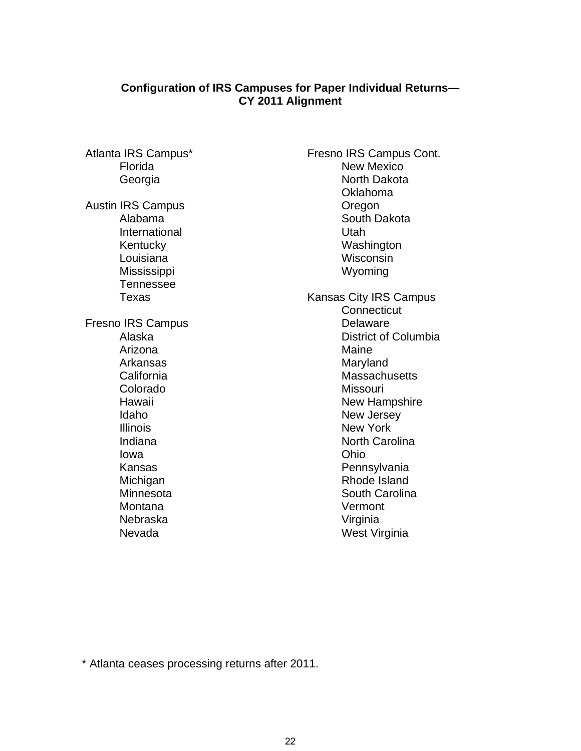**Configuration of IRS Campuses for Paper Individual Returns— CY 2011 Alignment**

Atlanta IRS Campus*
- Florida
- Georgia

Austin IRS Campus
- Alabama
- International
- Kentucky
- Louisiana
- Mississippi
- Tennessee
- Texas

Fresno IRS Campus
- Alaska
- Arizona
- Arkansas
- California
- Colorado
- Hawaii
- Idaho
- Illinois
- Indiana
- Iowa
- Kansas
- Michigan
- Minnesota
- Montana
- Nebraska
- Nevada

Fresno IRS Campus Cont.
- New Mexico
- North Dakota
- Oklahoma
- Oregon
- South Dakota
- Utah
- Washington
- Wisconsin
- Wyoming

Kansas City IRS Campus
- Connecticut
- Delaware
- District of Columbia
- Maine
- Maryland
- Massachusetts
- Missouri
- New Hampshire
- New Jersey
- New York
- North Carolina
- Ohio
- Pennsylvania
- Rhode Island
- South Carolina
- Vermont
- Virginia
- West Virginia

* Atlanta ceases processing returns after 2011.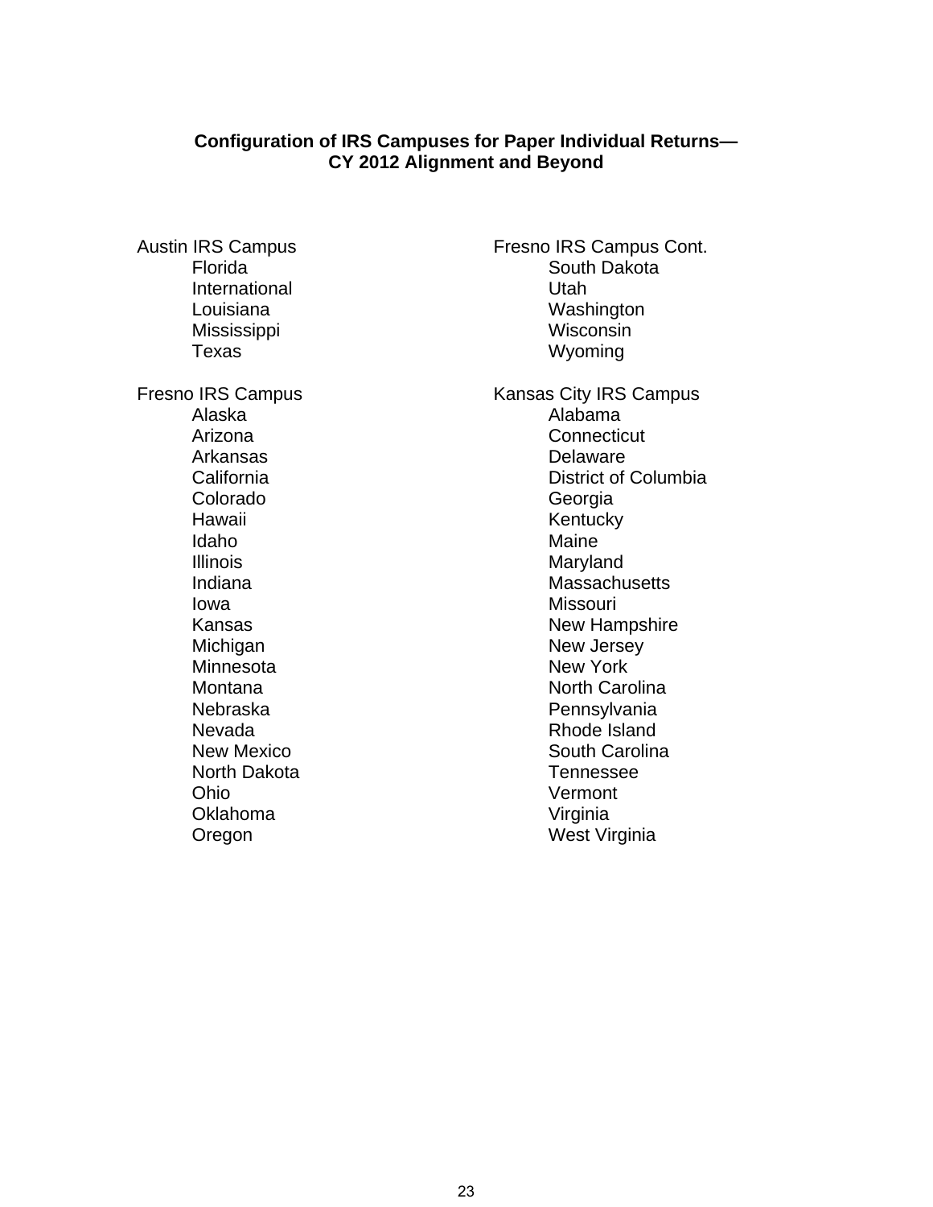**Configuration of IRS Campuses for Paper Individual Returns—**
**CY 2012 Alignment and Beyond**

Austin IRS Campus

- Florida
- International
- Louisiana
- Mississippi
- Texas

Fresno IRS Campus

- Alaska
- Arizona
- Arkansas
- California
- Colorado
- Hawaii
- Idaho
- Illinois
- Indiana
- Iowa
- Kansas
- Michigan
- Minnesota
- Montana
- Nebraska
- Nevada
- New Mexico
- North Dakota
- Ohio
- Oklahoma
- Oregon

Fresno IRS Campus Cont.

- South Dakota
- Utah
- Washington
- Wisconsin
- Wyoming

Kansas City IRS Campus

- Alabama
- Connecticut
- Delaware
- District of Columbia
- Georgia
- Kentucky
- Maine
- Maryland
- Massachusetts
- Missouri
- New Hampshire
- New Jersey
- New York
- North Carolina
- Pennsylvania
- Rhode Island
- South Carolina
- Tennessee
- Vermont
- Virginia
- West Virginia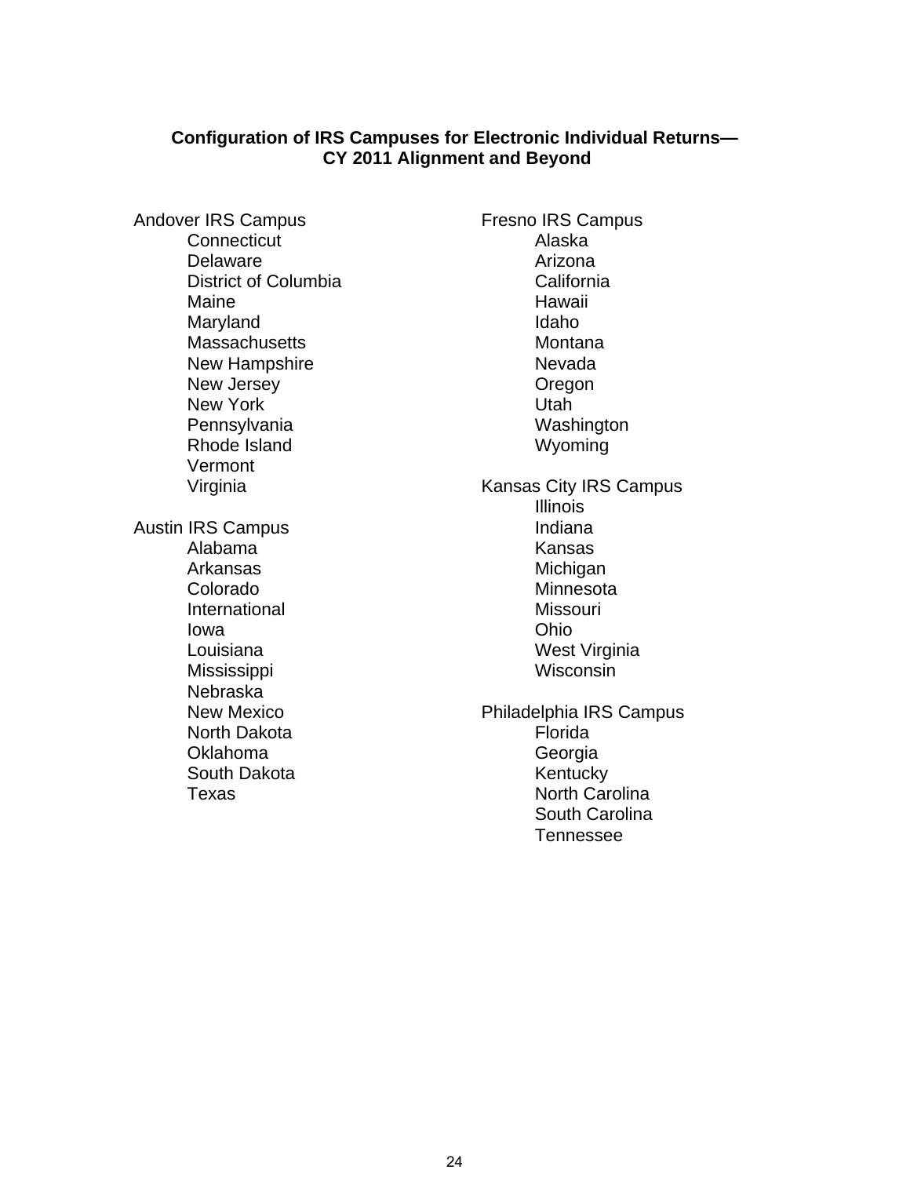## Configuration of IRS Campuses for Electronic Individual Returns— CY 2011 Alignment and Beyond

Andover IRS Campus

- Connecticut
- Delaware
- District of Columbia
- Maine
- Maryland
- Massachusetts
- New Hampshire
- New Jersey
- New York
- Pennsylvania
- Rhode Island
- Vermont
- Virginia

Austin IRS Campus

- Alabama
- Arkansas
- Colorado
- International
- Iowa
- Louisiana
- Mississippi
- Nebraska
- New Mexico
- North Dakota
- Oklahoma
- South Dakota
- Texas

Fresno IRS Campus

- Alaska
- Arizona
- California
- Hawaii
- Idaho
- Montana
- Nevada
- Oregon
- Utah
- Washington
- Wyoming

Kansas City IRS Campus

- Illinois
- Indiana
- Kansas
- Michigan
- Minnesota
- Missouri
- Ohio
- West Virginia
- Wisconsin

Philadelphia IRS Campus

- Florida
- Georgia
- Kentucky
- North Carolina
- South Carolina
- Tennessee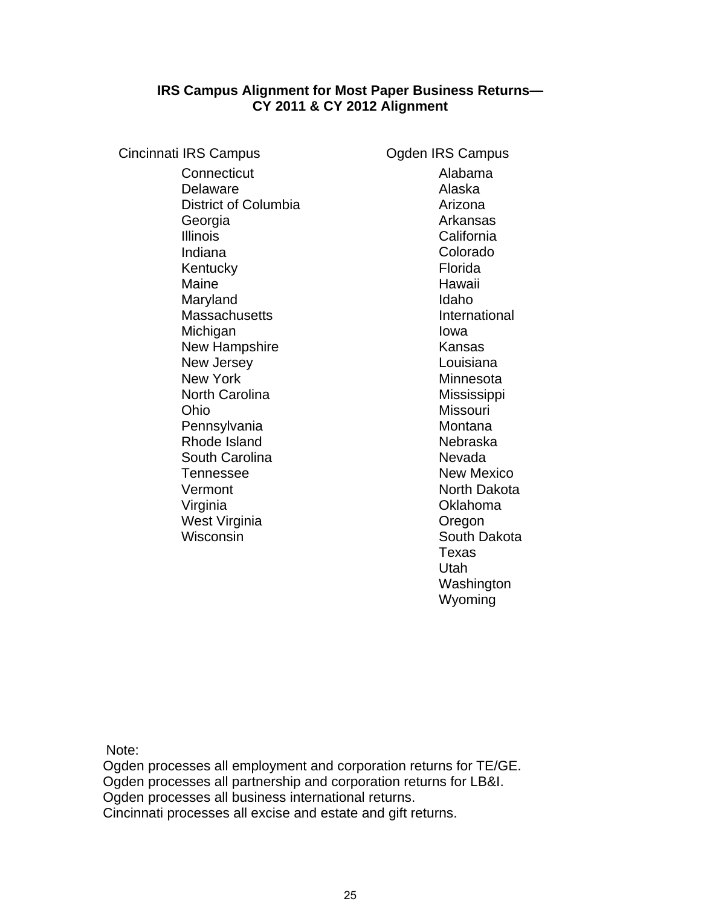**IRS Campus Alignment for Most Paper Business Returns—**
**CY 2011 & CY 2012 Alignment**

| Cincinnati IRS Campus | Ogden IRS Campus |
|---|---|
| Connecticut | Alabama |
| Delaware | Alaska |
| District of Columbia | Arizona |
| Georgia | Arkansas |
| Illinois | California |
| Indiana | Colorado |
| Kentucky | Florida |
| Maine | Hawaii |
| Maryland | Idaho |
| Massachusetts | International |
| Michigan | Iowa |
| New Hampshire | Kansas |
| New Jersey | Louisiana |
| New York | Minnesota |
| North Carolina | Mississippi |
| Ohio | Missouri |
| Pennsylvania | Montana |
| Rhode Island | Nebraska |
| South Carolina | Nevada |
| Tennessee | New Mexico |
| Vermont | North Dakota |
| Virginia | Oklahoma |
| West Virginia | Oregon |
| Wisconsin | South Dakota |
| | Texas |
| | Utah |
| | Washington |
| | Wyoming |

Note:
Ogden processes all employment and corporation returns for TE/GE.
Ogden processes all partnership and corporation returns for LB&I.
Ogden processes all business international returns.
Cincinnati processes all excise and estate and gift returns.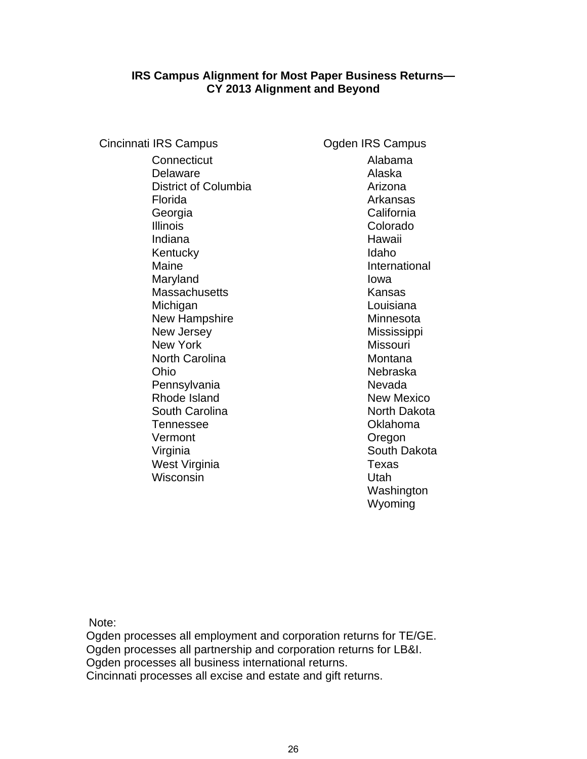## IRS Campus Alignment for Most Paper Business Returns— CY 2013 Alignment and Beyond

| Cincinnati IRS Campus | Ogden IRS Campus |
|---|---|
| Connecticut | Alabama |
| Delaware | Alaska |
| District of Columbia | Arizona |
| Florida | Arkansas |
| Georgia | California |
| Illinois | Colorado |
| Indiana | Hawaii |
| Kentucky | Idaho |
| Maine | International |
| Maryland | Iowa |
| Massachusetts | Kansas |
| Michigan | Louisiana |
| New Hampshire | Minnesota |
| New Jersey | Mississippi |
| New York | Missouri |
| North Carolina | Montana |
| Ohio | Nebraska |
| Pennsylvania | Nevada |
| Rhode Island | New Mexico |
| South Carolina | North Dakota |
| Tennessee | Oklahoma |
| Vermont | Oregon |
| Virginia | South Dakota |
| West Virginia | Texas |
| Wisconsin | Utah |
| | Washington |
| | Wyoming |

Note:
Ogden processes all employment and corporation returns for TE/GE.
Ogden processes all partnership and corporation returns for LB&I.
Ogden processes all business international returns.
Cincinnati processes all excise and estate and gift returns.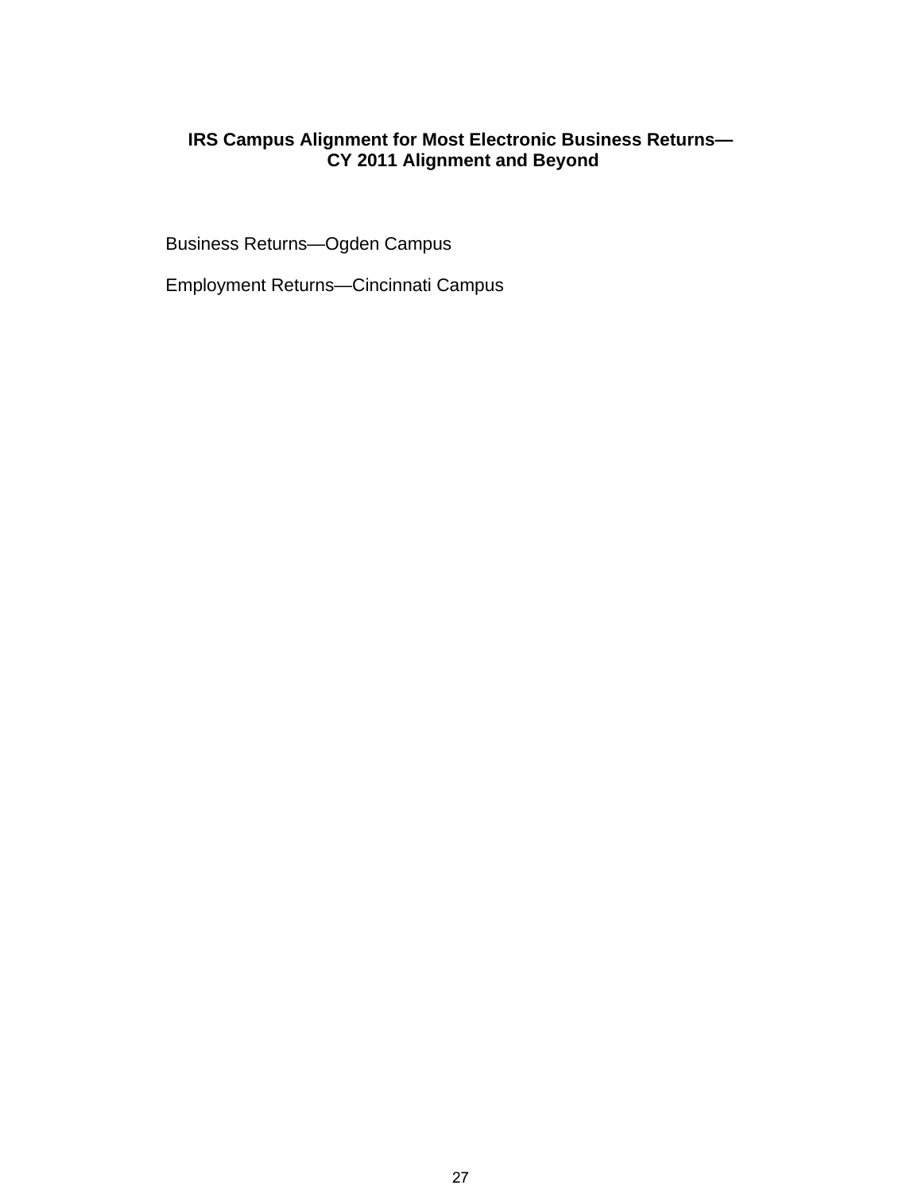# IRS Campus Alignment for Most Electronic Business Returns— CY 2011 Alignment and Beyond

Business Returns—Ogden Campus

Employment Returns—Cincinnati Campus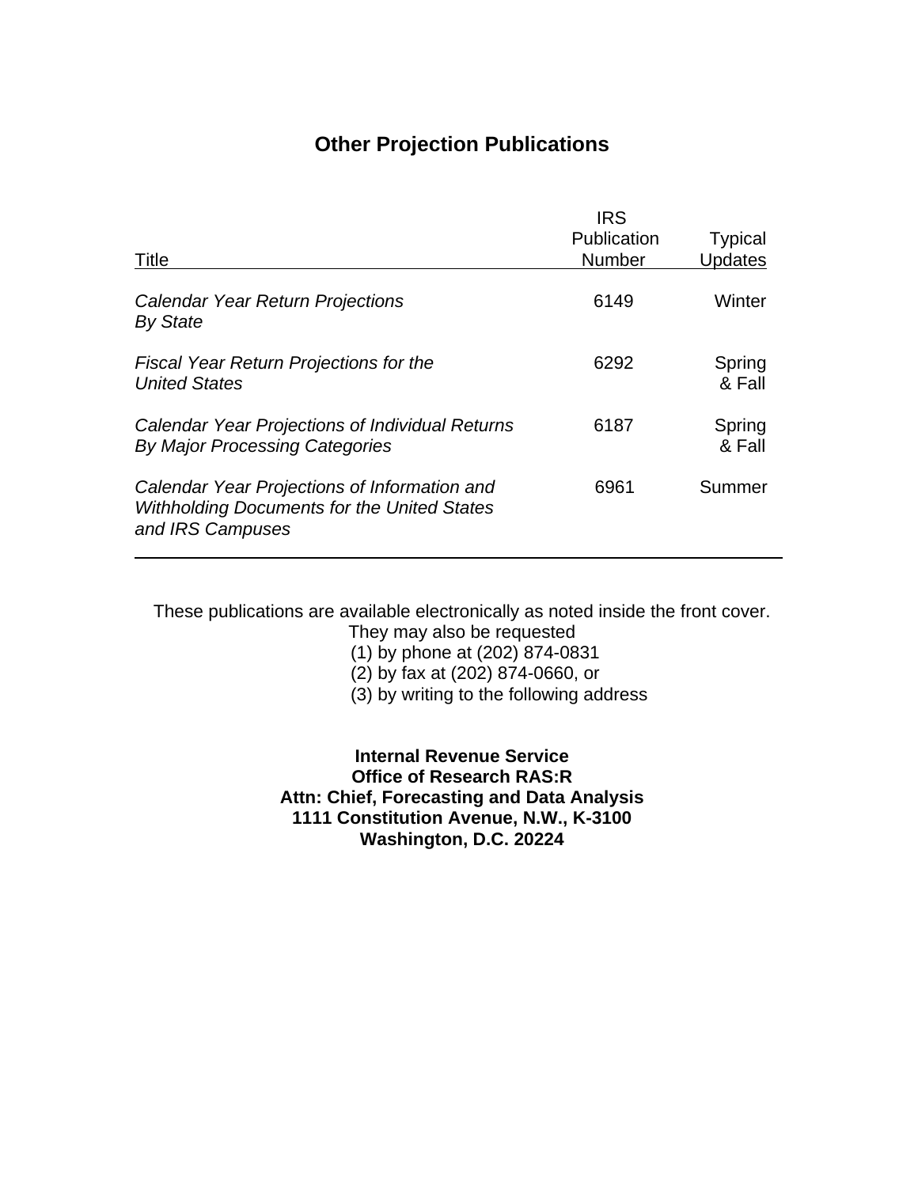# Other Projection Publications

| Title | IRS Publication Number | Typical Updates |
|---|---|---|
| *Calendar Year Return Projections By State* | 6149 | Winter |
| *Fiscal Year Return Projections for the United States* | 6292 | Spring & Fall |
| *Calendar Year Projections of Individual Returns By Major Processing Categories* | 6187 | Spring & Fall |
| *Calendar Year Projections of Information and Withholding Documents for the United States and IRS Campuses* | 6961 | Summer |

These publications are available electronically as noted inside the front cover.
They may also be requested
(1) by phone at (202) 874-0831
(2) by fax at (202) 874-0660, or
(3) by writing to the following address

**Internal Revenue Service**
**Office of Research RAS:R**
**Attn: Chief, Forecasting and Data Analysis**
**1111 Constitution Avenue, N.W., K-3100**
**Washington, D.C. 20224**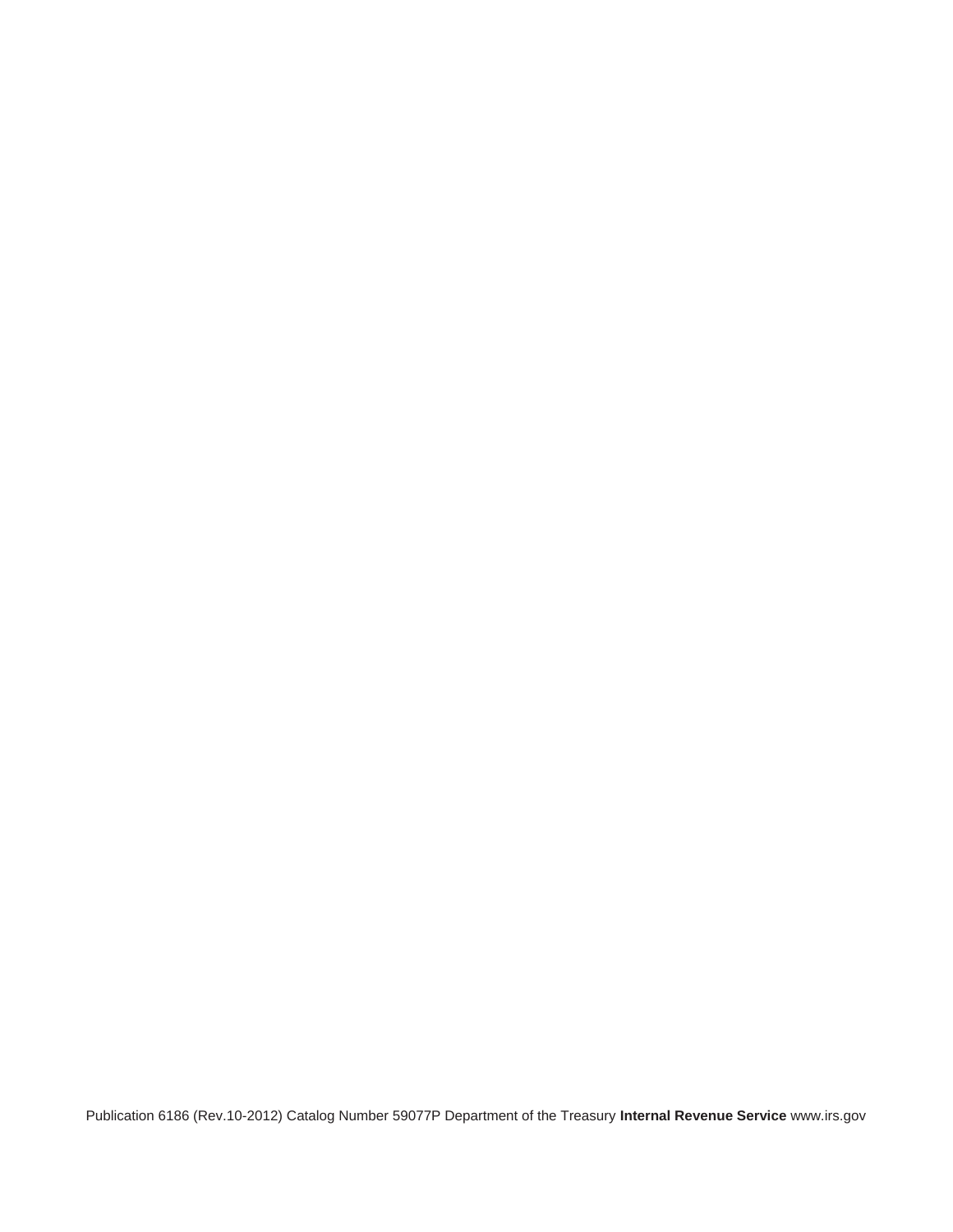Publication 6186 (Rev.10-2012) Catalog Number 59077P Department of the Treasury **Internal Revenue Service** www.irs.gov